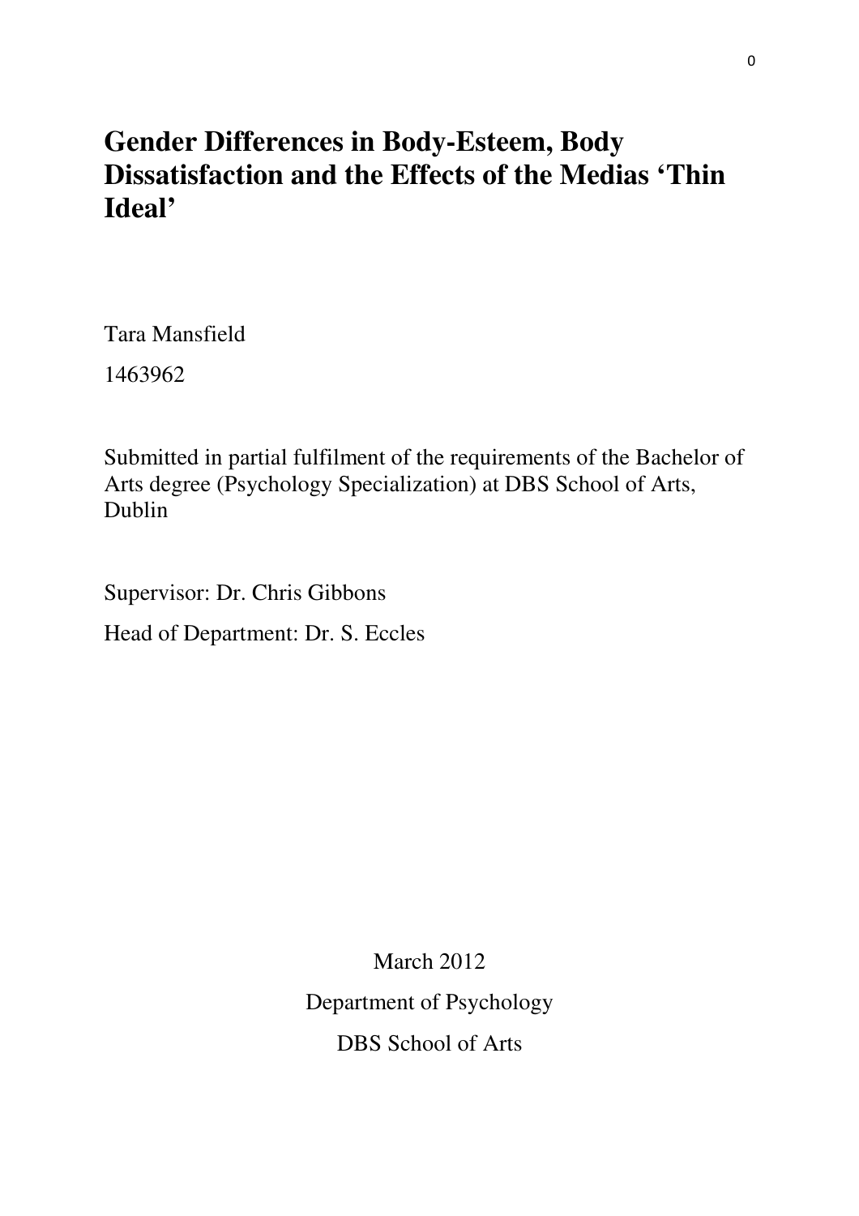# Gender Differences in Body-Esteem, Body Dissatisfaction and the Effects of the Medias 'Thin Ideal'

Tara Mansfield

1463962

Submitted in partial fulfilment of the requirements of the Bachelor of Arts degree (Psychology Specialization) at DBS School of Arts, Dublin

Supervisor: Dr. Chris Gibbons

Head of Department: Dr. S. Eccles

March 2012

Department of Psychology

DBS School of Arts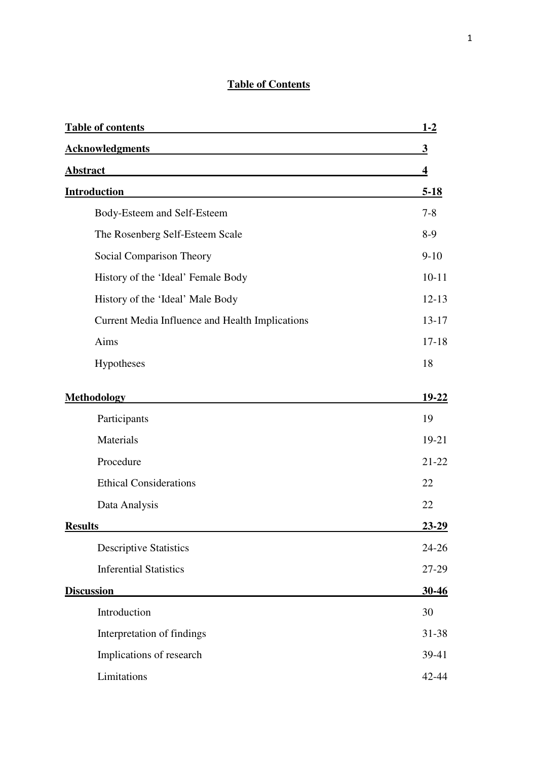# **Table of Contents**

| | |
|---|---|
| **Table of contents** | **1-2** |
| **Acknowledgments** | **3** |
| **Abstract** | **4** |
| **Introduction** | **5-18** |
| Body-Esteem and Self-Esteem | 7-8 |
| The Rosenberg Self-Esteem Scale | 8-9 |
| Social Comparison Theory | 9-10 |
| History of the 'Ideal' Female Body | 10-11 |
| History of the 'Ideal' Male Body | 12-13 |
| Current Media Influence and Health Implications | 13-17 |
| Aims | 17-18 |
| Hypotheses | 18 |
| **Methodology** | **19-22** |
| Participants | 19 |
| Materials | 19-21 |
| Procedure | 21-22 |
| Ethical Considerations | 22 |
| Data Analysis | 22 |
| **Results** | **23-29** |
| Descriptive Statistics | 24-26 |
| Inferential Statistics | 27-29 |
| **Discussion** | **30-46** |
| Introduction | 30 |
| Interpretation of findings | 31-38 |
| Implications of research | 39-41 |
| Limitations | 42-44 |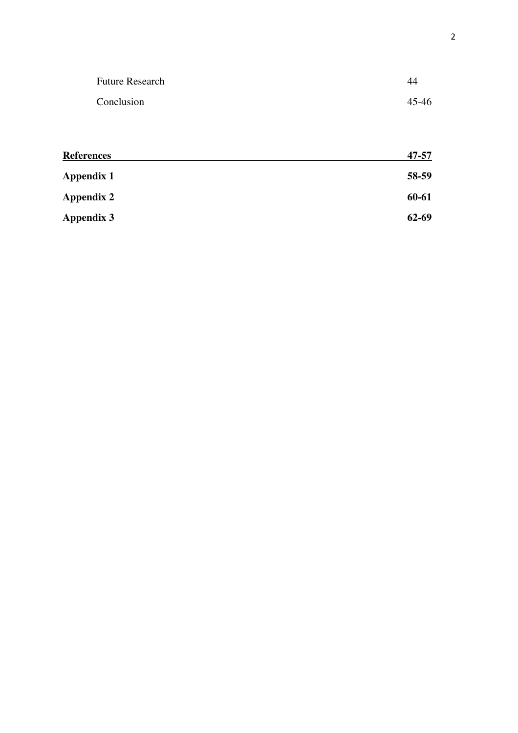| | |
|---|---|
| Future Research | 44 |
| Conclusion | 45-46 |
| **References** | **47-57** |
| **Appendix 1** | **58-59** |
| **Appendix 2** | **60-61** |
| **Appendix 3** | **62-69** |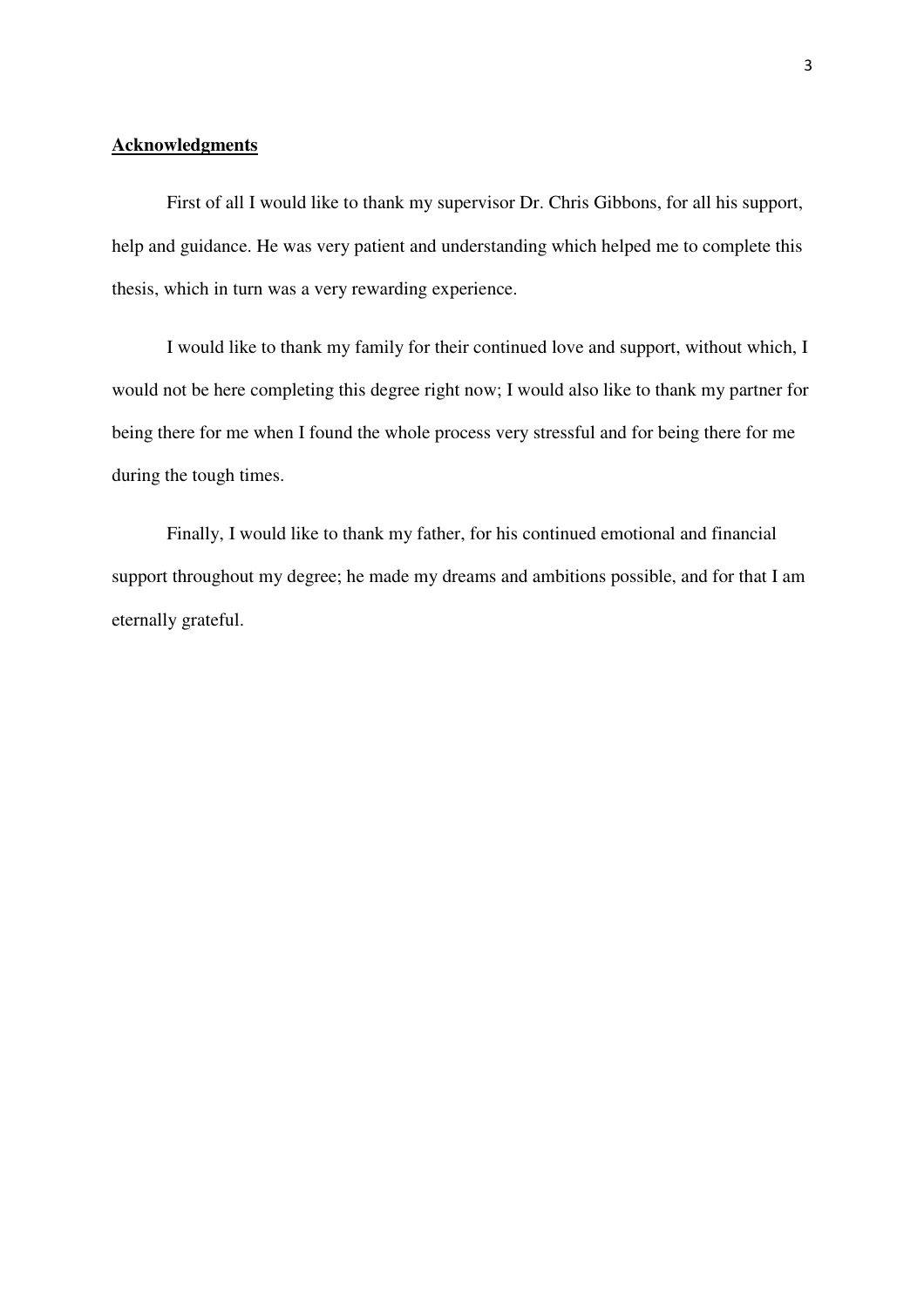## **Acknowledgments**

First of all I would like to thank my supervisor Dr. Chris Gibbons, for all his support, help and guidance. He was very patient and understanding which helped me to complete this thesis, which in turn was a very rewarding experience.

I would like to thank my family for their continued love and support, without which, I would not be here completing this degree right now; I would also like to thank my partner for being there for me when I found the whole process very stressful and for being there for me during the tough times.

Finally, I would like to thank my father, for his continued emotional and financial support throughout my degree; he made my dreams and ambitions possible, and for that I am eternally grateful.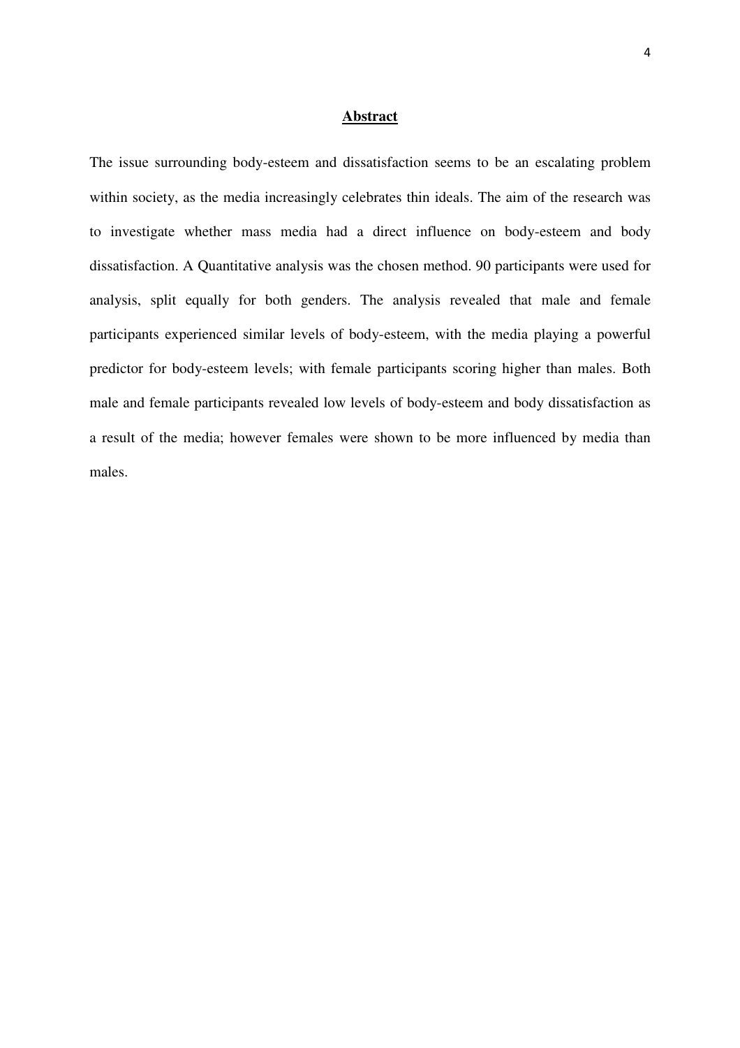# Abstract

The issue surrounding body-esteem and dissatisfaction seems to be an escalating problem within society, as the media increasingly celebrates thin ideals. The aim of the research was to investigate whether mass media had a direct influence on body-esteem and body dissatisfaction. A Quantitative analysis was the chosen method. 90 participants were used for analysis, split equally for both genders. The analysis revealed that male and female participants experienced similar levels of body-esteem, with the media playing a powerful predictor for body-esteem levels; with female participants scoring higher than males. Both male and female participants revealed low levels of body-esteem and body dissatisfaction as a result of the media; however females were shown to be more influenced by media than males.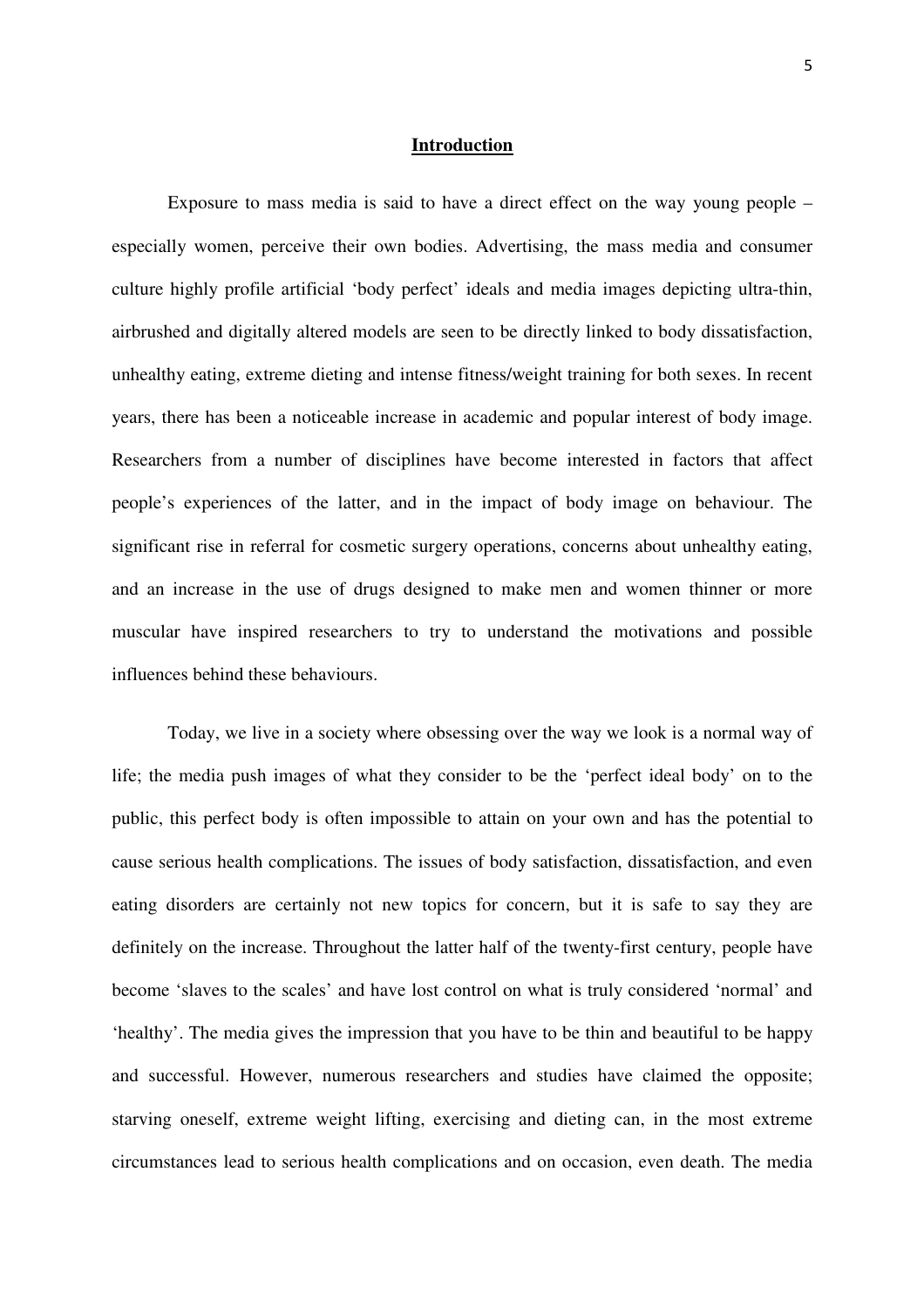## Introduction

Exposure to mass media is said to have a direct effect on the way young people – especially women, perceive their own bodies. Advertising, the mass media and consumer culture highly profile artificial 'body perfect' ideals and media images depicting ultra-thin, airbrushed and digitally altered models are seen to be directly linked to body dissatisfaction, unhealthy eating, extreme dieting and intense fitness/weight training for both sexes. In recent years, there has been a noticeable increase in academic and popular interest of body image. Researchers from a number of disciplines have become interested in factors that affect people's experiences of the latter, and in the impact of body image on behaviour. The significant rise in referral for cosmetic surgery operations, concerns about unhealthy eating, and an increase in the use of drugs designed to make men and women thinner or more muscular have inspired researchers to try to understand the motivations and possible influences behind these behaviours.

Today, we live in a society where obsessing over the way we look is a normal way of life; the media push images of what they consider to be the 'perfect ideal body' on to the public, this perfect body is often impossible to attain on your own and has the potential to cause serious health complications. The issues of body satisfaction, dissatisfaction, and even eating disorders are certainly not new topics for concern, but it is safe to say they are definitely on the increase. Throughout the latter half of the twenty-first century, people have become 'slaves to the scales' and have lost control on what is truly considered 'normal' and 'healthy'. The media gives the impression that you have to be thin and beautiful to be happy and successful. However, numerous researchers and studies have claimed the opposite; starving oneself, extreme weight lifting, exercising and dieting can, in the most extreme circumstances lead to serious health complications and on occasion, even death. The media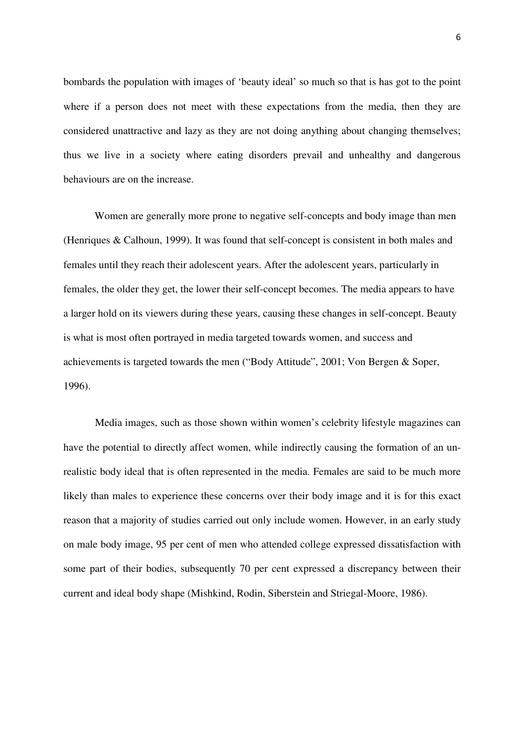bombards the population with images of 'beauty ideal' so much so that is has got to the point where if a person does not meet with these expectations from the media, then they are considered unattractive and lazy as they are not doing anything about changing themselves; thus we live in a society where eating disorders prevail and unhealthy and dangerous behaviours are on the increase.

Women are generally more prone to negative self-concepts and body image than men (Henriques & Calhoun, 1999). It was found that self-concept is consistent in both males and females until they reach their adolescent years. After the adolescent years, particularly in females, the older they get, the lower their self-concept becomes. The media appears to have a larger hold on its viewers during these years, causing these changes in self-concept. Beauty is what is most often portrayed in media targeted towards women, and success and achievements is targeted towards the men ("Body Attitude", 2001; Von Bergen & Soper, 1996).

Media images, such as those shown within women's celebrity lifestyle magazines can have the potential to directly affect women, while indirectly causing the formation of an un-realistic body ideal that is often represented in the media. Females are said to be much more likely than males to experience these concerns over their body image and it is for this exact reason that a majority of studies carried out only include women. However, in an early study on male body image, 95 per cent of men who attended college expressed dissatisfaction with some part of their bodies, subsequently 70 per cent expressed a discrepancy between their current and ideal body shape (Mishkind, Rodin, Siberstein and Striegal-Moore, 1986).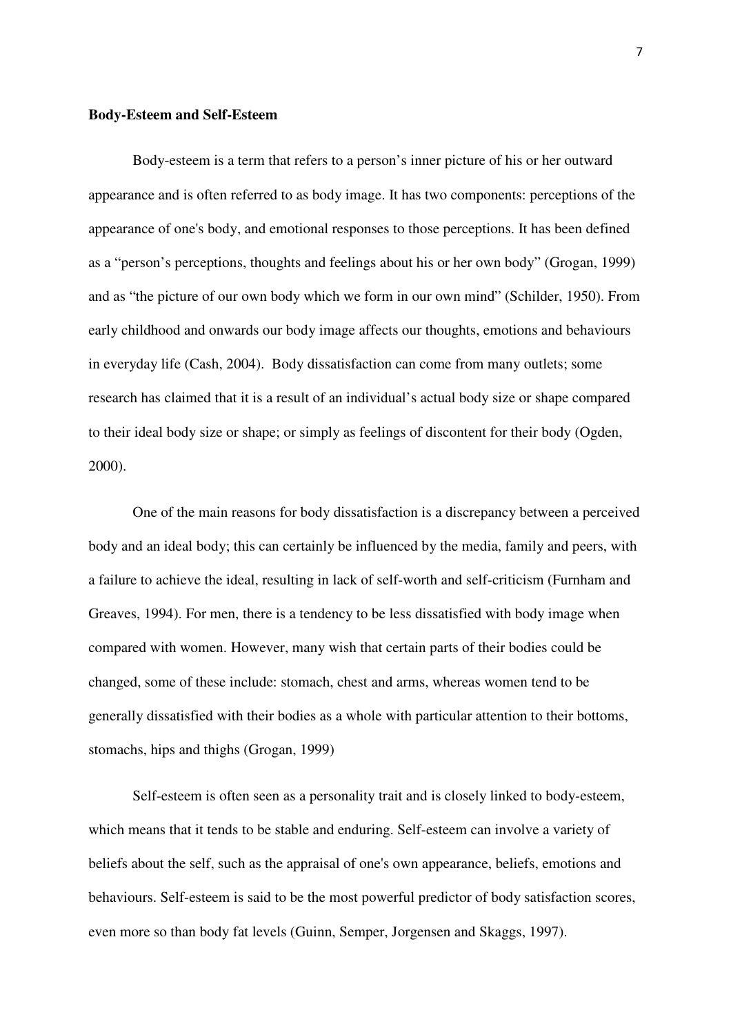**Body-Esteem and Self-Esteem**

Body-esteem is a term that refers to a person's inner picture of his or her outward appearance and is often referred to as body image. It has two components: perceptions of the appearance of one's body, and emotional responses to those perceptions. It has been defined as a "person's perceptions, thoughts and feelings about his or her own body" (Grogan, 1999) and as "the picture of our own body which we form in our own mind" (Schilder, 1950). From early childhood and onwards our body image affects our thoughts, emotions and behaviours in everyday life (Cash, 2004). Body dissatisfaction can come from many outlets; some research has claimed that it is a result of an individual's actual body size or shape compared to their ideal body size or shape; or simply as feelings of discontent for their body (Ogden, 2000).

One of the main reasons for body dissatisfaction is a discrepancy between a perceived body and an ideal body; this can certainly be influenced by the media, family and peers, with a failure to achieve the ideal, resulting in lack of self-worth and self-criticism (Furnham and Greaves, 1994). For men, there is a tendency to be less dissatisfied with body image when compared with women. However, many wish that certain parts of their bodies could be changed, some of these include: stomach, chest and arms, whereas women tend to be generally dissatisfied with their bodies as a whole with particular attention to their bottoms, stomachs, hips and thighs (Grogan, 1999)

Self-esteem is often seen as a personality trait and is closely linked to body-esteem, which means that it tends to be stable and enduring. Self-esteem can involve a variety of beliefs about the self, such as the appraisal of one's own appearance, beliefs, emotions and behaviours. Self-esteem is said to be the most powerful predictor of body satisfaction scores, even more so than body fat levels (Guinn, Semper, Jorgensen and Skaggs, 1997).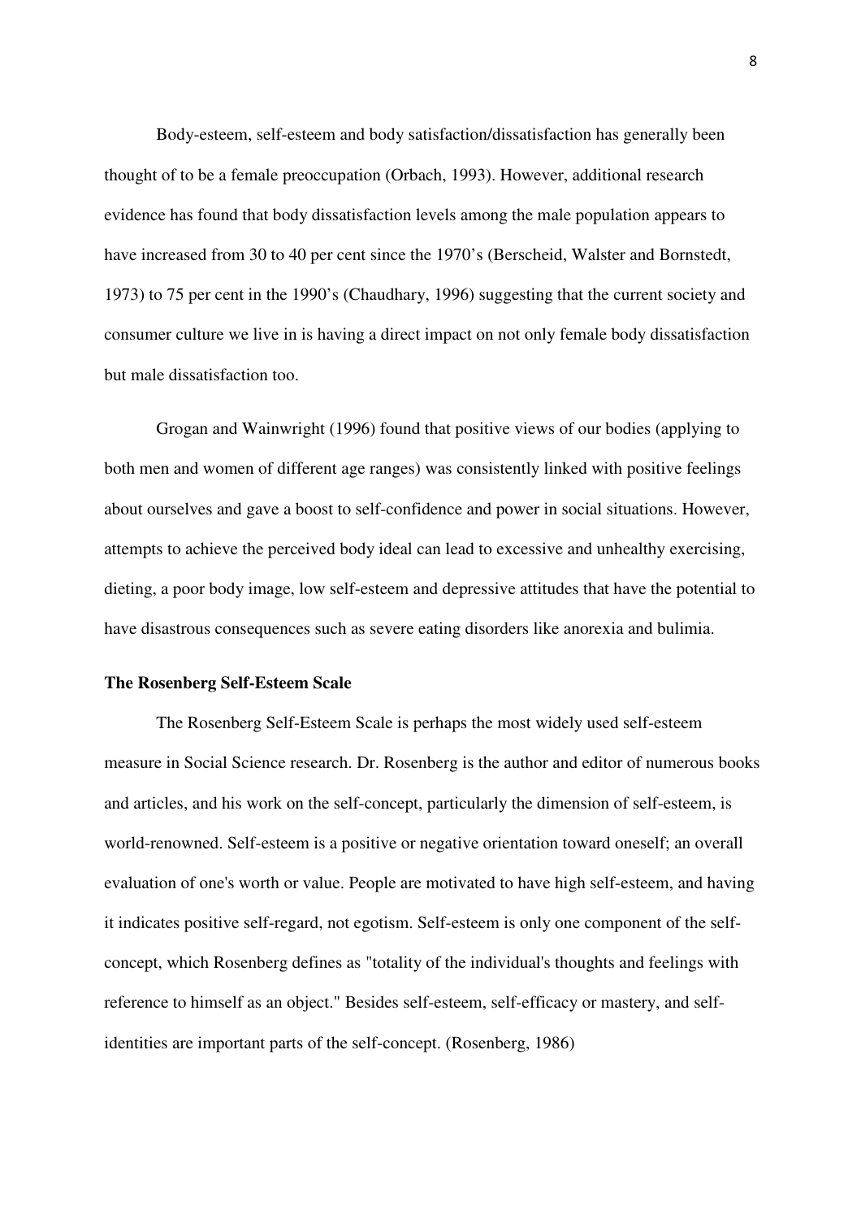Body-esteem, self-esteem and body satisfaction/dissatisfaction has generally been thought of to be a female preoccupation (Orbach, 1993). However, additional research evidence has found that body dissatisfaction levels among the male population appears to have increased from 30 to 40 per cent since the 1970's (Berscheid, Walster and Bornstedt, 1973) to 75 per cent in the 1990's (Chaudhary, 1996) suggesting that the current society and consumer culture we live in is having a direct impact on not only female body dissatisfaction but male dissatisfaction too.

Grogan and Wainwright (1996) found that positive views of our bodies (applying to both men and women of different age ranges) was consistently linked with positive feelings about ourselves and gave a boost to self-confidence and power in social situations. However, attempts to achieve the perceived body ideal can lead to excessive and unhealthy exercising, dieting, a poor body image, low self-esteem and depressive attitudes that have the potential to have disastrous consequences such as severe eating disorders like anorexia and bulimia.

**The Rosenberg Self-Esteem Scale**

The Rosenberg Self-Esteem Scale is perhaps the most widely used self-esteem measure in Social Science research. Dr. Rosenberg is the author and editor of numerous books and articles, and his work on the self-concept, particularly the dimension of self-esteem, is world-renowned. Self-esteem is a positive or negative orientation toward oneself; an overall evaluation of one's worth or value. People are motivated to have high self-esteem, and having it indicates positive self-regard, not egotism. Self-esteem is only one component of the self-concept, which Rosenberg defines as "totality of the individual's thoughts and feelings with reference to himself as an object." Besides self-esteem, self-efficacy or mastery, and self-identities are important parts of the self-concept. (Rosenberg, 1986)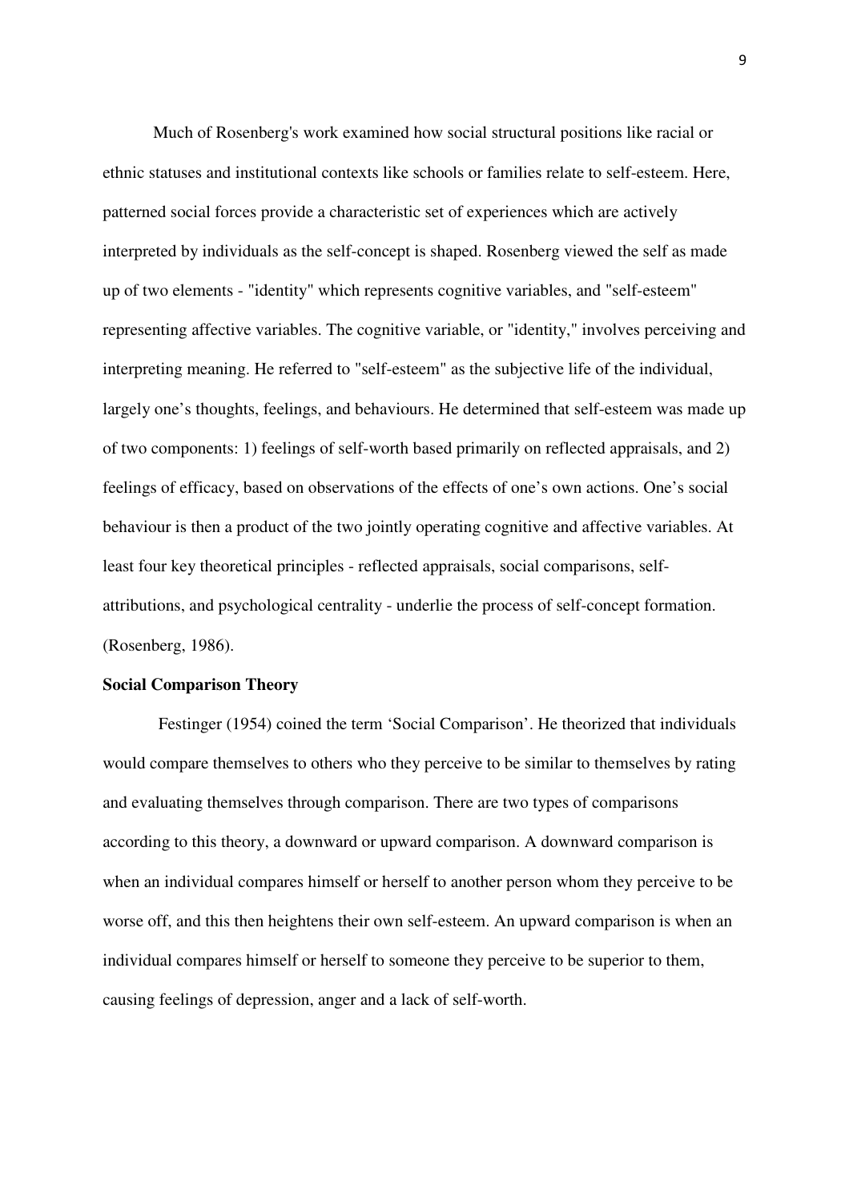Much of Rosenberg's work examined how social structural positions like racial or ethnic statuses and institutional contexts like schools or families relate to self-esteem. Here, patterned social forces provide a characteristic set of experiences which are actively interpreted by individuals as the self-concept is shaped. Rosenberg viewed the self as made up of two elements - "identity" which represents cognitive variables, and "self-esteem" representing affective variables. The cognitive variable, or "identity," involves perceiving and interpreting meaning. He referred to "self-esteem" as the subjective life of the individual, largely one's thoughts, feelings, and behaviours. He determined that self-esteem was made up of two components: 1) feelings of self-worth based primarily on reflected appraisals, and 2) feelings of efficacy, based on observations of the effects of one's own actions. One's social behaviour is then a product of the two jointly operating cognitive and affective variables. At least four key theoretical principles - reflected appraisals, social comparisons, self-attributions, and psychological centrality - underlie the process of self-concept formation. (Rosenberg, 1986).

**Social Comparison Theory**

Festinger (1954) coined the term 'Social Comparison'. He theorized that individuals would compare themselves to others who they perceive to be similar to themselves by rating and evaluating themselves through comparison. There are two types of comparisons according to this theory, a downward or upward comparison. A downward comparison is when an individual compares himself or herself to another person whom they perceive to be worse off, and this then heightens their own self-esteem. An upward comparison is when an individual compares himself or herself to someone they perceive to be superior to them, causing feelings of depression, anger and a lack of self-worth.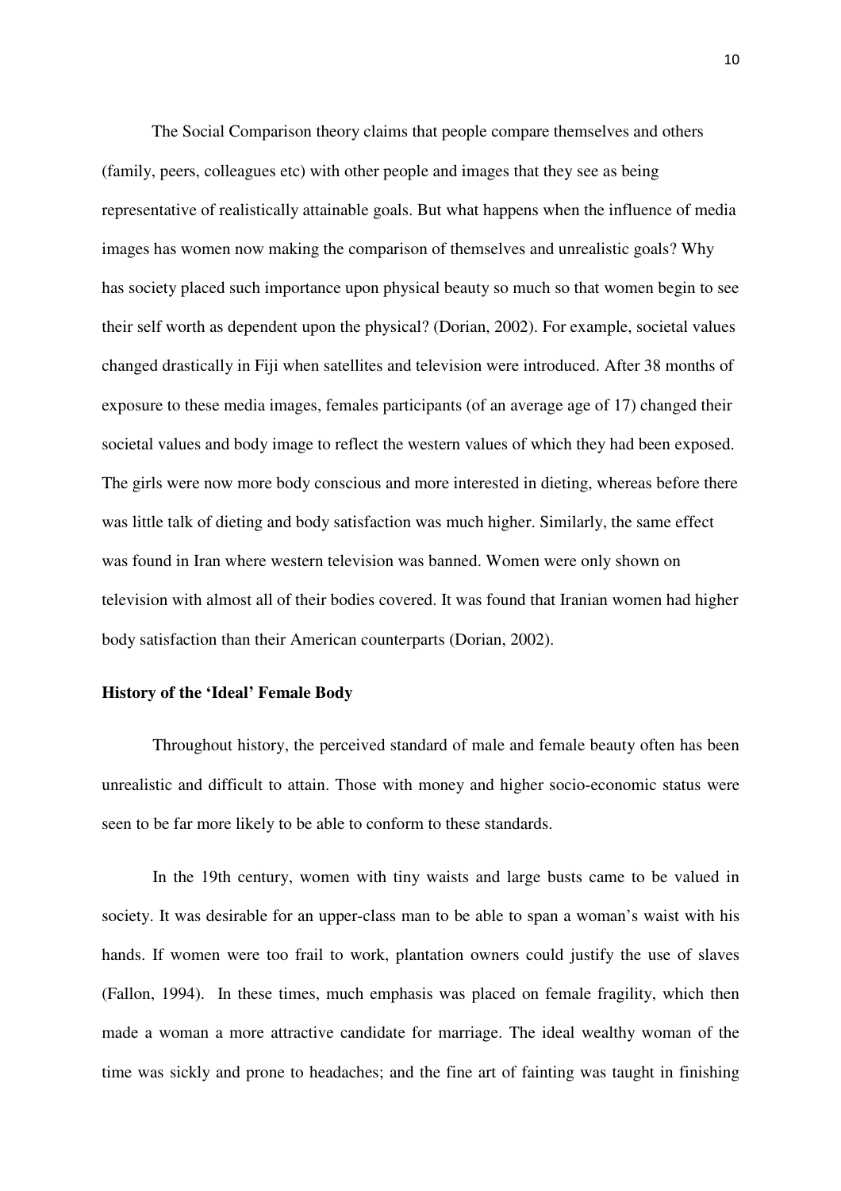The Social Comparison theory claims that people compare themselves and others (family, peers, colleagues etc) with other people and images that they see as being representative of realistically attainable goals. But what happens when the influence of media images has women now making the comparison of themselves and unrealistic goals? Why has society placed such importance upon physical beauty so much so that women begin to see their self worth as dependent upon the physical? (Dorian, 2002). For example, societal values changed drastically in Fiji when satellites and television were introduced. After 38 months of exposure to these media images, females participants (of an average age of 17) changed their societal values and body image to reflect the western values of which they had been exposed. The girls were now more body conscious and more interested in dieting, whereas before there was little talk of dieting and body satisfaction was much higher. Similarly, the same effect was found in Iran where western television was banned. Women were only shown on television with almost all of their bodies covered. It was found that Iranian women had higher body satisfaction than their American counterparts (Dorian, 2002).

**History of the 'Ideal' Female Body**

Throughout history, the perceived standard of male and female beauty often has been unrealistic and difficult to attain. Those with money and higher socio-economic status were seen to be far more likely to be able to conform to these standards.

In the 19th century, women with tiny waists and large busts came to be valued in society. It was desirable for an upper-class man to be able to span a woman's waist with his hands. If women were too frail to work, plantation owners could justify the use of slaves (Fallon, 1994). In these times, much emphasis was placed on female fragility, which then made a woman a more attractive candidate for marriage. The ideal wealthy woman of the time was sickly and prone to headaches; and the fine art of fainting was taught in finishing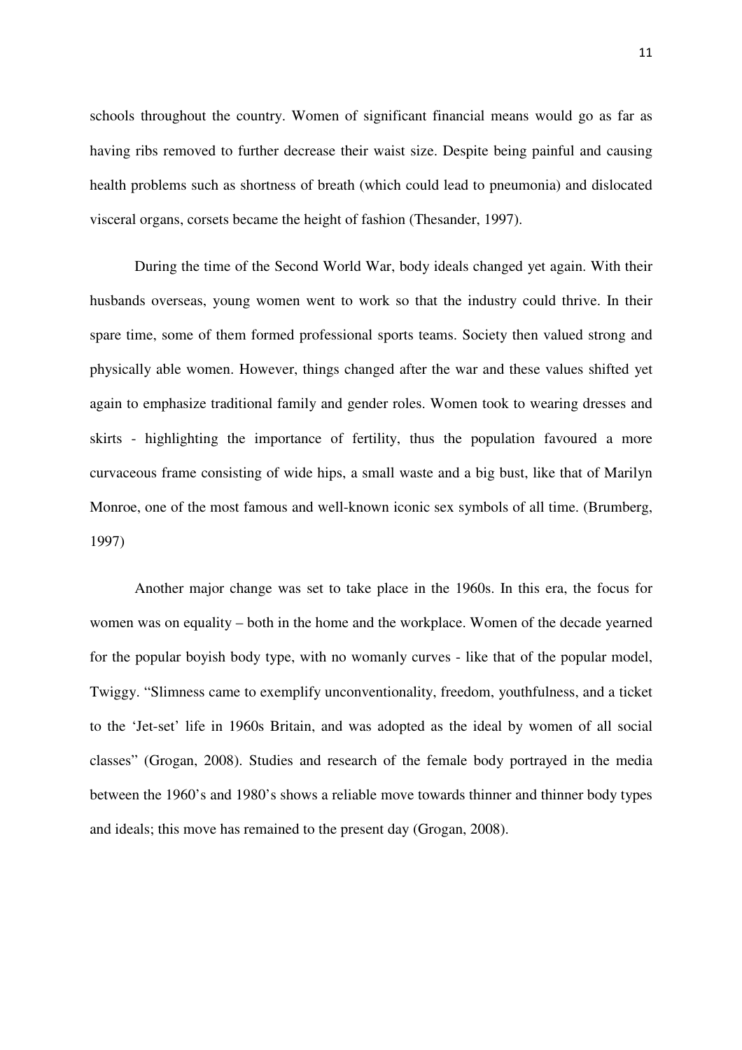schools throughout the country. Women of significant financial means would go as far as having ribs removed to further decrease their waist size. Despite being painful and causing health problems such as shortness of breath (which could lead to pneumonia) and dislocated visceral organs, corsets became the height of fashion (Thesander, 1997).

During the time of the Second World War, body ideals changed yet again. With their husbands overseas, young women went to work so that the industry could thrive. In their spare time, some of them formed professional sports teams. Society then valued strong and physically able women. However, things changed after the war and these values shifted yet again to emphasize traditional family and gender roles. Women took to wearing dresses and skirts - highlighting the importance of fertility, thus the population favoured a more curvaceous frame consisting of wide hips, a small waste and a big bust, like that of Marilyn Monroe, one of the most famous and well-known iconic sex symbols of all time. (Brumberg, 1997)

Another major change was set to take place in the 1960s. In this era, the focus for women was on equality – both in the home and the workplace. Women of the decade yearned for the popular boyish body type, with no womanly curves - like that of the popular model, Twiggy. "Slimness came to exemplify unconventionality, freedom, youthfulness, and a ticket to the 'Jet-set' life in 1960s Britain, and was adopted as the ideal by women of all social classes" (Grogan, 2008). Studies and research of the female body portrayed in the media between the 1960's and 1980's shows a reliable move towards thinner and thinner body types and ideals; this move has remained to the present day (Grogan, 2008).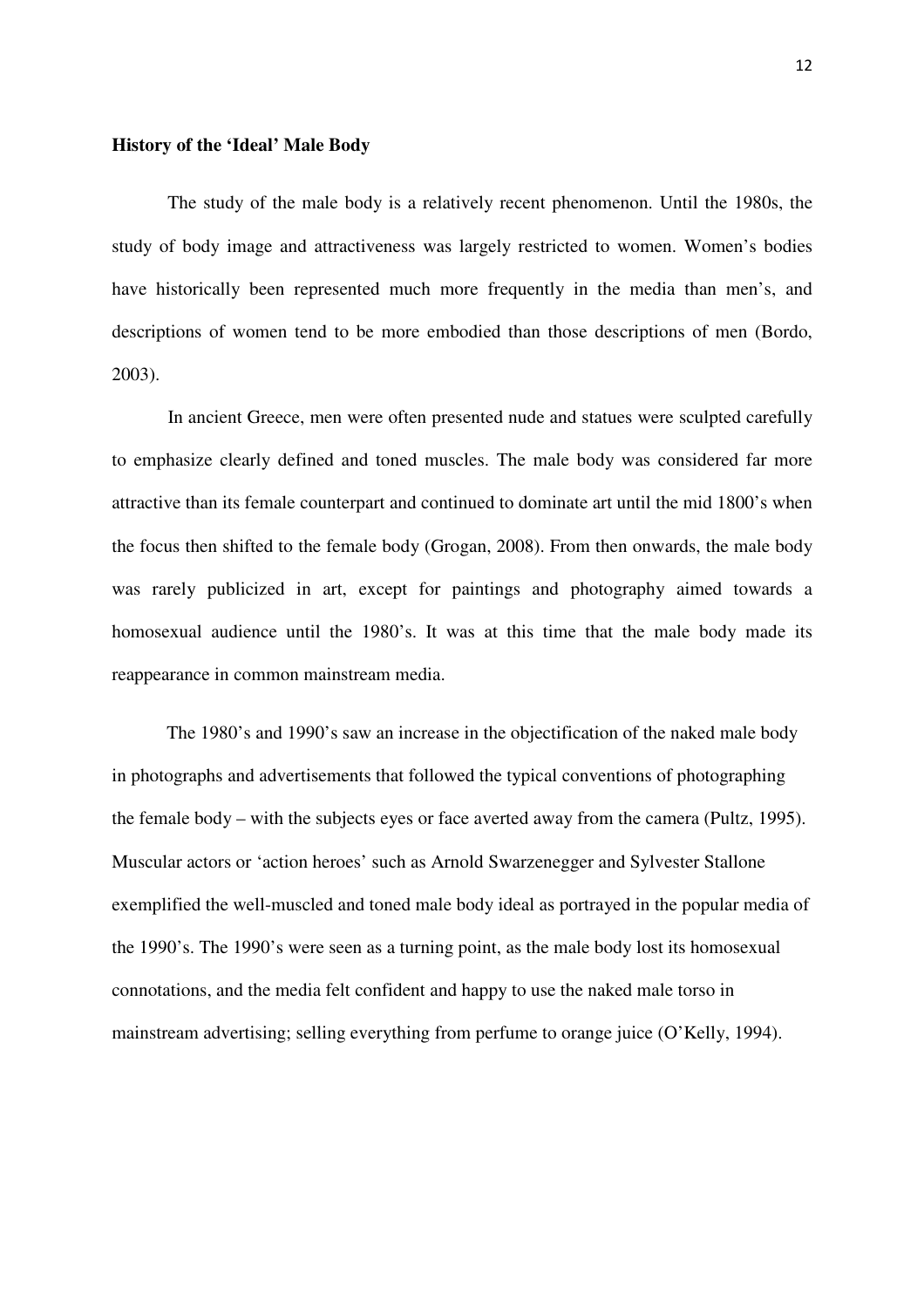**History of the 'Ideal' Male Body**

The study of the male body is a relatively recent phenomenon. Until the 1980s, the study of body image and attractiveness was largely restricted to women. Women's bodies have historically been represented much more frequently in the media than men's, and descriptions of women tend to be more embodied than those descriptions of men (Bordo, 2003).

In ancient Greece, men were often presented nude and statues were sculpted carefully to emphasize clearly defined and toned muscles. The male body was considered far more attractive than its female counterpart and continued to dominate art until the mid 1800's when the focus then shifted to the female body (Grogan, 2008). From then onwards, the male body was rarely publicized in art, except for paintings and photography aimed towards a homosexual audience until the 1980's. It was at this time that the male body made its reappearance in common mainstream media.

The 1980's and 1990's saw an increase in the objectification of the naked male body in photographs and advertisements that followed the typical conventions of photographing the female body – with the subjects eyes or face averted away from the camera (Pultz, 1995). Muscular actors or 'action heroes' such as Arnold Swarzenegger and Sylvester Stallone exemplified the well-muscled and toned male body ideal as portrayed in the popular media of the 1990's. The 1990's were seen as a turning point, as the male body lost its homosexual connotations, and the media felt confident and happy to use the naked male torso in mainstream advertising; selling everything from perfume to orange juice (O'Kelly, 1994).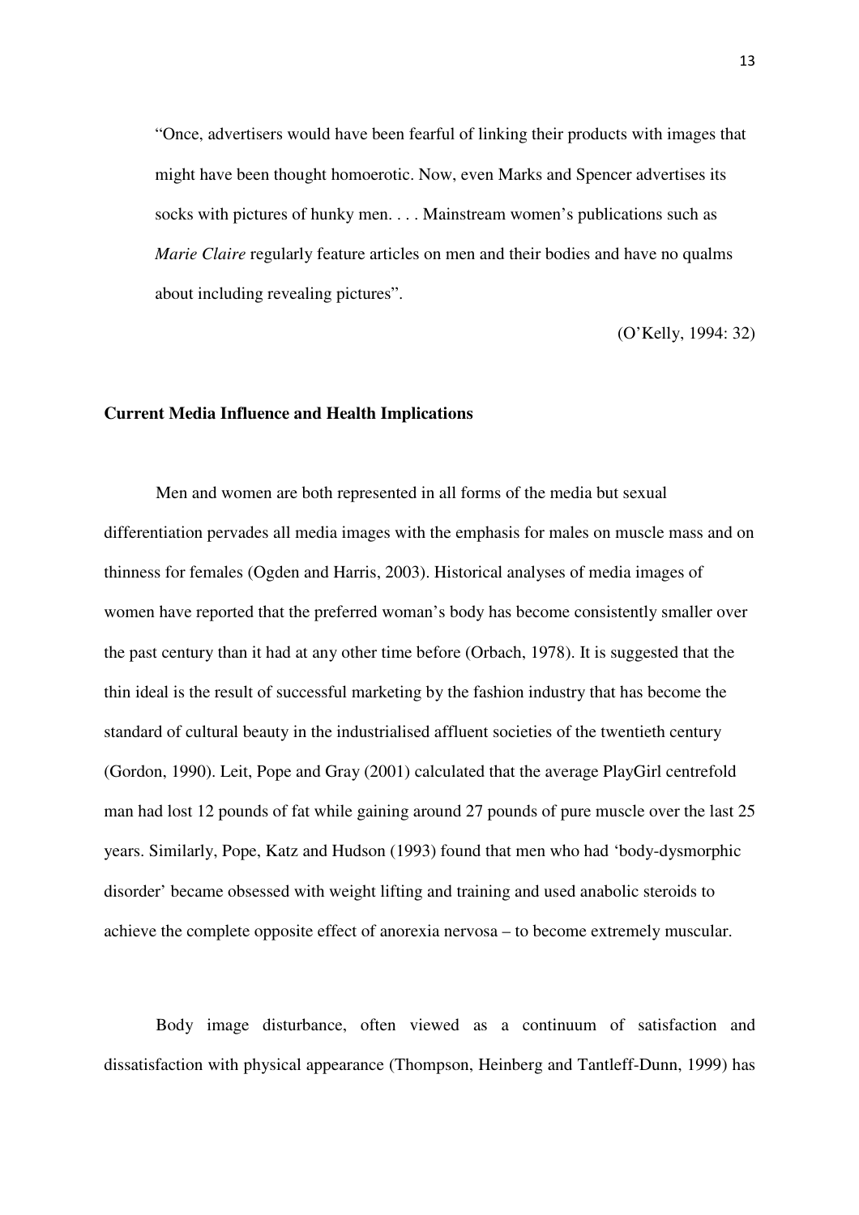> "Once, advertisers would have been fearful of linking their products with images that might have been thought homoerotic. Now, even Marks and Spencer advertises its socks with pictures of hunky men. . . . Mainstream women's publications such as *Marie Claire* regularly feature articles on men and their bodies and have no qualms about including revealing pictures".
>
> (O'Kelly, 1994: 32)

**Current Media Influence and Health Implications**

Men and women are both represented in all forms of the media but sexual differentiation pervades all media images with the emphasis for males on muscle mass and on thinness for females (Ogden and Harris, 2003). Historical analyses of media images of women have reported that the preferred woman's body has become consistently smaller over the past century than it had at any other time before (Orbach, 1978). It is suggested that the thin ideal is the result of successful marketing by the fashion industry that has become the standard of cultural beauty in the industrialised affluent societies of the twentieth century (Gordon, 1990). Leit, Pope and Gray (2001) calculated that the average PlayGirl centrefold man had lost 12 pounds of fat while gaining around 27 pounds of pure muscle over the last 25 years. Similarly, Pope, Katz and Hudson (1993) found that men who had 'body-dysmorphic disorder' became obsessed with weight lifting and training and used anabolic steroids to achieve the complete opposite effect of anorexia nervosa – to become extremely muscular.

Body image disturbance, often viewed as a continuum of satisfaction and dissatisfaction with physical appearance (Thompson, Heinberg and Tantleff-Dunn, 1999) has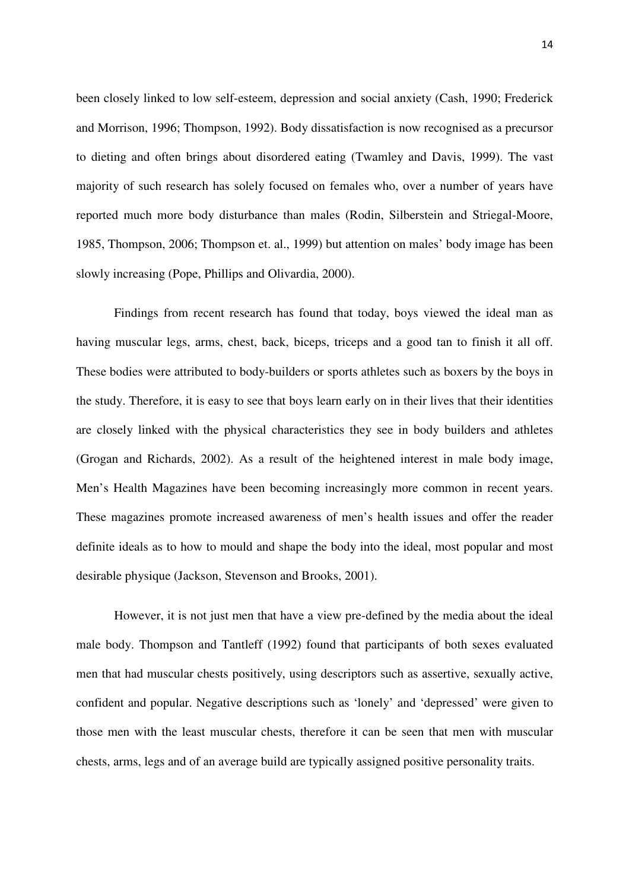been closely linked to low self-esteem, depression and social anxiety (Cash, 1990; Frederick and Morrison, 1996; Thompson, 1992). Body dissatisfaction is now recognised as a precursor to dieting and often brings about disordered eating (Twamley and Davis, 1999). The vast majority of such research has solely focused on females who, over a number of years have reported much more body disturbance than males (Rodin, Silberstein and Striegal-Moore, 1985, Thompson, 2006; Thompson et. al., 1999) but attention on males' body image has been slowly increasing (Pope, Phillips and Olivardia, 2000).

Findings from recent research has found that today, boys viewed the ideal man as having muscular legs, arms, chest, back, biceps, triceps and a good tan to finish it all off. These bodies were attributed to body-builders or sports athletes such as boxers by the boys in the study. Therefore, it is easy to see that boys learn early on in their lives that their identities are closely linked with the physical characteristics they see in body builders and athletes (Grogan and Richards, 2002). As a result of the heightened interest in male body image, Men's Health Magazines have been becoming increasingly more common in recent years. These magazines promote increased awareness of men's health issues and offer the reader definite ideals as to how to mould and shape the body into the ideal, most popular and most desirable physique (Jackson, Stevenson and Brooks, 2001).

However, it is not just men that have a view pre-defined by the media about the ideal male body. Thompson and Tantleff (1992) found that participants of both sexes evaluated men that had muscular chests positively, using descriptors such as assertive, sexually active, confident and popular. Negative descriptions such as 'lonely' and 'depressed' were given to those men with the least muscular chests, therefore it can be seen that men with muscular chests, arms, legs and of an average build are typically assigned positive personality traits.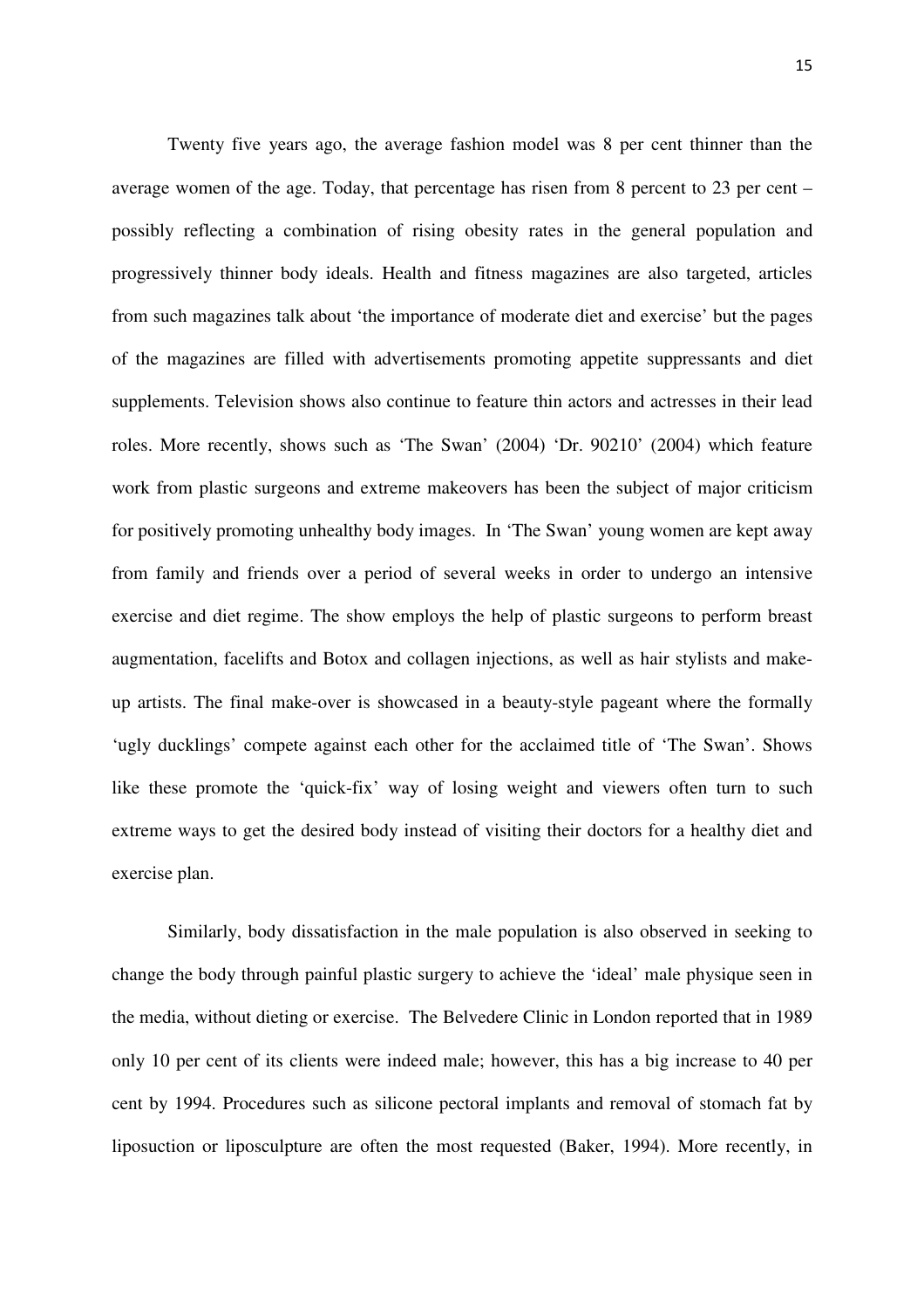Twenty five years ago, the average fashion model was 8 per cent thinner than the average women of the age. Today, that percentage has risen from 8 percent to 23 per cent – possibly reflecting a combination of rising obesity rates in the general population and progressively thinner body ideals. Health and fitness magazines are also targeted, articles from such magazines talk about 'the importance of moderate diet and exercise' but the pages of the magazines are filled with advertisements promoting appetite suppressants and diet supplements. Television shows also continue to feature thin actors and actresses in their lead roles. More recently, shows such as 'The Swan' (2004) 'Dr. 90210' (2004) which feature work from plastic surgeons and extreme makeovers has been the subject of major criticism for positively promoting unhealthy body images. In 'The Swan' young women are kept away from family and friends over a period of several weeks in order to undergo an intensive exercise and diet regime. The show employs the help of plastic surgeons to perform breast augmentation, facelifts and Botox and collagen injections, as well as hair stylists and make-up artists. The final make-over is showcased in a beauty-style pageant where the formally 'ugly ducklings' compete against each other for the acclaimed title of 'The Swan'. Shows like these promote the 'quick-fix' way of losing weight and viewers often turn to such extreme ways to get the desired body instead of visiting their doctors for a healthy diet and exercise plan.

Similarly, body dissatisfaction in the male population is also observed in seeking to change the body through painful plastic surgery to achieve the 'ideal' male physique seen in the media, without dieting or exercise. The Belvedere Clinic in London reported that in 1989 only 10 per cent of its clients were indeed male; however, this has a big increase to 40 per cent by 1994. Procedures such as silicone pectoral implants and removal of stomach fat by liposuction or liposculpture are often the most requested (Baker, 1994). More recently, in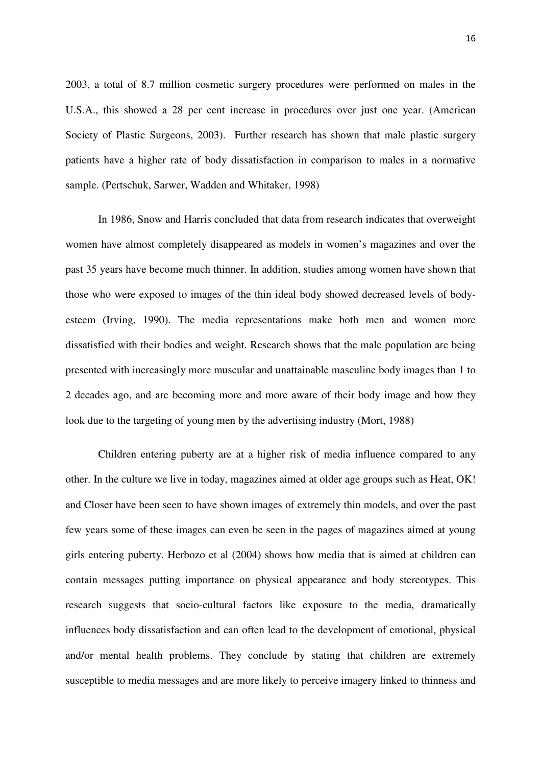2003, a total of 8.7 million cosmetic surgery procedures were performed on males in the U.S.A., this showed a 28 per cent increase in procedures over just one year. (American Society of Plastic Surgeons, 2003). Further research has shown that male plastic surgery patients have a higher rate of body dissatisfaction in comparison to males in a normative sample. (Pertschuk, Sarwer, Wadden and Whitaker, 1998)

In 1986, Snow and Harris concluded that data from research indicates that overweight women have almost completely disappeared as models in women's magazines and over the past 35 years have become much thinner. In addition, studies among women have shown that those who were exposed to images of the thin ideal body showed decreased levels of body-esteem (Irving, 1990). The media representations make both men and women more dissatisfied with their bodies and weight. Research shows that the male population are being presented with increasingly more muscular and unattainable masculine body images than 1 to 2 decades ago, and are becoming more and more aware of their body image and how they look due to the targeting of young men by the advertising industry (Mort, 1988)

Children entering puberty are at a higher risk of media influence compared to any other. In the culture we live in today, magazines aimed at older age groups such as Heat, OK! and Closer have been seen to have shown images of extremely thin models, and over the past few years some of these images can even be seen in the pages of magazines aimed at young girls entering puberty. Herbozo et al (2004) shows how media that is aimed at children can contain messages putting importance on physical appearance and body stereotypes. This research suggests that socio-cultural factors like exposure to the media, dramatically influences body dissatisfaction and can often lead to the development of emotional, physical and/or mental health problems. They conclude by stating that children are extremely susceptible to media messages and are more likely to perceive imagery linked to thinness and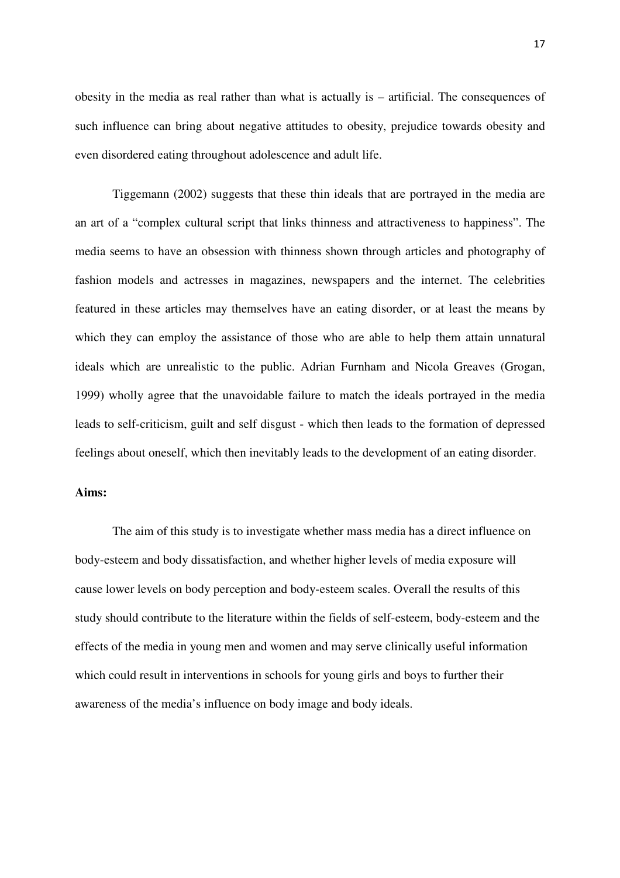obesity in the media as real rather than what is actually is – artificial. The consequences of such influence can bring about negative attitudes to obesity, prejudice towards obesity and even disordered eating throughout adolescence and adult life.

Tiggemann (2002) suggests that these thin ideals that are portrayed in the media are an art of a "complex cultural script that links thinness and attractiveness to happiness". The media seems to have an obsession with thinness shown through articles and photography of fashion models and actresses in magazines, newspapers and the internet. The celebrities featured in these articles may themselves have an eating disorder, or at least the means by which they can employ the assistance of those who are able to help them attain unnatural ideals which are unrealistic to the public. Adrian Furnham and Nicola Greaves (Grogan, 1999) wholly agree that the unavoidable failure to match the ideals portrayed in the media leads to self-criticism, guilt and self disgust - which then leads to the formation of depressed feelings about oneself, which then inevitably leads to the development of an eating disorder.

**Aims:**

The aim of this study is to investigate whether mass media has a direct influence on body-esteem and body dissatisfaction, and whether higher levels of media exposure will cause lower levels on body perception and body-esteem scales. Overall the results of this study should contribute to the literature within the fields of self-esteem, body-esteem and the effects of the media in young men and women and may serve clinically useful information which could result in interventions in schools for young girls and boys to further their awareness of the media's influence on body image and body ideals.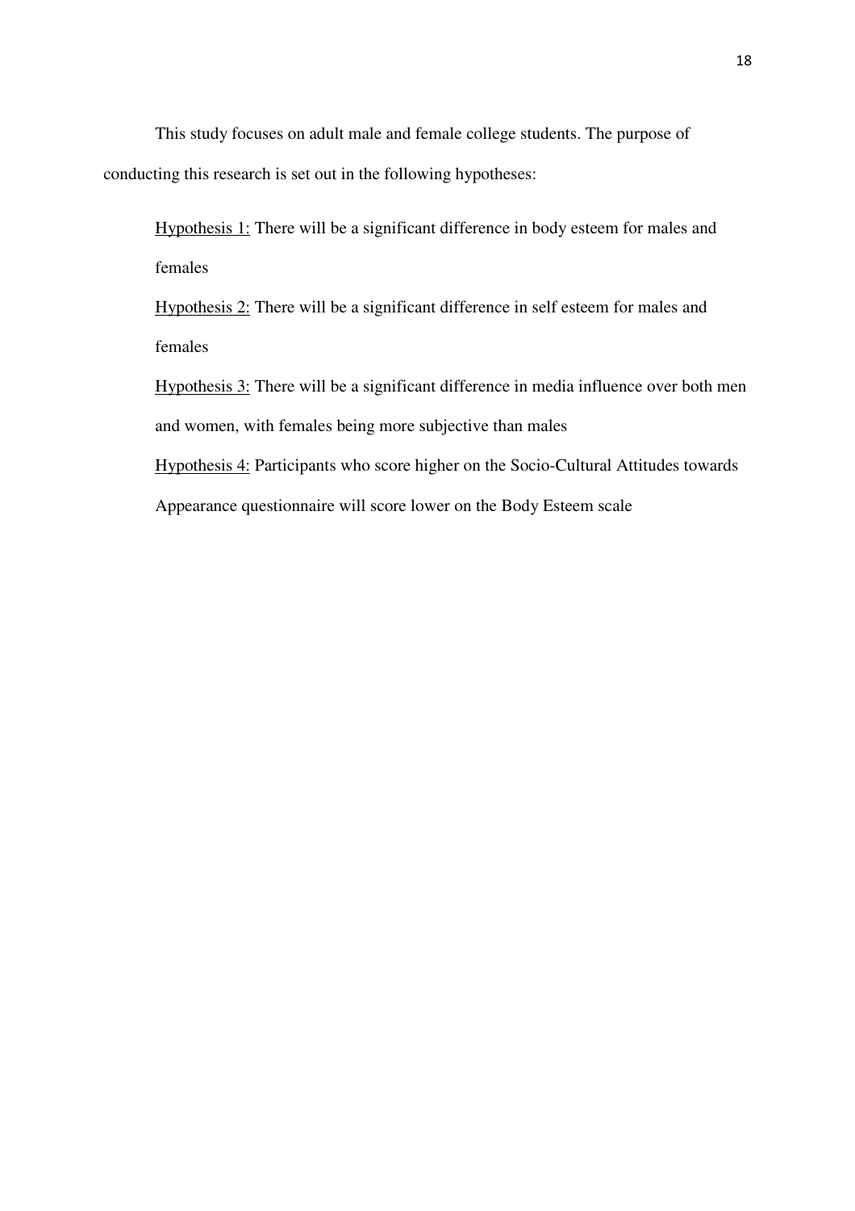This study focuses on adult male and female college students. The purpose of conducting this research is set out in the following hypotheses:

<u>Hypothesis 1:</u> There will be a significant difference in body esteem for males and females

<u>Hypothesis 2:</u> There will be a significant difference in self esteem for males and females

<u>Hypothesis 3:</u> There will be a significant difference in media influence over both men and women, with females being more subjective than males

<u>Hypothesis 4:</u> Participants who score higher on the Socio-Cultural Attitudes towards Appearance questionnaire will score lower on the Body Esteem scale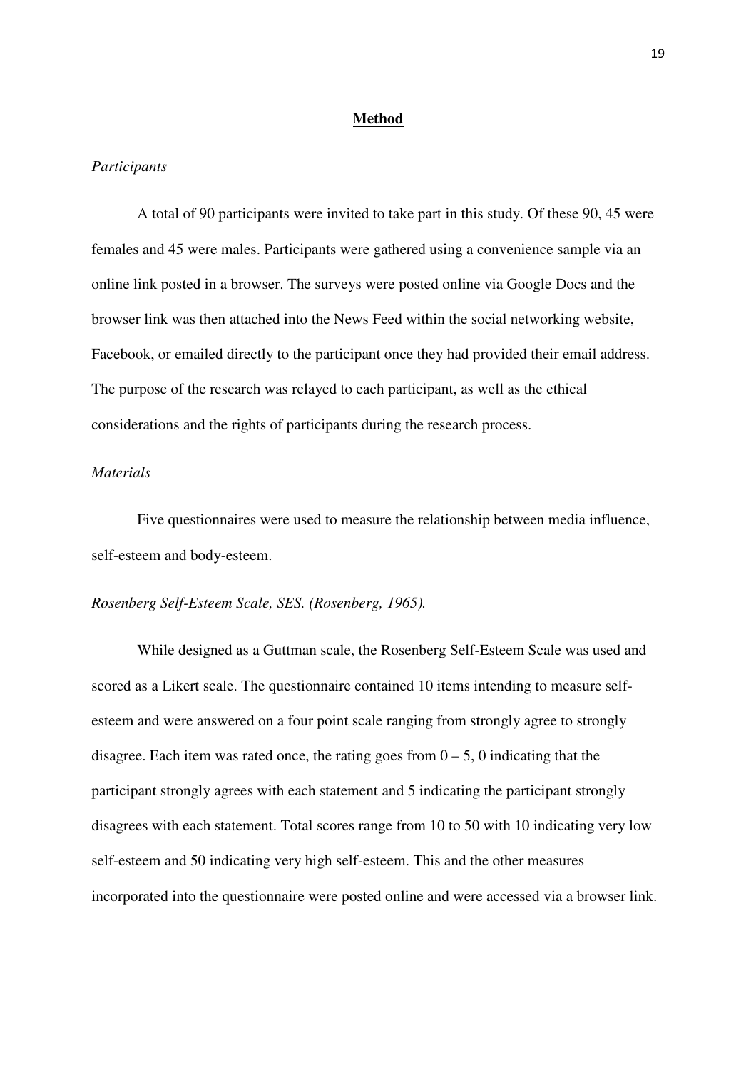## **Method**

*Participants*

A total of 90 participants were invited to take part in this study. Of these 90, 45 were females and 45 were males. Participants were gathered using a convenience sample via an online link posted in a browser. The surveys were posted online via Google Docs and the browser link was then attached into the News Feed within the social networking website, Facebook, or emailed directly to the participant once they had provided their email address. The purpose of the research was relayed to each participant, as well as the ethical considerations and the rights of participants during the research process.

*Materials*

Five questionnaires were used to measure the relationship between media influence, self-esteem and body-esteem.

*Rosenberg Self-Esteem Scale, SES. (Rosenberg, 1965).*

While designed as a Guttman scale, the Rosenberg Self-Esteem Scale was used and scored as a Likert scale. The questionnaire contained 10 items intending to measure self-esteem and were answered on a four point scale ranging from strongly agree to strongly disagree. Each item was rated once, the rating goes from 0 – 5, 0 indicating that the participant strongly agrees with each statement and 5 indicating the participant strongly disagrees with each statement. Total scores range from 10 to 50 with 10 indicating very low self-esteem and 50 indicating very high self-esteem. This and the other measures incorporated into the questionnaire were posted online and were accessed via a browser link.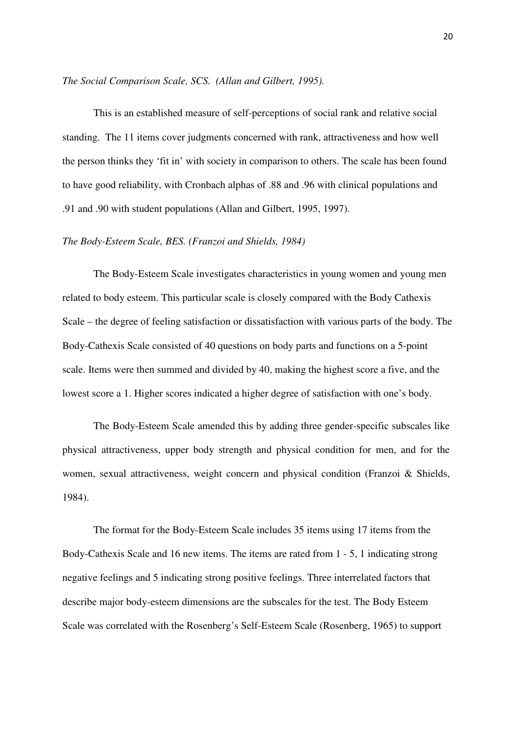*The Social Comparison Scale, SCS. (Allan and Gilbert, 1995).*

This is an established measure of self-perceptions of social rank and relative social standing. The 11 items cover judgments concerned with rank, attractiveness and how well the person thinks they 'fit in' with society in comparison to others. The scale has been found to have good reliability, with Cronbach alphas of .88 and .96 with clinical populations and .91 and .90 with student populations (Allan and Gilbert, 1995, 1997).

*The Body-Esteem Scale, BES. (Franzoi and Shields, 1984)*

The Body-Esteem Scale investigates characteristics in young women and young men related to body esteem. This particular scale is closely compared with the Body Cathexis Scale – the degree of feeling satisfaction or dissatisfaction with various parts of the body. The Body-Cathexis Scale consisted of 40 questions on body parts and functions on a 5-point scale. Items were then summed and divided by 40, making the highest score a five, and the lowest score a 1. Higher scores indicated a higher degree of satisfaction with one's body.

The Body-Esteem Scale amended this by adding three gender-specific subscales like physical attractiveness, upper body strength and physical condition for men, and for the women, sexual attractiveness, weight concern and physical condition (Franzoi & Shields, 1984).

The format for the Body-Esteem Scale includes 35 items using 17 items from the Body-Cathexis Scale and 16 new items. The items are rated from 1 - 5, 1 indicating strong negative feelings and 5 indicating strong positive feelings. Three interrelated factors that describe major body-esteem dimensions are the subscales for the test. The Body Esteem Scale was correlated with the Rosenberg's Self-Esteem Scale (Rosenberg, 1965) to support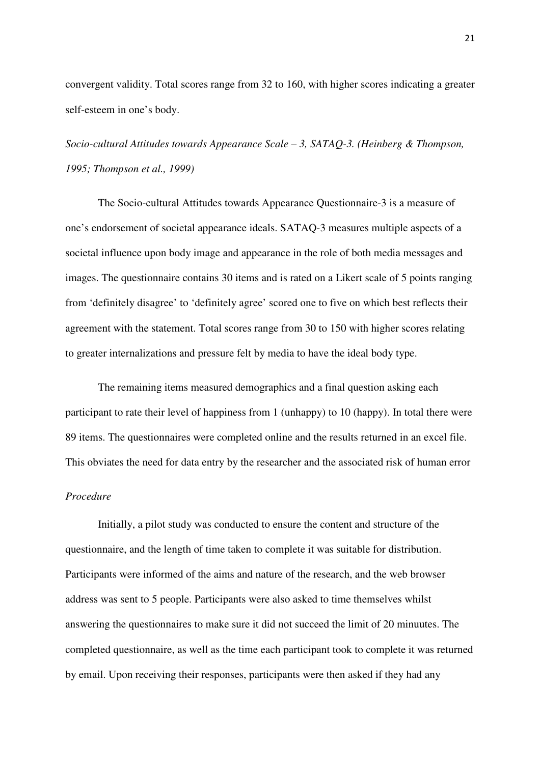convergent validity. Total scores range from 32 to 160, with higher scores indicating a greater self-esteem in one's body.

*Socio-cultural Attitudes towards Appearance Scale – 3, SATAQ-3. (Heinberg & Thompson, 1995; Thompson et al., 1999)*

The Socio-cultural Attitudes towards Appearance Questionnaire-3 is a measure of one's endorsement of societal appearance ideals. SATAQ-3 measures multiple aspects of a societal influence upon body image and appearance in the role of both media messages and images. The questionnaire contains 30 items and is rated on a Likert scale of 5 points ranging from 'definitely disagree' to 'definitely agree' scored one to five on which best reflects their agreement with the statement. Total scores range from 30 to 150 with higher scores relating to greater internalizations and pressure felt by media to have the ideal body type.

The remaining items measured demographics and a final question asking each participant to rate their level of happiness from 1 (unhappy) to 10 (happy). In total there were 89 items. The questionnaires were completed online and the results returned in an excel file. This obviates the need for data entry by the researcher and the associated risk of human error

*Procedure*

Initially, a pilot study was conducted to ensure the content and structure of the questionnaire, and the length of time taken to complete it was suitable for distribution. Participants were informed of the aims and nature of the research, and the web browser address was sent to 5 people. Participants were also asked to time themselves whilst answering the questionnaires to make sure it did not succeed the limit of 20 minuutes. The completed questionnaire, as well as the time each participant took to complete it was returned by email. Upon receiving their responses, participants were then asked if they had any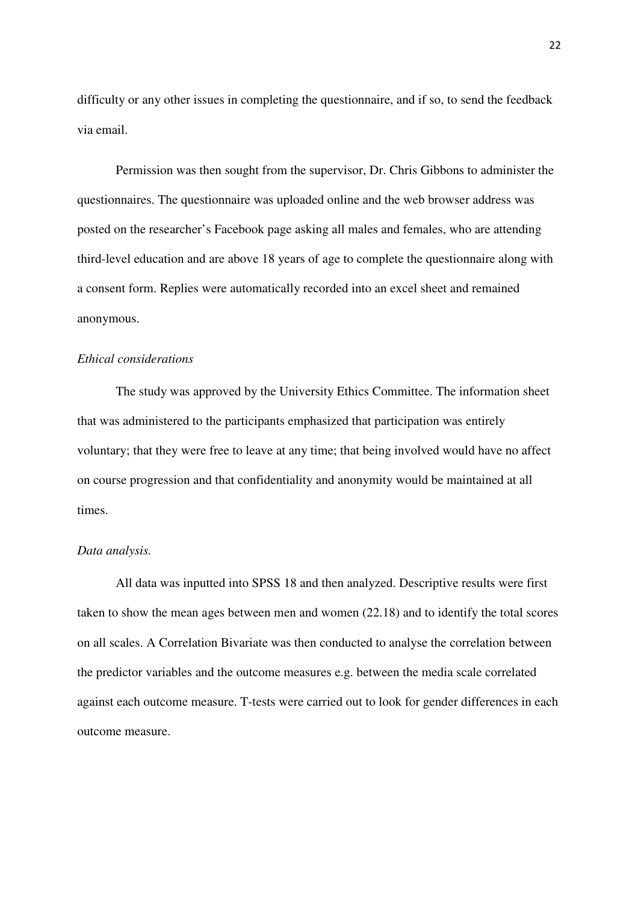difficulty or any other issues in completing the questionnaire, and if so, to send the feedback via email.

Permission was then sought from the supervisor, Dr. Chris Gibbons to administer the questionnaires. The questionnaire was uploaded online and the web browser address was posted on the researcher's Facebook page asking all males and females, who are attending third-level education and are above 18 years of age to complete the questionnaire along with a consent form. Replies were automatically recorded into an excel sheet and remained anonymous.

*Ethical considerations*

The study was approved by the University Ethics Committee. The information sheet that was administered to the participants emphasized that participation was entirely voluntary; that they were free to leave at any time; that being involved would have no affect on course progression and that confidentiality and anonymity would be maintained at all times.

*Data analysis.*

All data was inputted into SPSS 18 and then analyzed. Descriptive results were first taken to show the mean ages between men and women (22.18) and to identify the total scores on all scales. A Correlation Bivariate was then conducted to analyse the correlation between the predictor variables and the outcome measures e.g. between the media scale correlated against each outcome measure. T-tests were carried out to look for gender differences in each outcome measure.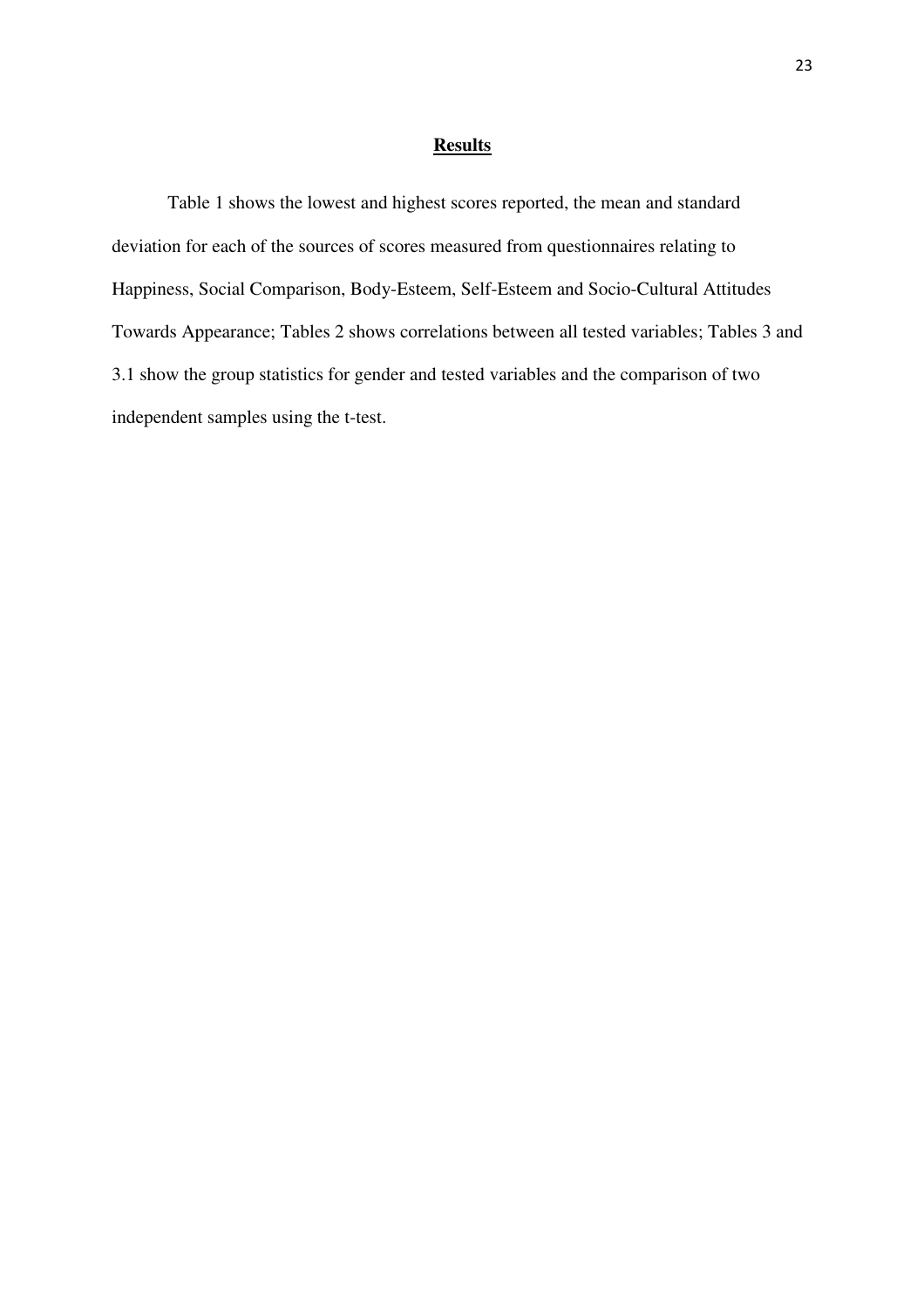# **Results**

Table 1 shows the lowest and highest scores reported, the mean and standard deviation for each of the sources of scores measured from questionnaires relating to Happiness, Social Comparison, Body-Esteem, Self-Esteem and Socio-Cultural Attitudes Towards Appearance; Tables 2 shows correlations between all tested variables; Tables 3 and 3.1 show the group statistics for gender and tested variables and the comparison of two independent samples using the t-test.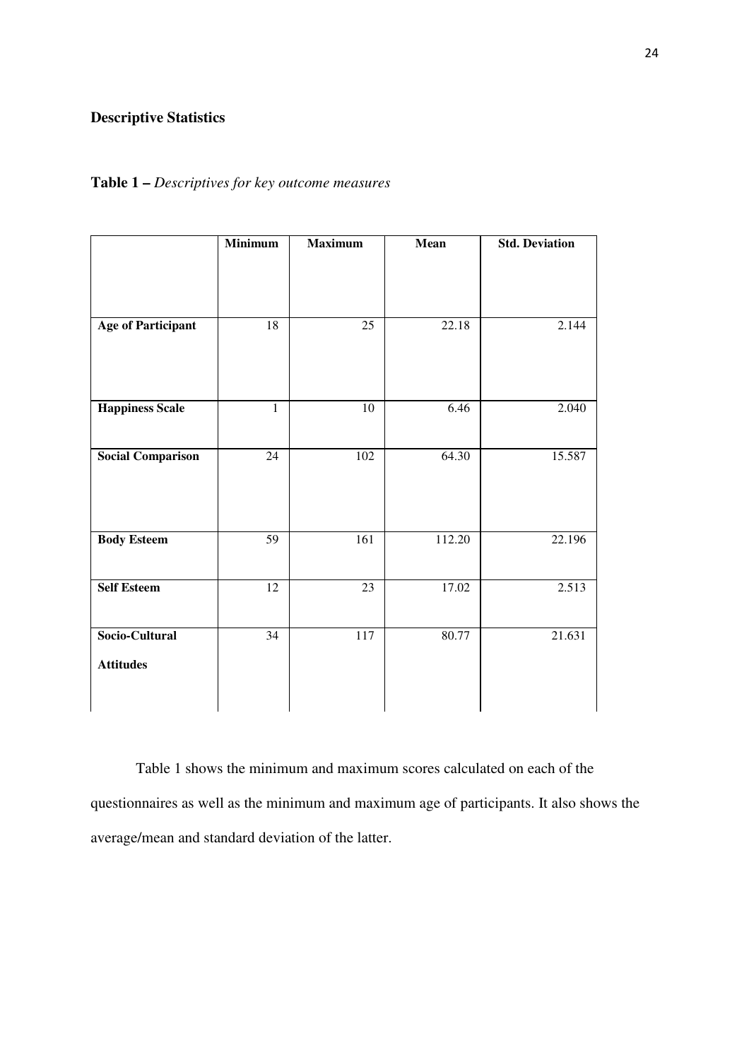**Descriptive Statistics**

**Table 1 –** *Descriptives for key outcome measures*

| | **Minimum** | **Maximum** | **Mean** | **Std. Deviation** |
|---|---|---|---|---|
| **Age of Participant** | 18 | 25 | 22.18 | 2.144 |
| **Happiness Scale** | 1 | 10 | 6.46 | 2.040 |
| **Social Comparison** | 24 | 102 | 64.30 | 15.587 |
| **Body Esteem** | 59 | 161 | 112.20 | 22.196 |
| **Self Esteem** | 12 | 23 | 17.02 | 2.513 |
| **Socio-Cultural Attitudes** | 34 | 117 | 80.77 | 21.631 |

Table 1 shows the minimum and maximum scores calculated on each of the questionnaires as well as the minimum and maximum age of participants. It also shows the average/mean and standard deviation of the latter.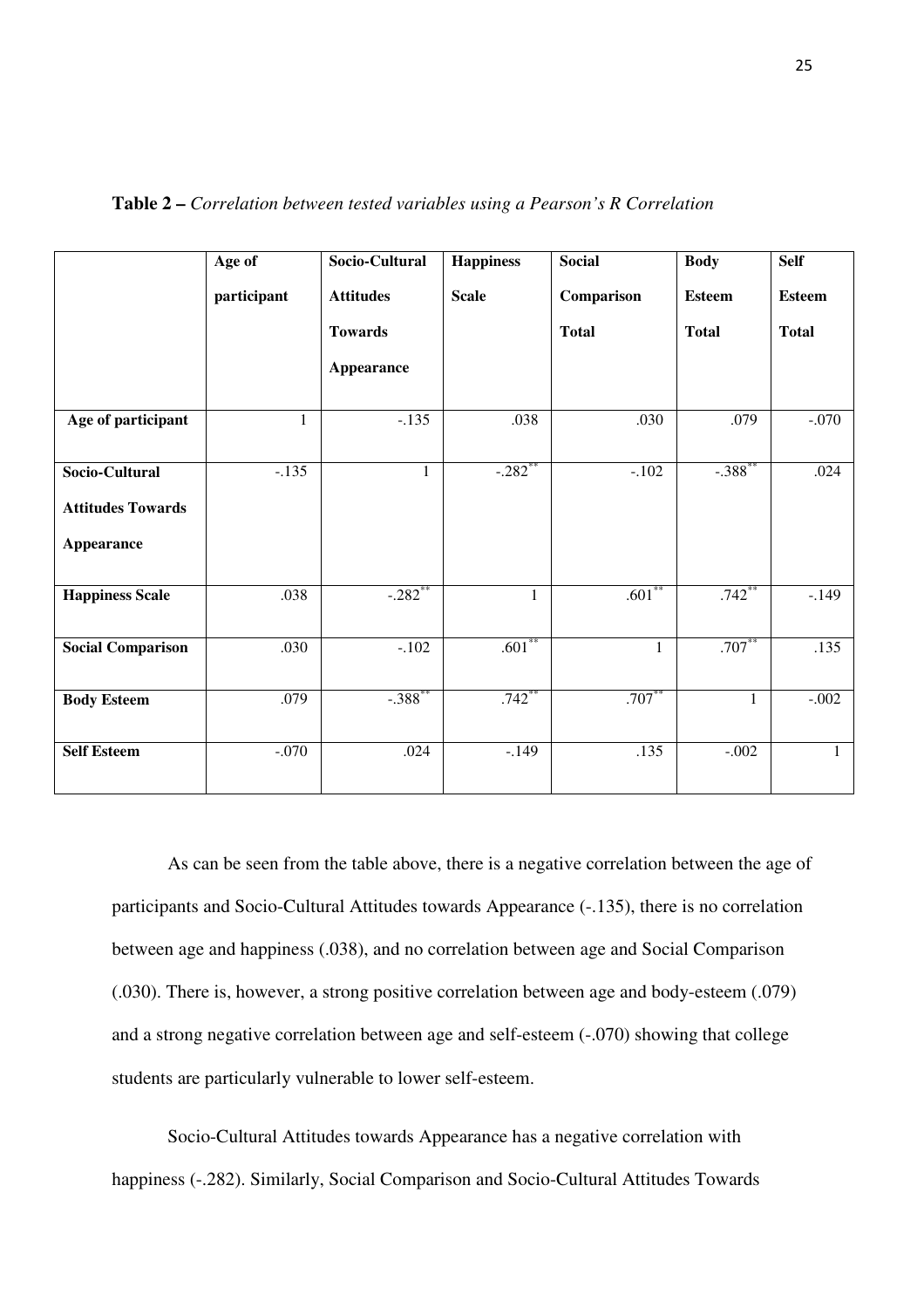**Table 2 –** *Correlation between tested variables using a Pearson's R Correlation*

| | Age of participant | Socio-Cultural Attitudes Towards Appearance | Happiness Scale | Social Comparison Total | Body Esteem Total | Self Esteem Total |
|---|---|---|---|---|---|---|
| **Age of participant** | 1 | -.135 | .038 | .030 | .079 | -.070 |
| **Socio-Cultural Attitudes Towards Appearance** | -.135 | 1 | -.282** | -.102 | -.388** | .024 |
| **Happiness Scale** | .038 | -.282** | 1 | .601** | .742** | -.149 |
| **Social Comparison** | .030 | -.102 | .601** | 1 | .707** | .135 |
| **Body Esteem** | .079 | -.388** | .742** | .707** | 1 | -.002 |
| **Self Esteem** | -.070 | .024 | -.149 | .135 | -.002 | 1 |

As can be seen from the table above, there is a negative correlation between the age of participants and Socio-Cultural Attitudes towards Appearance (-.135), there is no correlation between age and happiness (.038), and no correlation between age and Social Comparison (.030). There is, however, a strong positive correlation between age and body-esteem (.079) and a strong negative correlation between age and self-esteem (-.070) showing that college students are particularly vulnerable to lower self-esteem.

Socio-Cultural Attitudes towards Appearance has a negative correlation with happiness (-.282). Similarly, Social Comparison and Socio-Cultural Attitudes Towards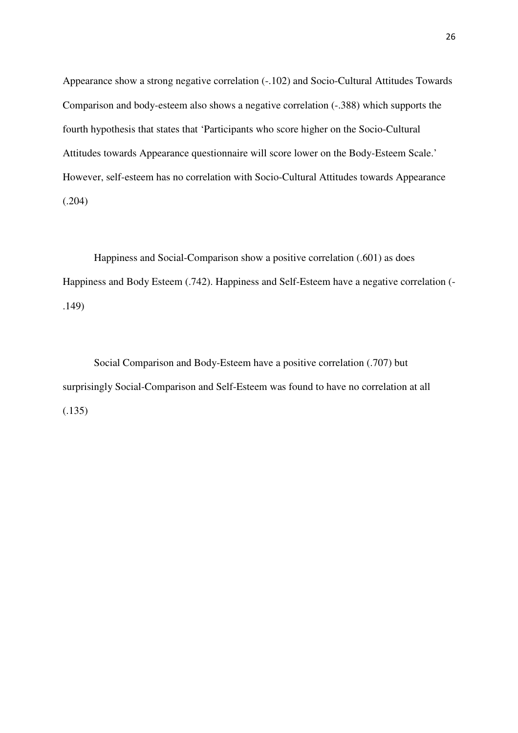Appearance show a strong negative correlation (-.102) and Socio-Cultural Attitudes Towards Comparison and body-esteem also shows a negative correlation (-.388) which supports the fourth hypothesis that states that 'Participants who score higher on the Socio-Cultural Attitudes towards Appearance questionnaire will score lower on the Body-Esteem Scale.' However, self-esteem has no correlation with Socio-Cultural Attitudes towards Appearance (.204)

Happiness and Social-Comparison show a positive correlation (.601) as does Happiness and Body Esteem (.742). Happiness and Self-Esteem have a negative correlation (-.149)

Social Comparison and Body-Esteem have a positive correlation (.707) but surprisingly Social-Comparison and Self-Esteem was found to have no correlation at all (.135)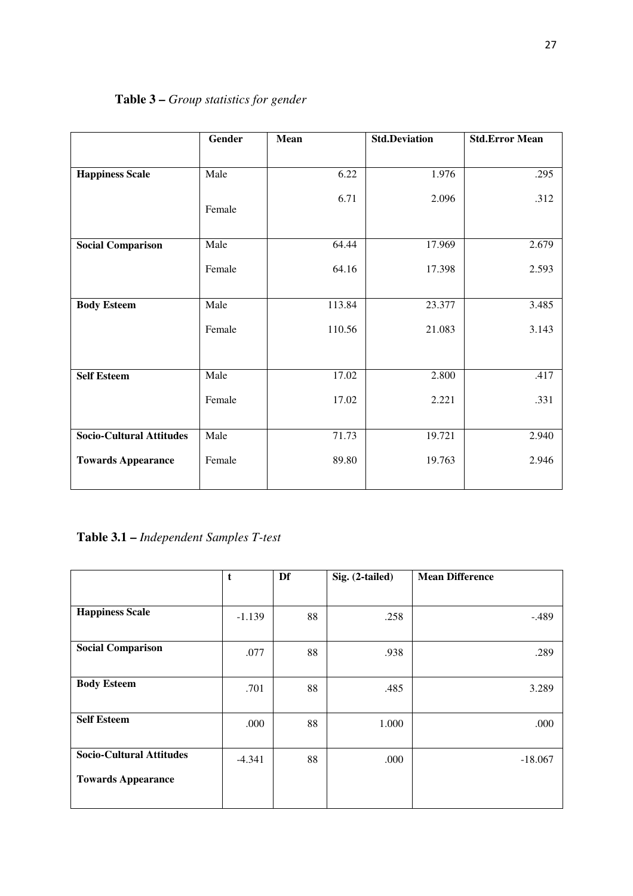**Table 3 –** *Group statistics for gender*

| | Gender | Mean | Std.Deviation | Std.Error Mean |
|---|---|---|---|---|
| **Happiness Scale** | Male | 6.22 | 1.976 | .295 |
| | Female | 6.71 | 2.096 | .312 |
| **Social Comparison** | Male | 64.44 | 17.969 | 2.679 |
| | Female | 64.16 | 17.398 | 2.593 |
| **Body Esteem** | Male | 113.84 | 23.377 | 3.485 |
| | Female | 110.56 | 21.083 | 3.143 |
| **Self Esteem** | Male | 17.02 | 2.800 | .417 |
| | Female | 17.02 | 2.221 | .331 |
| **Socio-Cultural Attitudes Towards Appearance** | Male | 71.73 | 19.721 | 2.940 |
| | Female | 89.80 | 19.763 | 2.946 |

**Table 3.1 –** *Independent Samples T-test*

| | t | Df | Sig. (2-tailed) | Mean Difference |
|---|---|---|---|---|
| **Happiness Scale** | -1.139 | 88 | .258 | -.489 |
| **Social Comparison** | .077 | 88 | .938 | .289 |
| **Body Esteem** | .701 | 88 | .485 | 3.289 |
| **Self Esteem** | .000 | 88 | 1.000 | .000 |
| **Socio-Cultural Attitudes Towards Appearance** | -4.341 | 88 | .000 | -18.067 |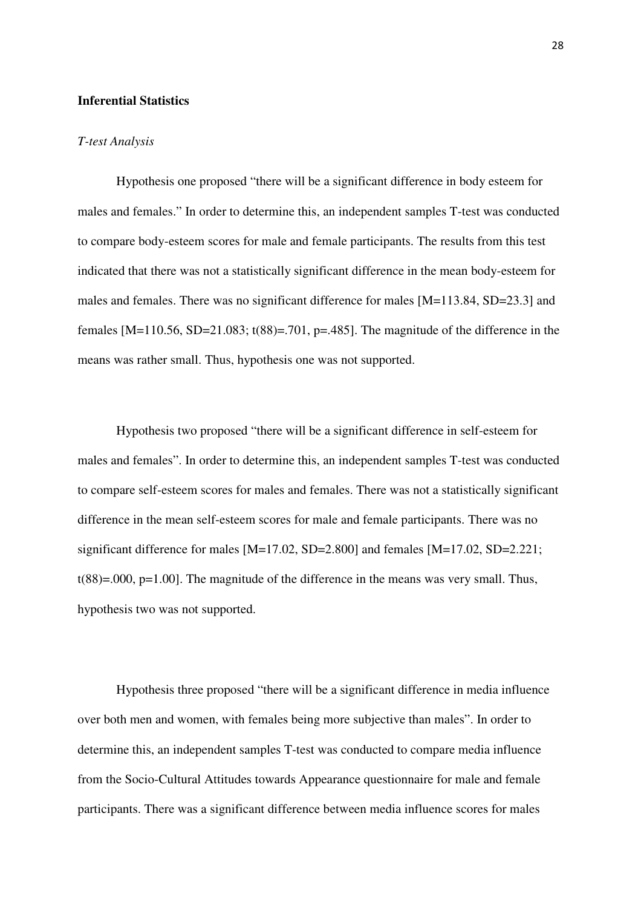**Inferential Statistics**

*T-test Analysis*

Hypothesis one proposed “there will be a significant difference in body esteem for males and females.” In order to determine this, an independent samples T-test was conducted to compare body-esteem scores for male and female participants. The results from this test indicated that there was not a statistically significant difference in the mean body-esteem for males and females. There was no significant difference for males [$M=113.84$, $SD=23.3$] and females [$M=110.56$, $SD=21.083$; $t(88)=.701$, $p=.485$]. The magnitude of the difference in the means was rather small. Thus, hypothesis one was not supported.

Hypothesis two proposed “there will be a significant difference in self-esteem for males and females”. In order to determine this, an independent samples T-test was conducted to compare self-esteem scores for males and females. There was not a statistically significant difference in the mean self-esteem scores for male and female participants. There was no significant difference for males [$M=17.02$, $SD=2.800$] and females [$M=17.02$, $SD=2.221$; $t(88)=.000$, $p=1.00$]. The magnitude of the difference in the means was very small. Thus, hypothesis two was not supported.

Hypothesis three proposed “there will be a significant difference in media influence over both men and women, with females being more subjective than males”. In order to determine this, an independent samples T-test was conducted to compare media influence from the Socio-Cultural Attitudes towards Appearance questionnaire for male and female participants. There was a significant difference between media influence scores for males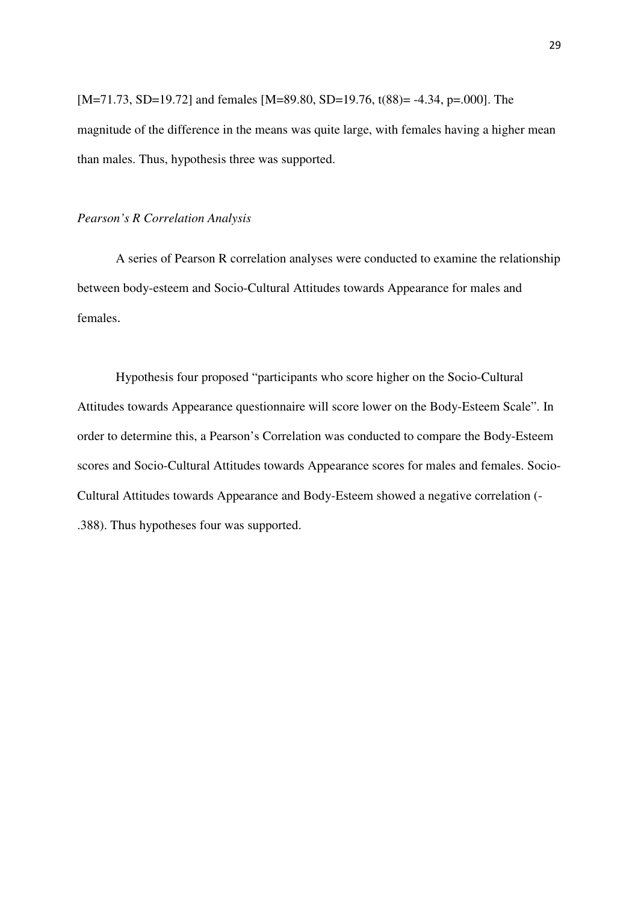[M=71.73, SD=19.72] and females [M=89.80, SD=19.76, t(88)= -4.34, p=.000]. The magnitude of the difference in the means was quite large, with females having a higher mean than males. Thus, hypothesis three was supported.

*Pearson's R Correlation Analysis*

A series of Pearson R correlation analyses were conducted to examine the relationship between body-esteem and Socio-Cultural Attitudes towards Appearance for males and females.

Hypothesis four proposed "participants who score higher on the Socio-Cultural Attitudes towards Appearance questionnaire will score lower on the Body-Esteem Scale". In order to determine this, a Pearson's Correlation was conducted to compare the Body-Esteem scores and Socio-Cultural Attitudes towards Appearance scores for males and females. Socio-Cultural Attitudes towards Appearance and Body-Esteem showed a negative correlation (-.388). Thus hypotheses four was supported.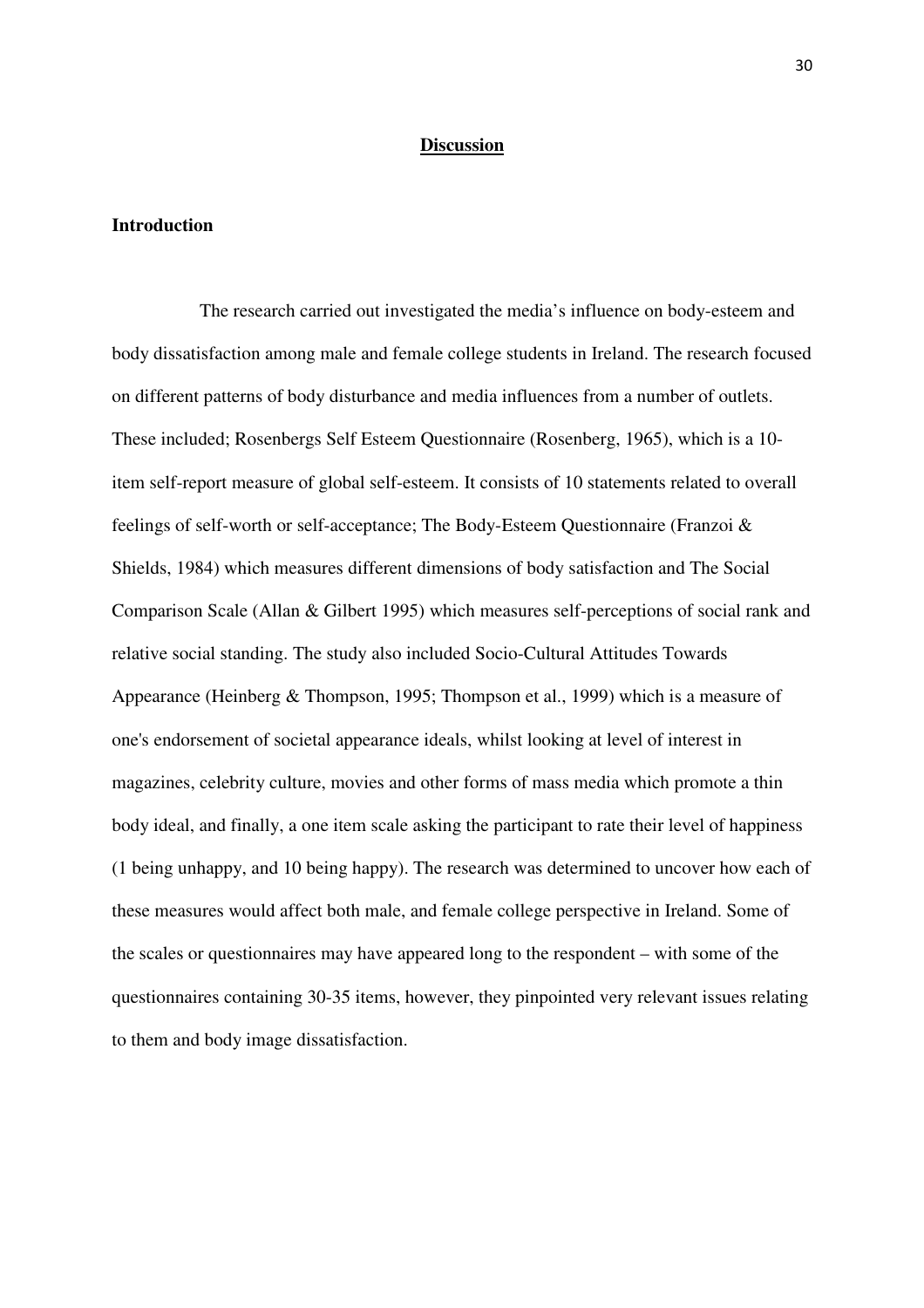## Discussion

### Introduction

The research carried out investigated the media's influence on body-esteem and body dissatisfaction among male and female college students in Ireland. The research focused on different patterns of body disturbance and media influences from a number of outlets. These included; Rosenbergs Self Esteem Questionnaire (Rosenberg, 1965), which is a 10-item self-report measure of global self-esteem. It consists of 10 statements related to overall feelings of self-worth or self-acceptance; The Body-Esteem Questionnaire (Franzoi & Shields, 1984) which measures different dimensions of body satisfaction and The Social Comparison Scale (Allan & Gilbert 1995) which measures self-perceptions of social rank and relative social standing. The study also included Socio-Cultural Attitudes Towards Appearance (Heinberg & Thompson, 1995; Thompson et al., 1999) which is a measure of one's endorsement of societal appearance ideals, whilst looking at level of interest in magazines, celebrity culture, movies and other forms of mass media which promote a thin body ideal, and finally, a one item scale asking the participant to rate their level of happiness (1 being unhappy, and 10 being happy). The research was determined to uncover how each of these measures would affect both male, and female college perspective in Ireland. Some of the scales or questionnaires may have appeared long to the respondent – with some of the questionnaires containing 30-35 items, however, they pinpointed very relevant issues relating to them and body image dissatisfaction.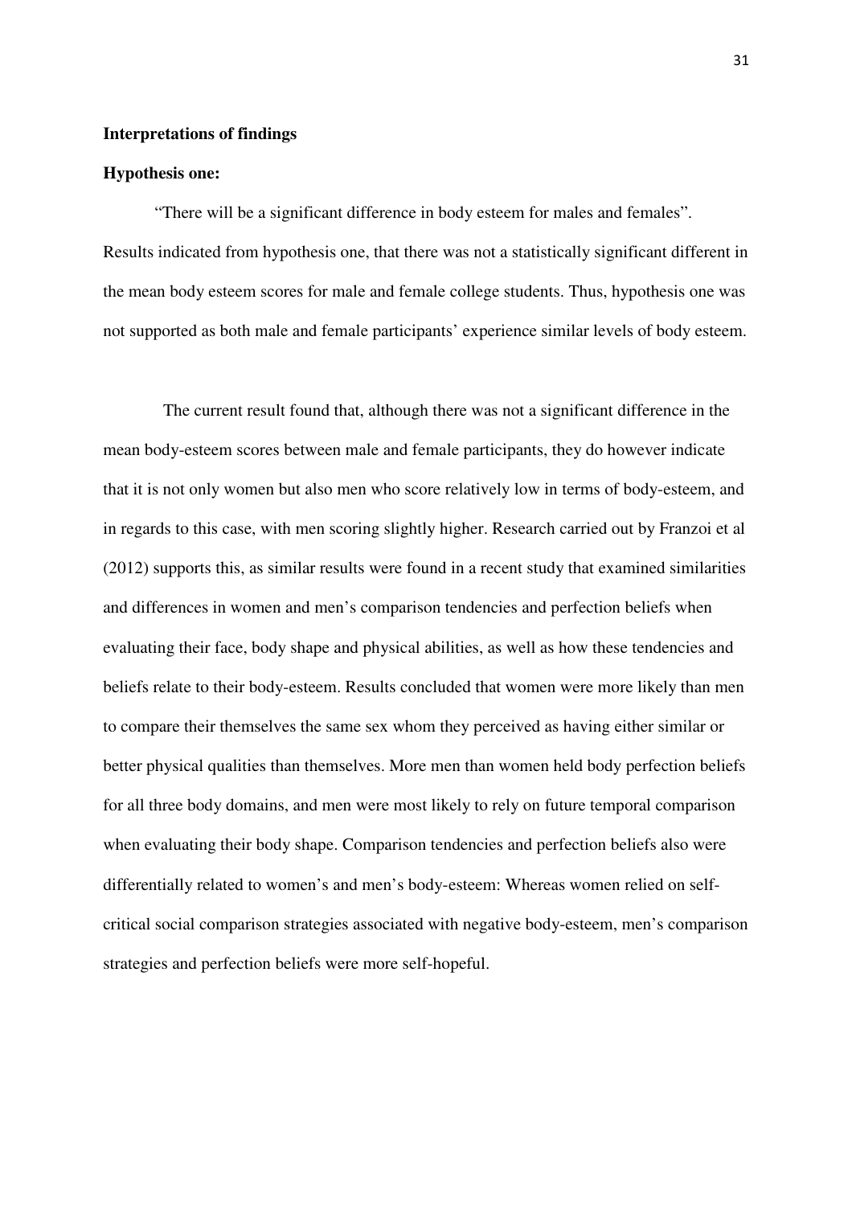**Interpretations of findings**

**Hypothesis one:**

"There will be a significant difference in body esteem for males and females". Results indicated from hypothesis one, that there was not a statistically significant different in the mean body esteem scores for male and female college students. Thus, hypothesis one was not supported as both male and female participants' experience similar levels of body esteem.

The current result found that, although there was not a significant difference in the mean body-esteem scores between male and female participants, they do however indicate that it is not only women but also men who score relatively low in terms of body-esteem, and in regards to this case, with men scoring slightly higher. Research carried out by Franzoi et al (2012) supports this, as similar results were found in a recent study that examined similarities and differences in women and men's comparison tendencies and perfection beliefs when evaluating their face, body shape and physical abilities, as well as how these tendencies and beliefs relate to their body-esteem. Results concluded that women were more likely than men to compare their themselves the same sex whom they perceived as having either similar or better physical qualities than themselves. More men than women held body perfection beliefs for all three body domains, and men were most likely to rely on future temporal comparison when evaluating their body shape. Comparison tendencies and perfection beliefs also were differentially related to women's and men's body-esteem: Whereas women relied on self-critical social comparison strategies associated with negative body-esteem, men's comparison strategies and perfection beliefs were more self-hopeful.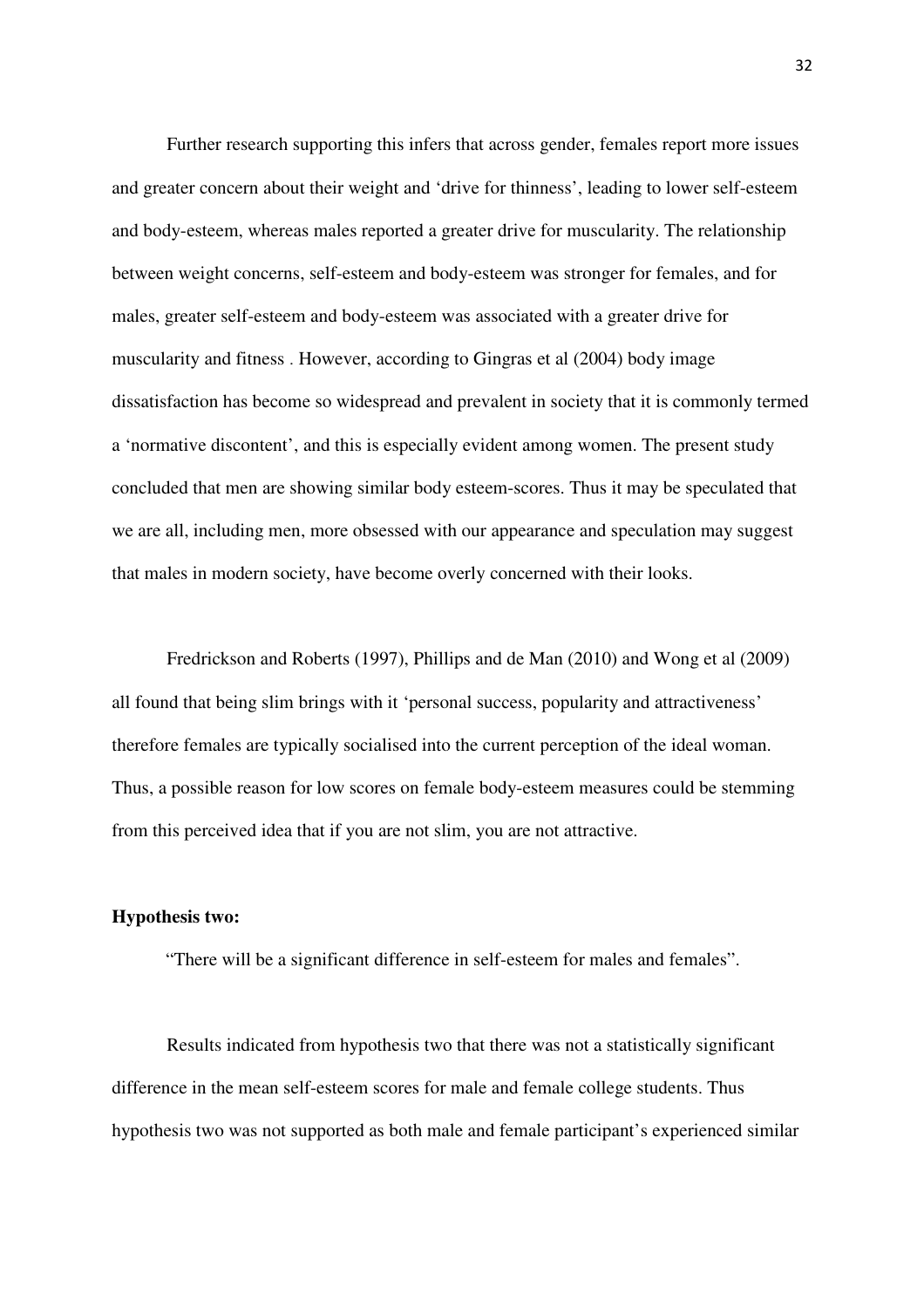Further research supporting this infers that across gender, females report more issues and greater concern about their weight and 'drive for thinness', leading to lower self-esteem and body-esteem, whereas males reported a greater drive for muscularity. The relationship between weight concerns, self-esteem and body-esteem was stronger for females, and for males, greater self-esteem and body-esteem was associated with a greater drive for muscularity and fitness . However, according to Gingras et al (2004) body image dissatisfaction has become so widespread and prevalent in society that it is commonly termed a 'normative discontent', and this is especially evident among women. The present study concluded that men are showing similar body esteem-scores. Thus it may be speculated that we are all, including men, more obsessed with our appearance and speculation may suggest that males in modern society, have become overly concerned with their looks.

Fredrickson and Roberts (1997), Phillips and de Man (2010) and Wong et al (2009) all found that being slim brings with it 'personal success, popularity and attractiveness' therefore females are typically socialised into the current perception of the ideal woman. Thus, a possible reason for low scores on female body-esteem measures could be stemming from this perceived idea that if you are not slim, you are not attractive.

**Hypothesis two:**

"There will be a significant difference in self-esteem for males and females".

Results indicated from hypothesis two that there was not a statistically significant difference in the mean self-esteem scores for male and female college students. Thus hypothesis two was not supported as both male and female participant's experienced similar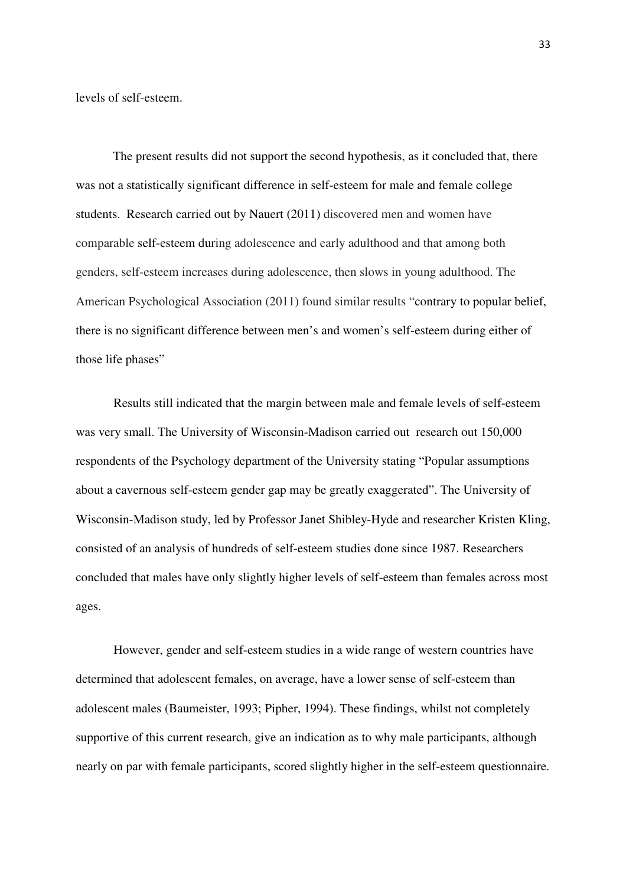levels of self-esteem.

The present results did not support the second hypothesis, as it concluded that, there was not a statistically significant difference in self-esteem for male and female college students. Research carried out by Nauert (2011) discovered men and women have comparable self-esteem during adolescence and early adulthood and that among both genders, self-esteem increases during adolescence, then slows in young adulthood. The American Psychological Association (2011) found similar results "contrary to popular belief, there is no significant difference between men's and women's self-esteem during either of those life phases"

Results still indicated that the margin between male and female levels of self-esteem was very small. The University of Wisconsin-Madison carried out research out 150,000 respondents of the Psychology department of the University stating "Popular assumptions about a cavernous self-esteem gender gap may be greatly exaggerated". The University of Wisconsin-Madison study, led by Professor Janet Shibley-Hyde and researcher Kristen Kling, consisted of an analysis of hundreds of self-esteem studies done since 1987. Researchers concluded that males have only slightly higher levels of self-esteem than females across most ages.

However, gender and self-esteem studies in a wide range of western countries have determined that adolescent females, on average, have a lower sense of self-esteem than adolescent males (Baumeister, 1993; Pipher, 1994). These findings, whilst not completely supportive of this current research, give an indication as to why male participants, although nearly on par with female participants, scored slightly higher in the self-esteem questionnaire.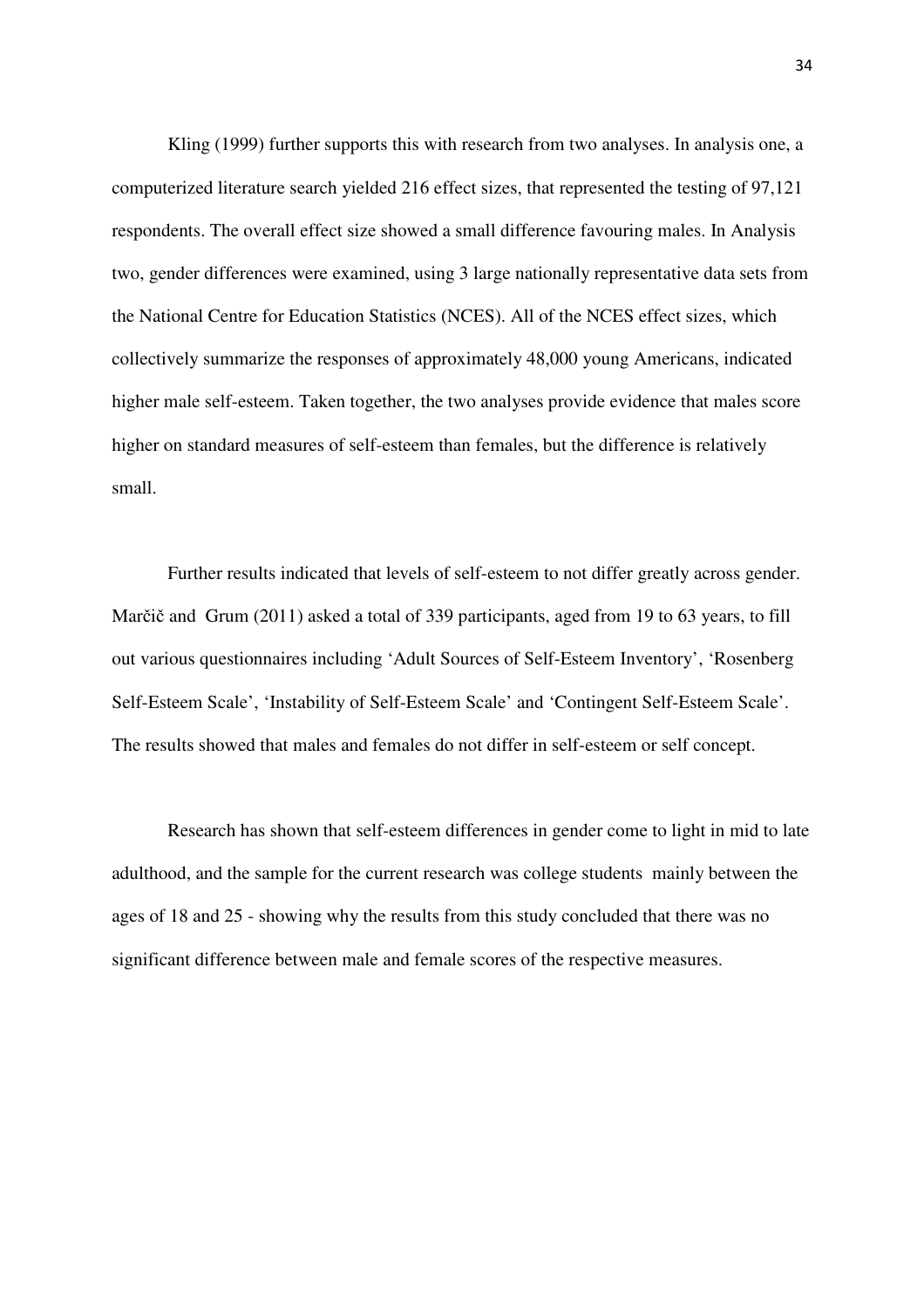Kling (1999) further supports this with research from two analyses. In analysis one, a computerized literature search yielded 216 effect sizes, that represented the testing of 97,121 respondents. The overall effect size showed a small difference favouring males. In Analysis two, gender differences were examined, using 3 large nationally representative data sets from the National Centre for Education Statistics (NCES). All of the NCES effect sizes, which collectively summarize the responses of approximately 48,000 young Americans, indicated higher male self-esteem. Taken together, the two analyses provide evidence that males score higher on standard measures of self-esteem than females, but the difference is relatively small.

Further results indicated that levels of self-esteem to not differ greatly across gender. Marčič and Grum (2011) asked a total of 339 participants, aged from 19 to 63 years, to fill out various questionnaires including 'Adult Sources of Self-Esteem Inventory', 'Rosenberg Self-Esteem Scale', 'Instability of Self-Esteem Scale' and 'Contingent Self-Esteem Scale'. The results showed that males and females do not differ in self-esteem or self concept.

Research has shown that self-esteem differences in gender come to light in mid to late adulthood, and the sample for the current research was college students mainly between the ages of 18 and 25 - showing why the results from this study concluded that there was no significant difference between male and female scores of the respective measures.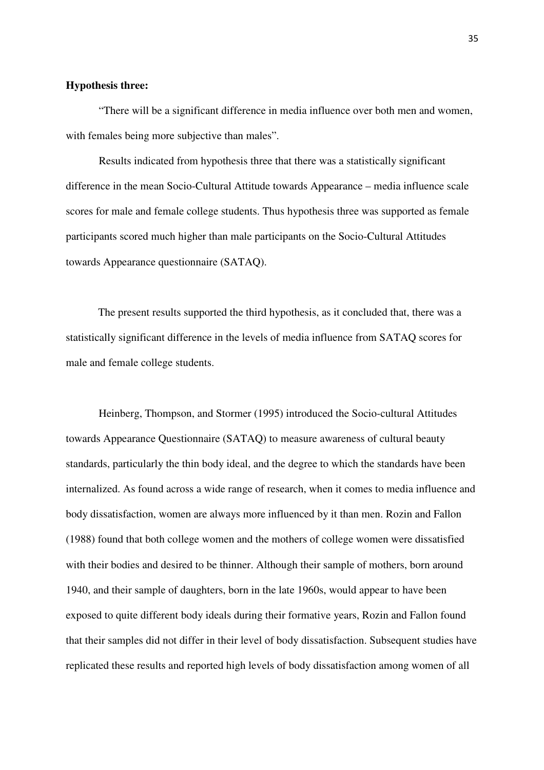**Hypothesis three:**

"There will be a significant difference in media influence over both men and women, with females being more subjective than males".

Results indicated from hypothesis three that there was a statistically significant difference in the mean Socio-Cultural Attitude towards Appearance – media influence scale scores for male and female college students. Thus hypothesis three was supported as female participants scored much higher than male participants on the Socio-Cultural Attitudes towards Appearance questionnaire (SATAQ).

The present results supported the third hypothesis, as it concluded that, there was a statistically significant difference in the levels of media influence from SATAQ scores for male and female college students.

Heinberg, Thompson, and Stormer (1995) introduced the Socio-cultural Attitudes towards Appearance Questionnaire (SATAQ) to measure awareness of cultural beauty standards, particularly the thin body ideal, and the degree to which the standards have been internalized. As found across a wide range of research, when it comes to media influence and body dissatisfaction, women are always more influenced by it than men. Rozin and Fallon (1988) found that both college women and the mothers of college women were dissatisfied with their bodies and desired to be thinner. Although their sample of mothers, born around 1940, and their sample of daughters, born in the late 1960s, would appear to have been exposed to quite different body ideals during their formative years, Rozin and Fallon found that their samples did not differ in their level of body dissatisfaction. Subsequent studies have replicated these results and reported high levels of body dissatisfaction among women of all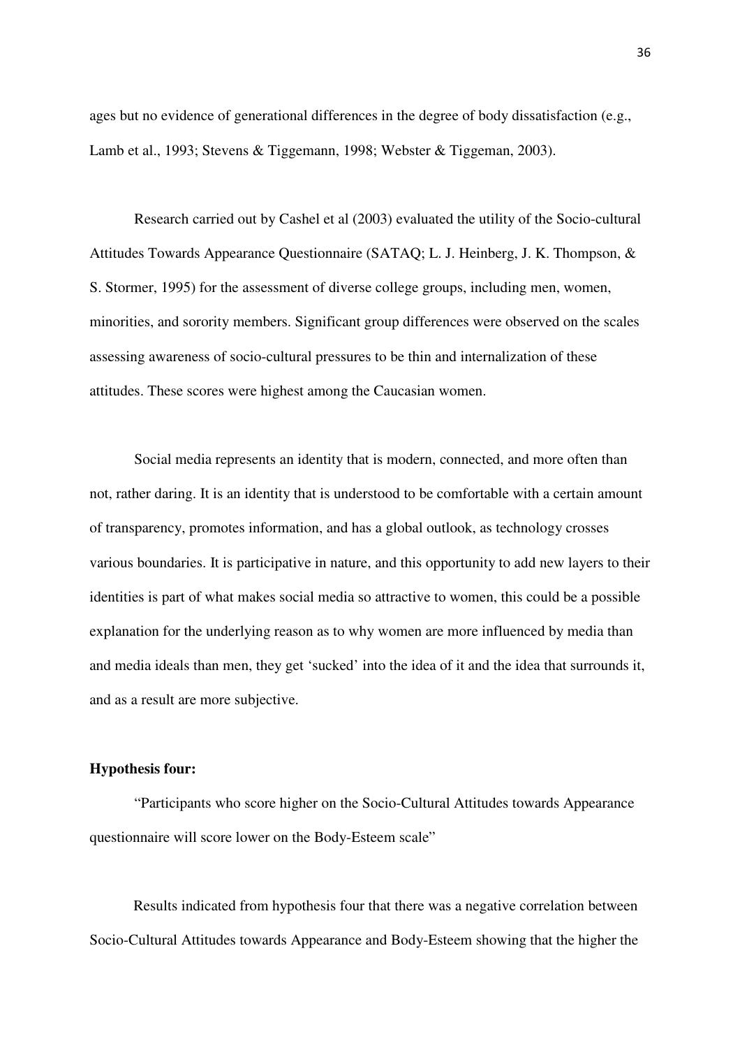ages but no evidence of generational differences in the degree of body dissatisfaction (e.g., Lamb et al., 1993; Stevens & Tiggemann, 1998; Webster & Tiggeman, 2003).

Research carried out by Cashel et al (2003) evaluated the utility of the Socio-cultural Attitudes Towards Appearance Questionnaire (SATAQ; L. J. Heinberg, J. K. Thompson, & S. Stormer, 1995) for the assessment of diverse college groups, including men, women, minorities, and sorority members. Significant group differences were observed on the scales assessing awareness of socio-cultural pressures to be thin and internalization of these attitudes. These scores were highest among the Caucasian women.

Social media represents an identity that is modern, connected, and more often than not, rather daring. It is an identity that is understood to be comfortable with a certain amount of transparency, promotes information, and has a global outlook, as technology crosses various boundaries. It is participative in nature, and this opportunity to add new layers to their identities is part of what makes social media so attractive to women, this could be a possible explanation for the underlying reason as to why women are more influenced by media than and media ideals than men, they get 'sucked' into the idea of it and the idea that surrounds it, and as a result are more subjective.

**Hypothesis four:**

"Participants who score higher on the Socio-Cultural Attitudes towards Appearance questionnaire will score lower on the Body-Esteem scale"

Results indicated from hypothesis four that there was a negative correlation between Socio-Cultural Attitudes towards Appearance and Body-Esteem showing that the higher the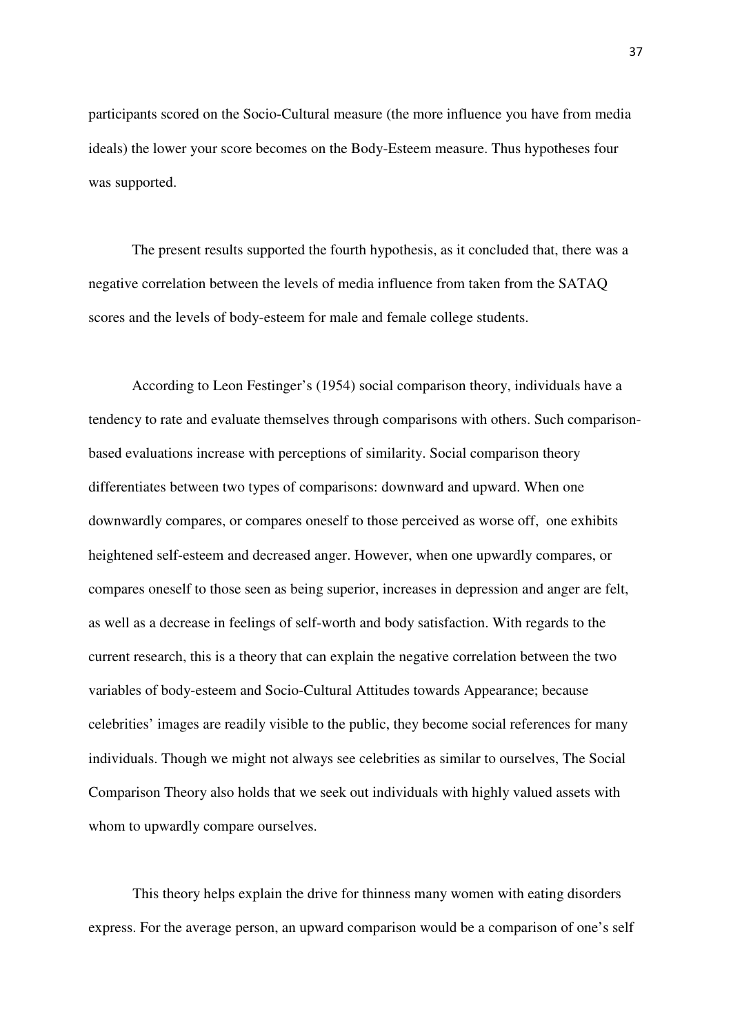participants scored on the Socio-Cultural measure (the more influence you have from media ideals) the lower your score becomes on the Body-Esteem measure. Thus hypotheses four was supported.

The present results supported the fourth hypothesis, as it concluded that, there was a negative correlation between the levels of media influence from taken from the SATAQ scores and the levels of body-esteem for male and female college students.

According to Leon Festinger's (1954) social comparison theory, individuals have a tendency to rate and evaluate themselves through comparisons with others. Such comparison-based evaluations increase with perceptions of similarity. Social comparison theory differentiates between two types of comparisons: downward and upward. When one downwardly compares, or compares oneself to those perceived as worse off, one exhibits heightened self-esteem and decreased anger. However, when one upwardly compares, or compares oneself to those seen as being superior, increases in depression and anger are felt, as well as a decrease in feelings of self-worth and body satisfaction. With regards to the current research, this is a theory that can explain the negative correlation between the two variables of body-esteem and Socio-Cultural Attitudes towards Appearance; because celebrities' images are readily visible to the public, they become social references for many individuals. Though we might not always see celebrities as similar to ourselves, The Social Comparison Theory also holds that we seek out individuals with highly valued assets with whom to upwardly compare ourselves.

This theory helps explain the drive for thinness many women with eating disorders express. For the average person, an upward comparison would be a comparison of one's self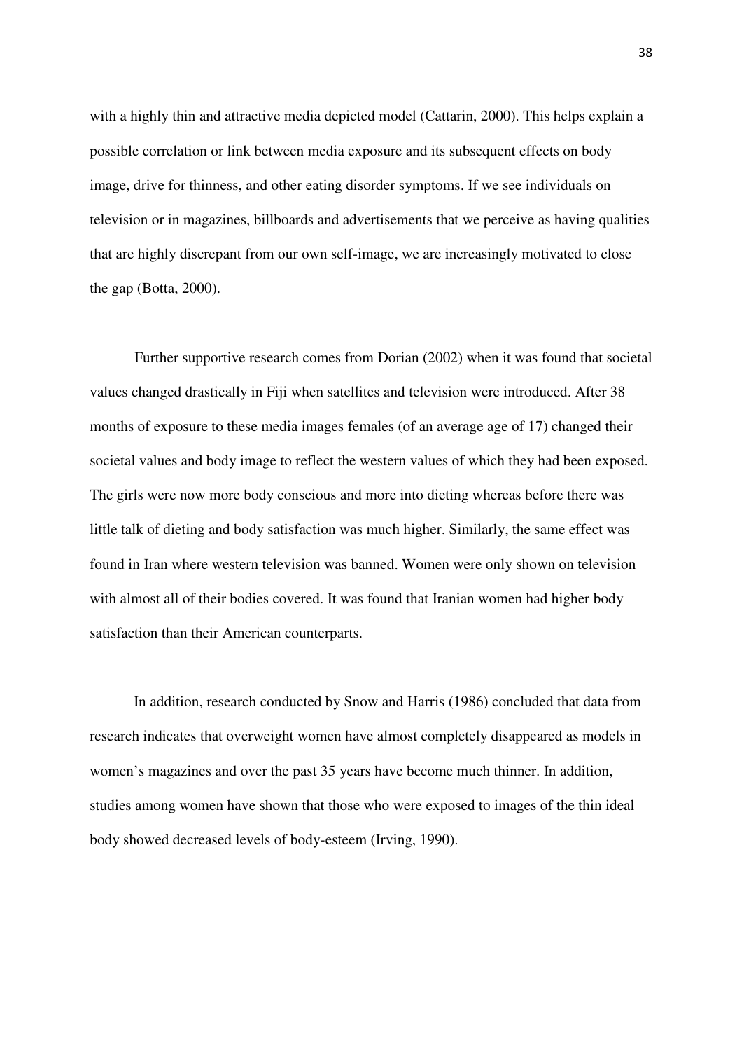with a highly thin and attractive media depicted model (Cattarin, 2000). This helps explain a possible correlation or link between media exposure and its subsequent effects on body image, drive for thinness, and other eating disorder symptoms. If we see individuals on television or in magazines, billboards and advertisements that we perceive as having qualities that are highly discrepant from our own self-image, we are increasingly motivated to close the gap (Botta, 2000).

Further supportive research comes from Dorian (2002) when it was found that societal values changed drastically in Fiji when satellites and television were introduced. After 38 months of exposure to these media images females (of an average age of 17) changed their societal values and body image to reflect the western values of which they had been exposed. The girls were now more body conscious and more into dieting whereas before there was little talk of dieting and body satisfaction was much higher. Similarly, the same effect was found in Iran where western television was banned. Women were only shown on television with almost all of their bodies covered. It was found that Iranian women had higher body satisfaction than their American counterparts.

In addition, research conducted by Snow and Harris (1986) concluded that data from research indicates that overweight women have almost completely disappeared as models in women's magazines and over the past 35 years have become much thinner. In addition, studies among women have shown that those who were exposed to images of the thin ideal body showed decreased levels of body-esteem (Irving, 1990).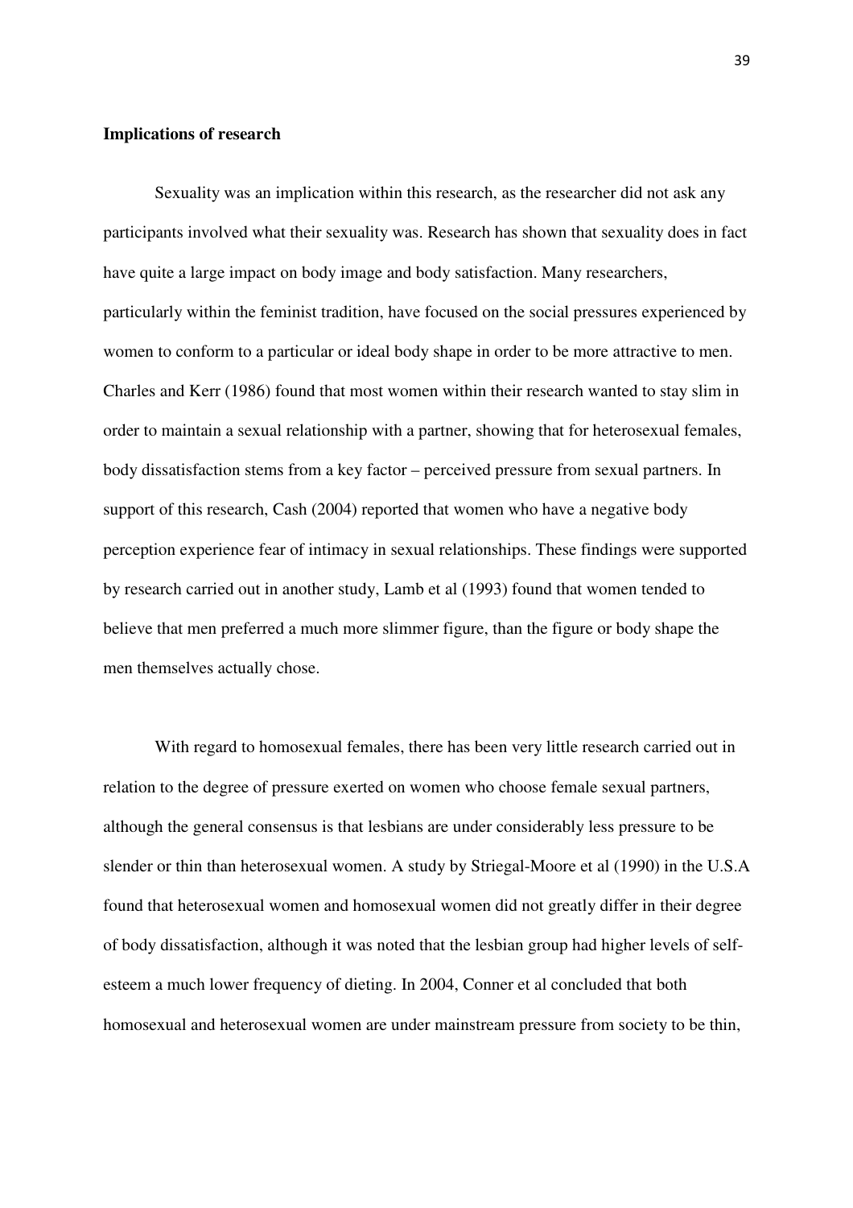**Implications of research**

Sexuality was an implication within this research, as the researcher did not ask any participants involved what their sexuality was. Research has shown that sexuality does in fact have quite a large impact on body image and body satisfaction. Many researchers, particularly within the feminist tradition, have focused on the social pressures experienced by women to conform to a particular or ideal body shape in order to be more attractive to men. Charles and Kerr (1986) found that most women within their research wanted to stay slim in order to maintain a sexual relationship with a partner, showing that for heterosexual females, body dissatisfaction stems from a key factor – perceived pressure from sexual partners. In support of this research, Cash (2004) reported that women who have a negative body perception experience fear of intimacy in sexual relationships. These findings were supported by research carried out in another study, Lamb et al (1993) found that women tended to believe that men preferred a much more slimmer figure, than the figure or body shape the men themselves actually chose.

With regard to homosexual females, there has been very little research carried out in relation to the degree of pressure exerted on women who choose female sexual partners, although the general consensus is that lesbians are under considerably less pressure to be slender or thin than heterosexual women. A study by Striegal-Moore et al (1990) in the U.S.A found that heterosexual women and homosexual women did not greatly differ in their degree of body dissatisfaction, although it was noted that the lesbian group had higher levels of self-esteem a much lower frequency of dieting. In 2004, Conner et al concluded that both homosexual and heterosexual women are under mainstream pressure from society to be thin,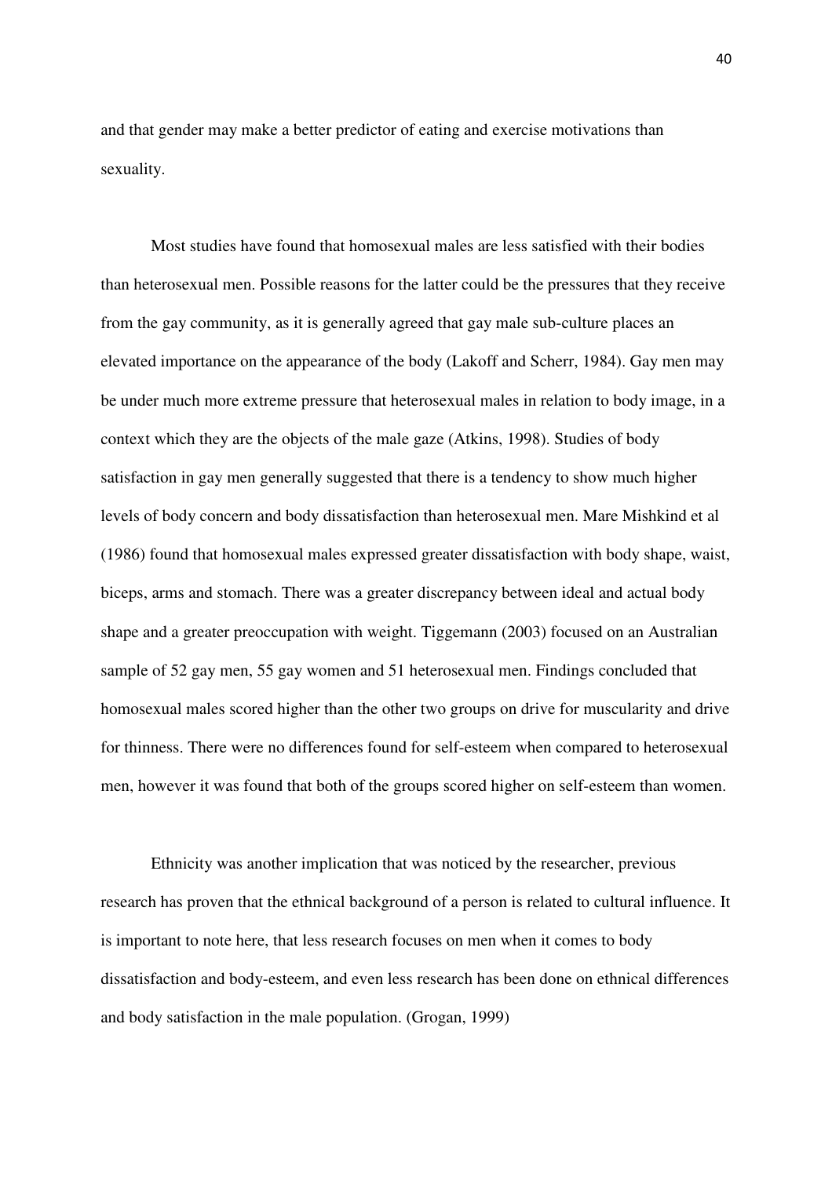and that gender may make a better predictor of eating and exercise motivations than sexuality.

Most studies have found that homosexual males are less satisfied with their bodies than heterosexual men. Possible reasons for the latter could be the pressures that they receive from the gay community, as it is generally agreed that gay male sub-culture places an elevated importance on the appearance of the body (Lakoff and Scherr, 1984). Gay men may be under much more extreme pressure that heterosexual males in relation to body image, in a context which they are the objects of the male gaze (Atkins, 1998). Studies of body satisfaction in gay men generally suggested that there is a tendency to show much higher levels of body concern and body dissatisfaction than heterosexual men. Mare Mishkind et al (1986) found that homosexual males expressed greater dissatisfaction with body shape, waist, biceps, arms and stomach. There was a greater discrepancy between ideal and actual body shape and a greater preoccupation with weight. Tiggemann (2003) focused on an Australian sample of 52 gay men, 55 gay women and 51 heterosexual men. Findings concluded that homosexual males scored higher than the other two groups on drive for muscularity and drive for thinness. There were no differences found for self-esteem when compared to heterosexual men, however it was found that both of the groups scored higher on self-esteem than women.

Ethnicity was another implication that was noticed by the researcher, previous research has proven that the ethnical background of a person is related to cultural influence. It is important to note here, that less research focuses on men when it comes to body dissatisfaction and body-esteem, and even less research has been done on ethnical differences and body satisfaction in the male population. (Grogan, 1999)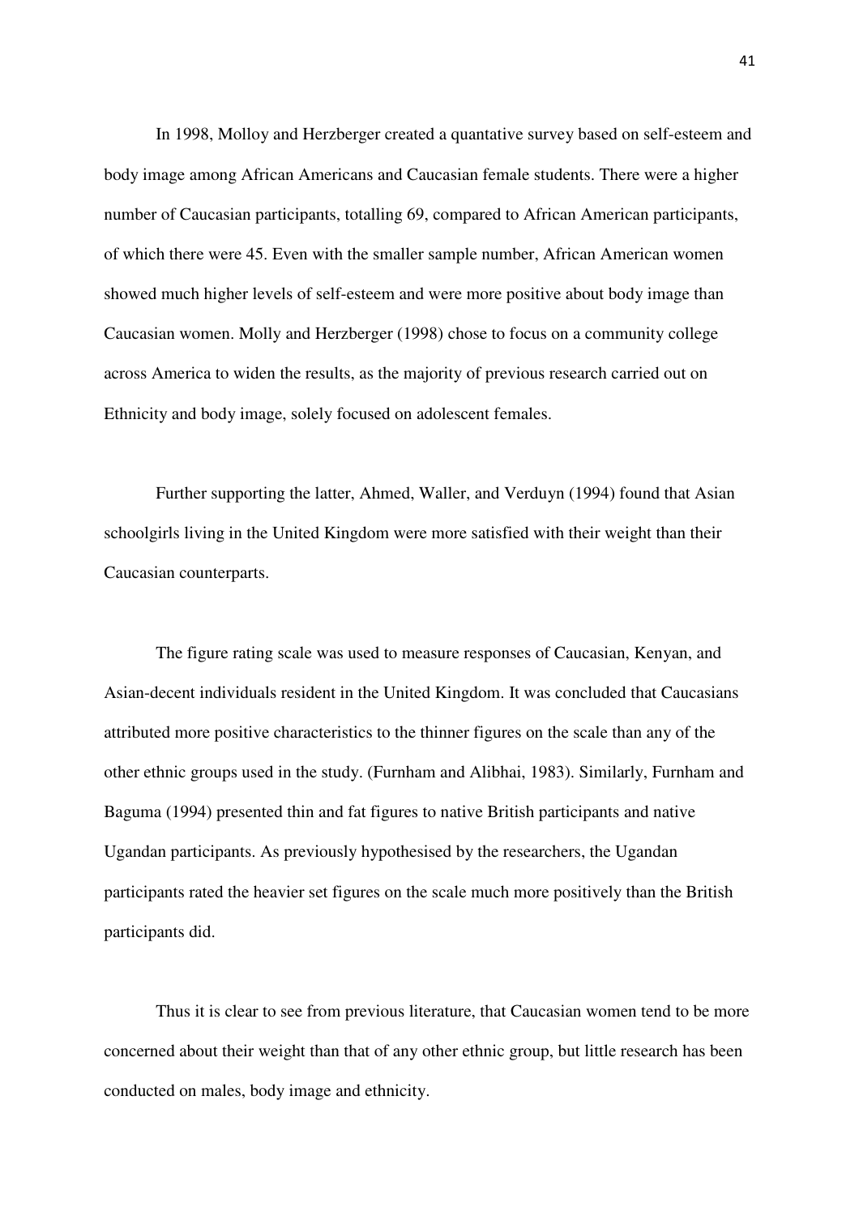In 1998, Molloy and Herzberger created a quantative survey based on self-esteem and body image among African Americans and Caucasian female students. There were a higher number of Caucasian participants, totalling 69, compared to African American participants, of which there were 45. Even with the smaller sample number, African American women showed much higher levels of self-esteem and were more positive about body image than Caucasian women. Molly and Herzberger (1998) chose to focus on a community college across America to widen the results, as the majority of previous research carried out on Ethnicity and body image, solely focused on adolescent females.

Further supporting the latter, Ahmed, Waller, and Verduyn (1994) found that Asian schoolgirls living in the United Kingdom were more satisfied with their weight than their Caucasian counterparts.

The figure rating scale was used to measure responses of Caucasian, Kenyan, and Asian-decent individuals resident in the United Kingdom. It was concluded that Caucasians attributed more positive characteristics to the thinner figures on the scale than any of the other ethnic groups used in the study. (Furnham and Alibhai, 1983). Similarly, Furnham and Baguma (1994) presented thin and fat figures to native British participants and native Ugandan participants. As previously hypothesised by the researchers, the Ugandan participants rated the heavier set figures on the scale much more positively than the British participants did.

Thus it is clear to see from previous literature, that Caucasian women tend to be more concerned about their weight than that of any other ethnic group, but little research has been conducted on males, body image and ethnicity.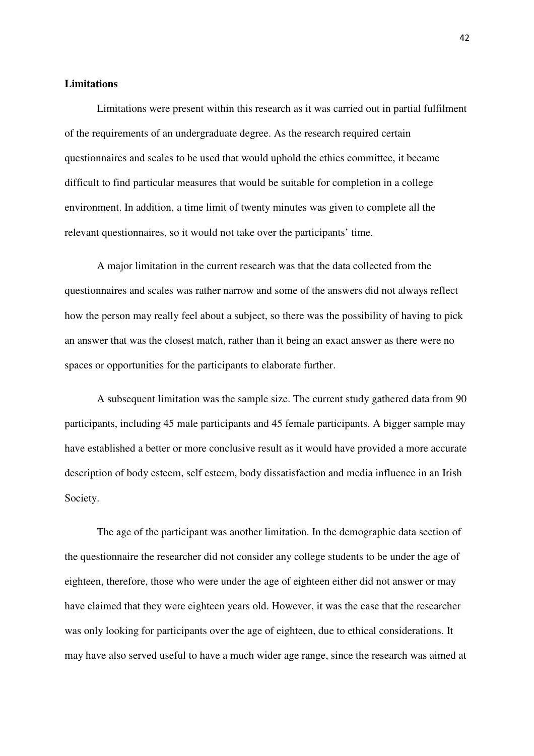**Limitations**

Limitations were present within this research as it was carried out in partial fulfilment of the requirements of an undergraduate degree. As the research required certain questionnaires and scales to be used that would uphold the ethics committee, it became difficult to find particular measures that would be suitable for completion in a college environment. In addition, a time limit of twenty minutes was given to complete all the relevant questionnaires, so it would not take over the participants' time.

A major limitation in the current research was that the data collected from the questionnaires and scales was rather narrow and some of the answers did not always reflect how the person may really feel about a subject, so there was the possibility of having to pick an answer that was the closest match, rather than it being an exact answer as there were no spaces or opportunities for the participants to elaborate further.

A subsequent limitation was the sample size. The current study gathered data from 90 participants, including 45 male participants and 45 female participants. A bigger sample may have established a better or more conclusive result as it would have provided a more accurate description of body esteem, self esteem, body dissatisfaction and media influence in an Irish Society.

The age of the participant was another limitation. In the demographic data section of the questionnaire the researcher did not consider any college students to be under the age of eighteen, therefore, those who were under the age of eighteen either did not answer or may have claimed that they were eighteen years old. However, it was the case that the researcher was only looking for participants over the age of eighteen, due to ethical considerations. It may have also served useful to have a much wider age range, since the research was aimed at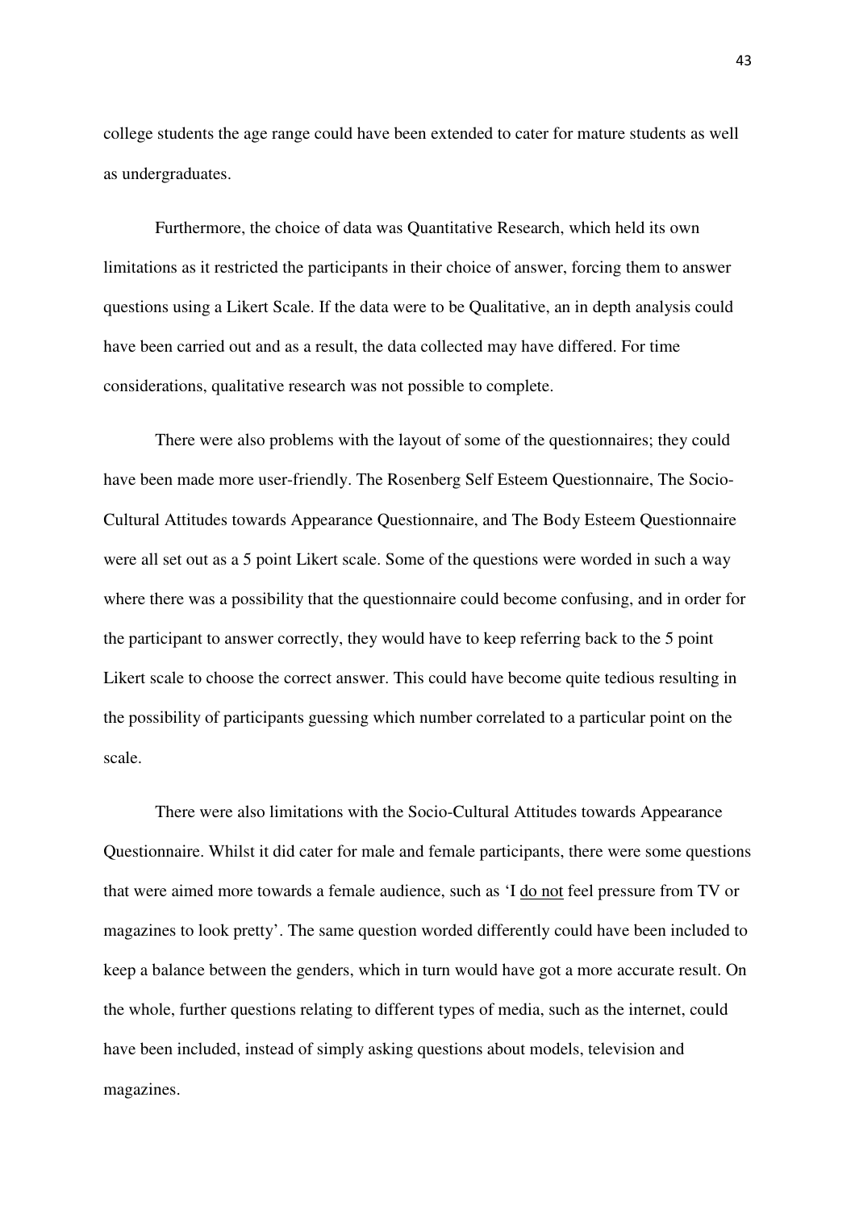college students the age range could have been extended to cater for mature students as well as undergraduates.

Furthermore, the choice of data was Quantitative Research, which held its own limitations as it restricted the participants in their choice of answer, forcing them to answer questions using a Likert Scale. If the data were to be Qualitative, an in depth analysis could have been carried out and as a result, the data collected may have differed. For time considerations, qualitative research was not possible to complete.

There were also problems with the layout of some of the questionnaires; they could have been made more user-friendly. The Rosenberg Self Esteem Questionnaire, The Socio-Cultural Attitudes towards Appearance Questionnaire, and The Body Esteem Questionnaire were all set out as a 5 point Likert scale. Some of the questions were worded in such a way where there was a possibility that the questionnaire could become confusing, and in order for the participant to answer correctly, they would have to keep referring back to the 5 point Likert scale to choose the correct answer. This could have become quite tedious resulting in the possibility of participants guessing which number correlated to a particular point on the scale.

There were also limitations with the Socio-Cultural Attitudes towards Appearance Questionnaire. Whilst it did cater for male and female participants, there were some questions that were aimed more towards a female audience, such as 'I <u>do not</u> feel pressure from TV or magazines to look pretty'. The same question worded differently could have been included to keep a balance between the genders, which in turn would have got a more accurate result. On the whole, further questions relating to different types of media, such as the internet, could have been included, instead of simply asking questions about models, television and magazines.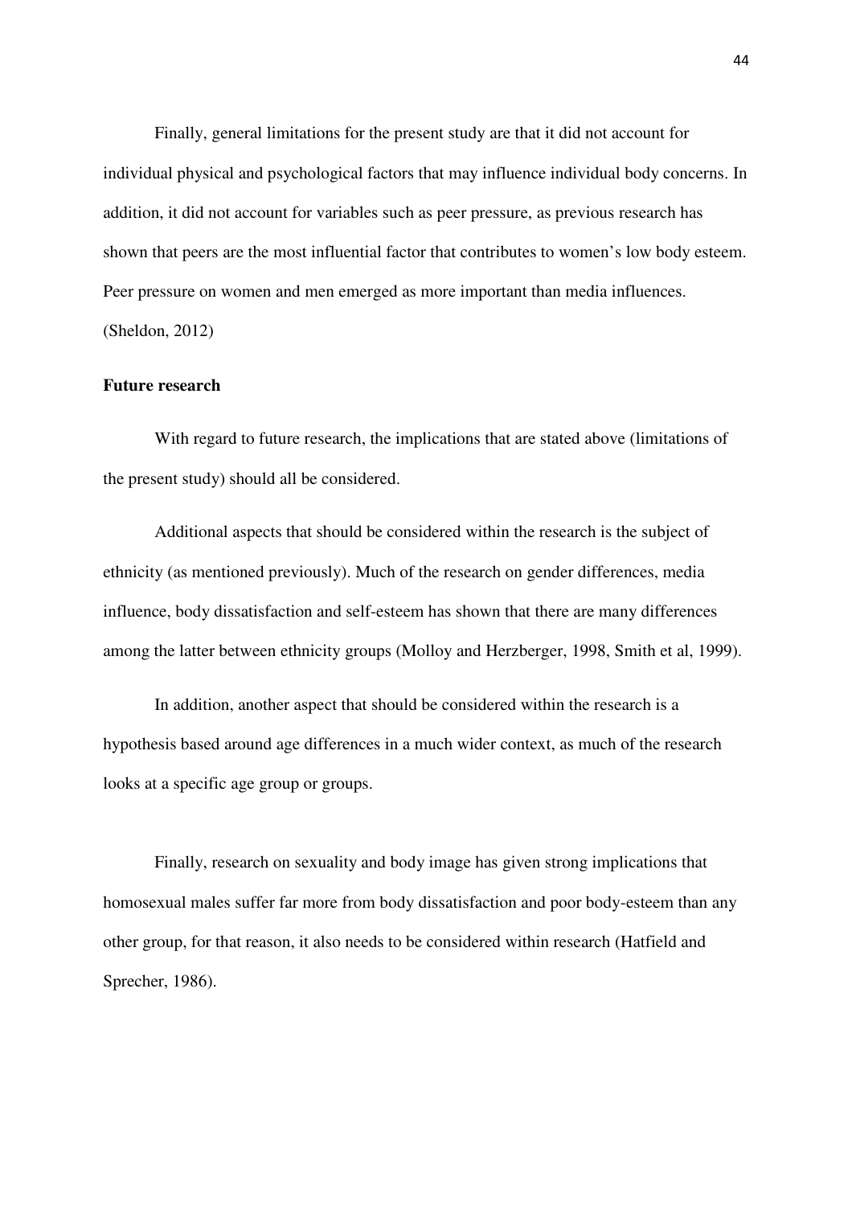Finally, general limitations for the present study are that it did not account for individual physical and psychological factors that may influence individual body concerns. In addition, it did not account for variables such as peer pressure, as previous research has shown that peers are the most influential factor that contributes to women's low body esteem. Peer pressure on women and men emerged as more important than media influences. (Sheldon, 2012)

**Future research**

With regard to future research, the implications that are stated above (limitations of the present study) should all be considered.

Additional aspects that should be considered within the research is the subject of ethnicity (as mentioned previously). Much of the research on gender differences, media influence, body dissatisfaction and self-esteem has shown that there are many differences among the latter between ethnicity groups (Molloy and Herzberger, 1998, Smith et al, 1999).

In addition, another aspect that should be considered within the research is a hypothesis based around age differences in a much wider context, as much of the research looks at a specific age group or groups.

Finally, research on sexuality and body image has given strong implications that homosexual males suffer far more from body dissatisfaction and poor body-esteem than any other group, for that reason, it also needs to be considered within research (Hatfield and Sprecher, 1986).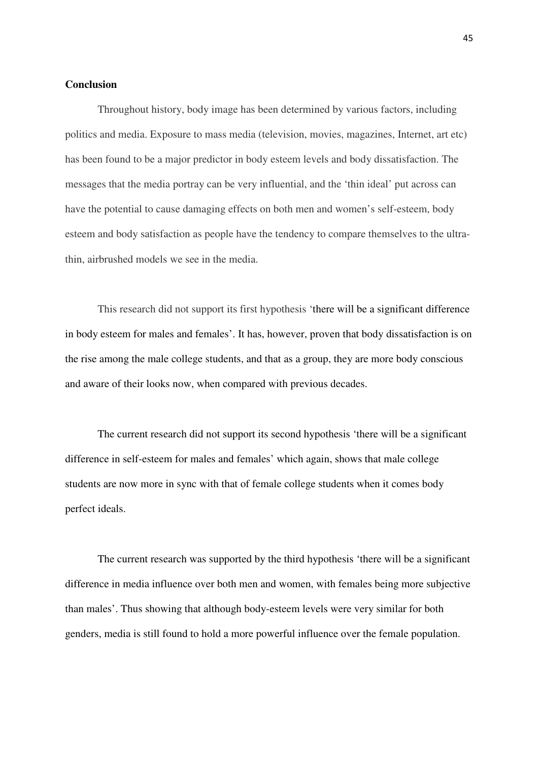**Conclusion**

Throughout history, body image has been determined by various factors, including politics and media. Exposure to mass media (television, movies, magazines, Internet, art etc) has been found to be a major predictor in body esteem levels and body dissatisfaction. The messages that the media portray can be very influential, and the 'thin ideal' put across can have the potential to cause damaging effects on both men and women's self-esteem, body esteem and body satisfaction as people have the tendency to compare themselves to the ultra-thin, airbrushed models we see in the media.

This research did not support its first hypothesis 'there will be a significant difference in body esteem for males and females'. It has, however, proven that body dissatisfaction is on the rise among the male college students, and that as a group, they are more body conscious and aware of their looks now, when compared with previous decades.

The current research did not support its second hypothesis 'there will be a significant difference in self-esteem for males and females' which again, shows that male college students are now more in sync with that of female college students when it comes body perfect ideals.

The current research was supported by the third hypothesis 'there will be a significant difference in media influence over both men and women, with females being more subjective than males'. Thus showing that although body-esteem levels were very similar for both genders, media is still found to hold a more powerful influence over the female population.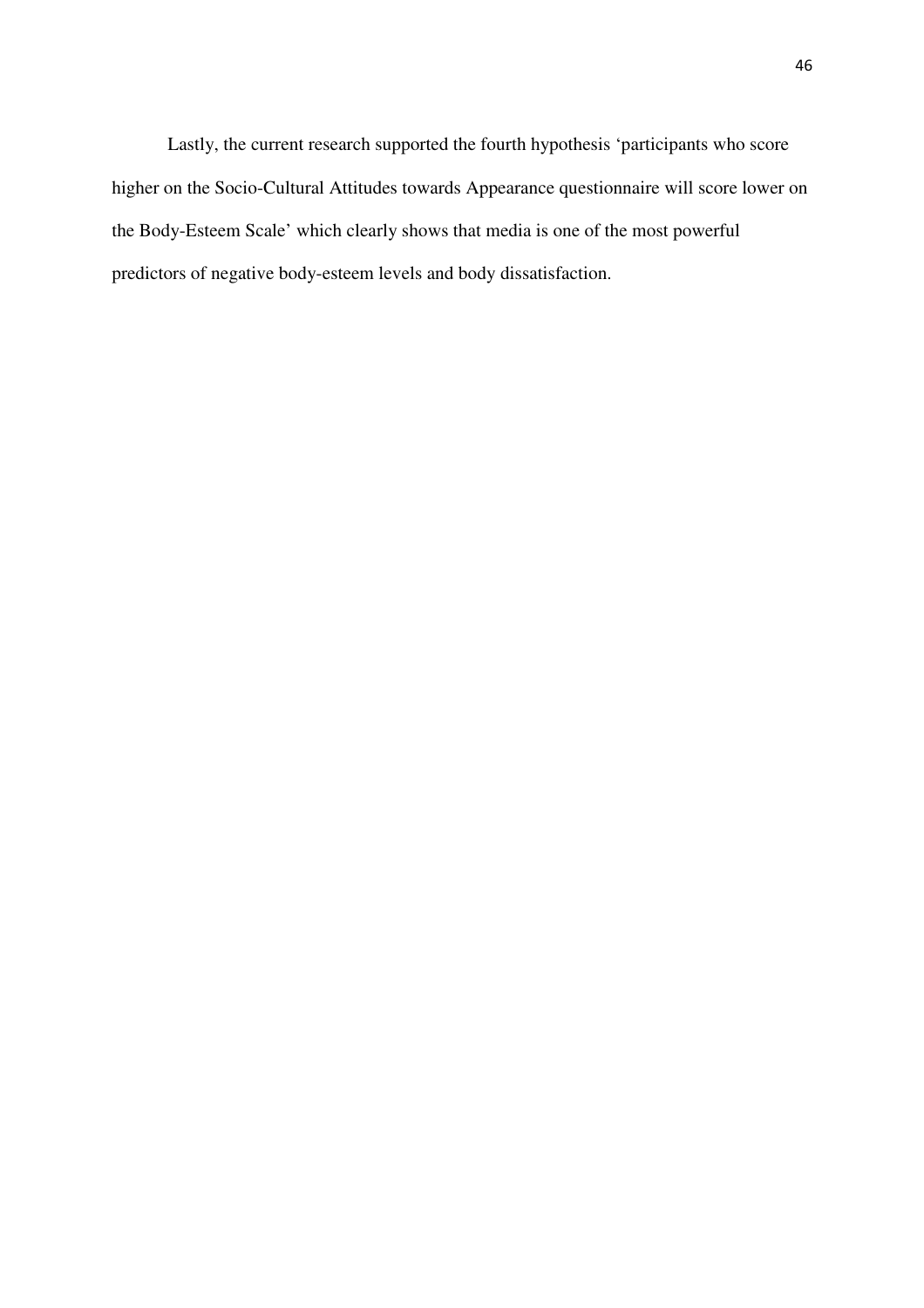Lastly, the current research supported the fourth hypothesis 'participants who score higher on the Socio-Cultural Attitudes towards Appearance questionnaire will score lower on the Body-Esteem Scale' which clearly shows that media is one of the most powerful predictors of negative body-esteem levels and body dissatisfaction.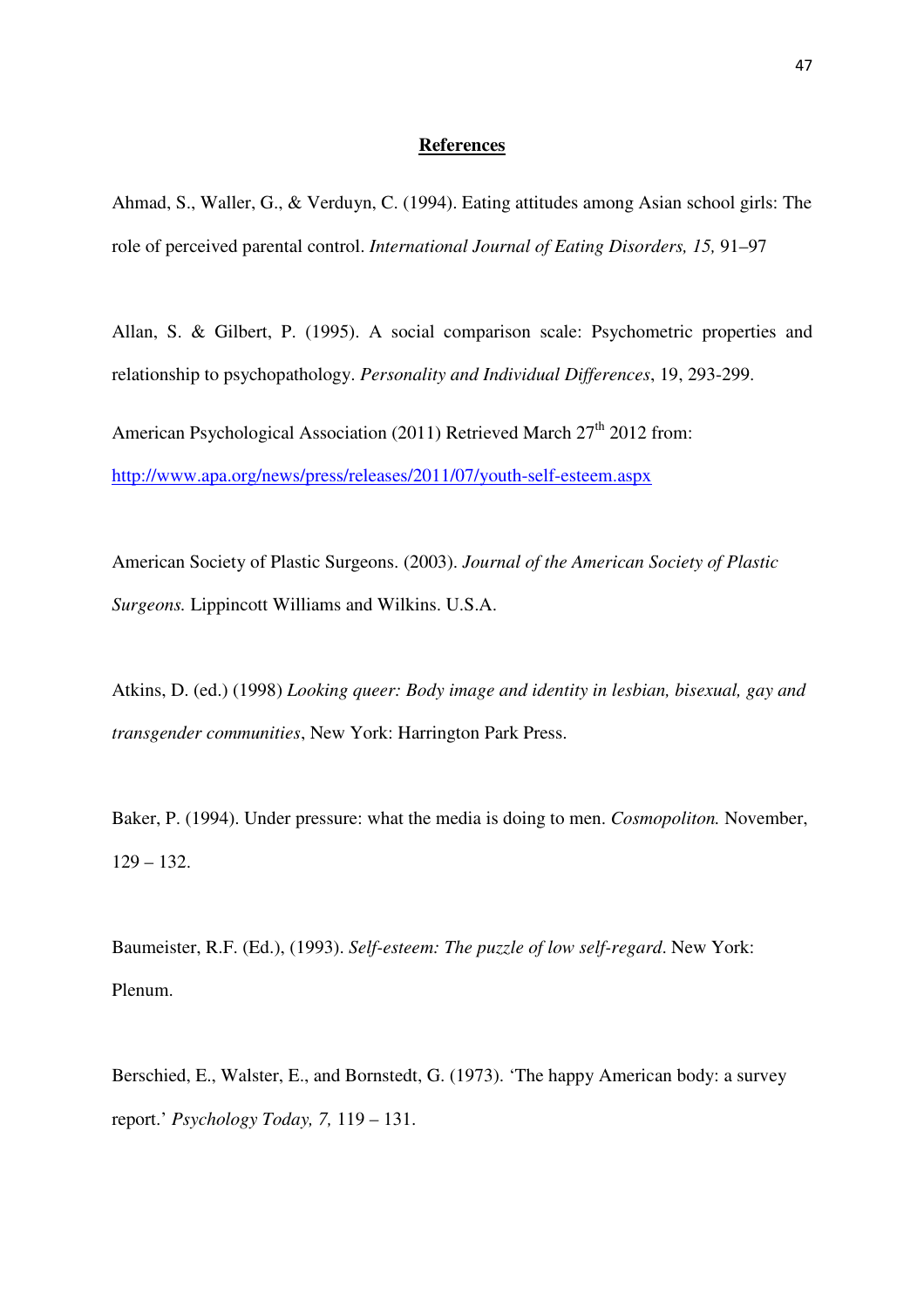## References

Ahmad, S., Waller, G., & Verduyn, C. (1994). Eating attitudes among Asian school girls: The role of perceived parental control. *International Journal of Eating Disorders, 15,* 91–97

Allan, S. & Gilbert, P. (1995). A social comparison scale: Psychometric properties and relationship to psychopathology. *Personality and Individual Differences*, 19, 293-299.

American Psychological Association (2011) Retrieved March 27th 2012 from: http://www.apa.org/news/press/releases/2011/07/youth-self-esteem.aspx

American Society of Plastic Surgeons. (2003). *Journal of the American Society of Plastic Surgeons.* Lippincott Williams and Wilkins. U.S.A.

Atkins, D. (ed.) (1998) *Looking queer: Body image and identity in lesbian, bisexual, gay and transgender communities*, New York: Harrington Park Press.

Baker, P. (1994). Under pressure: what the media is doing to men. *Cosmopoliton.* November, 129 – 132.

Baumeister, R.F. (Ed.), (1993). *Self-esteem: The puzzle of low self-regard*. New York: Plenum.

Berschied, E., Walster, E., and Bornstedt, G. (1973). 'The happy American body: a survey report.' *Psychology Today, 7,* 119 – 131.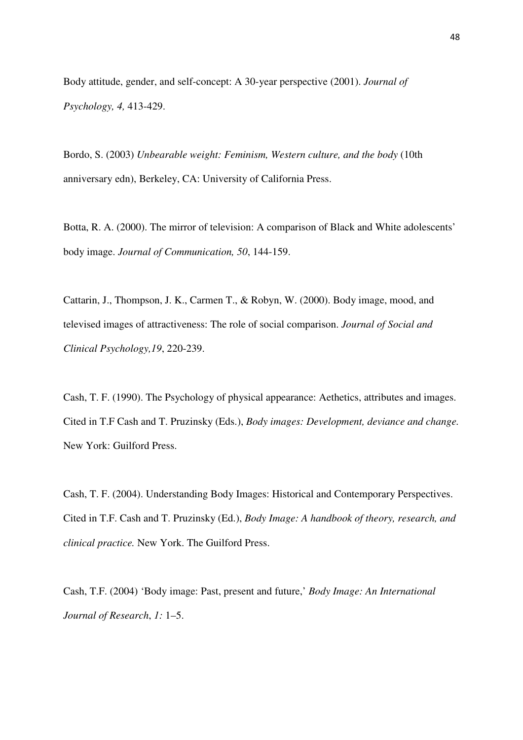Body attitude, gender, and self-concept: A 30-year perspective (2001). *Journal of Psychology, 4,* 413-429.

Bordo, S. (2003) *Unbearable weight: Feminism, Western culture, and the body* (10th anniversary edn), Berkeley, CA: University of California Press.

Botta, R. A. (2000). The mirror of television: A comparison of Black and White adolescents' body image. *Journal of Communication, 50*, 144-159.

Cattarin, J., Thompson, J. K., Carmen T., & Robyn, W. (2000). Body image, mood, and televised images of attractiveness: The role of social comparison. *Journal of Social and Clinical Psychology,19*, 220-239.

Cash, T. F. (1990). The Psychology of physical appearance: Aethetics, attributes and images. Cited in T.F Cash and T. Pruzinsky (Eds.), *Body images: Development, deviance and change.* New York: Guilford Press.

Cash, T. F. (2004). Understanding Body Images: Historical and Contemporary Perspectives. Cited in T.F. Cash and T. Pruzinsky (Ed.), *Body Image: A handbook of theory, research, and clinical practice.* New York. The Guilford Press.

Cash, T.F. (2004) 'Body image: Past, present and future,' *Body Image: An International Journal of Research*, *1:* 1–5.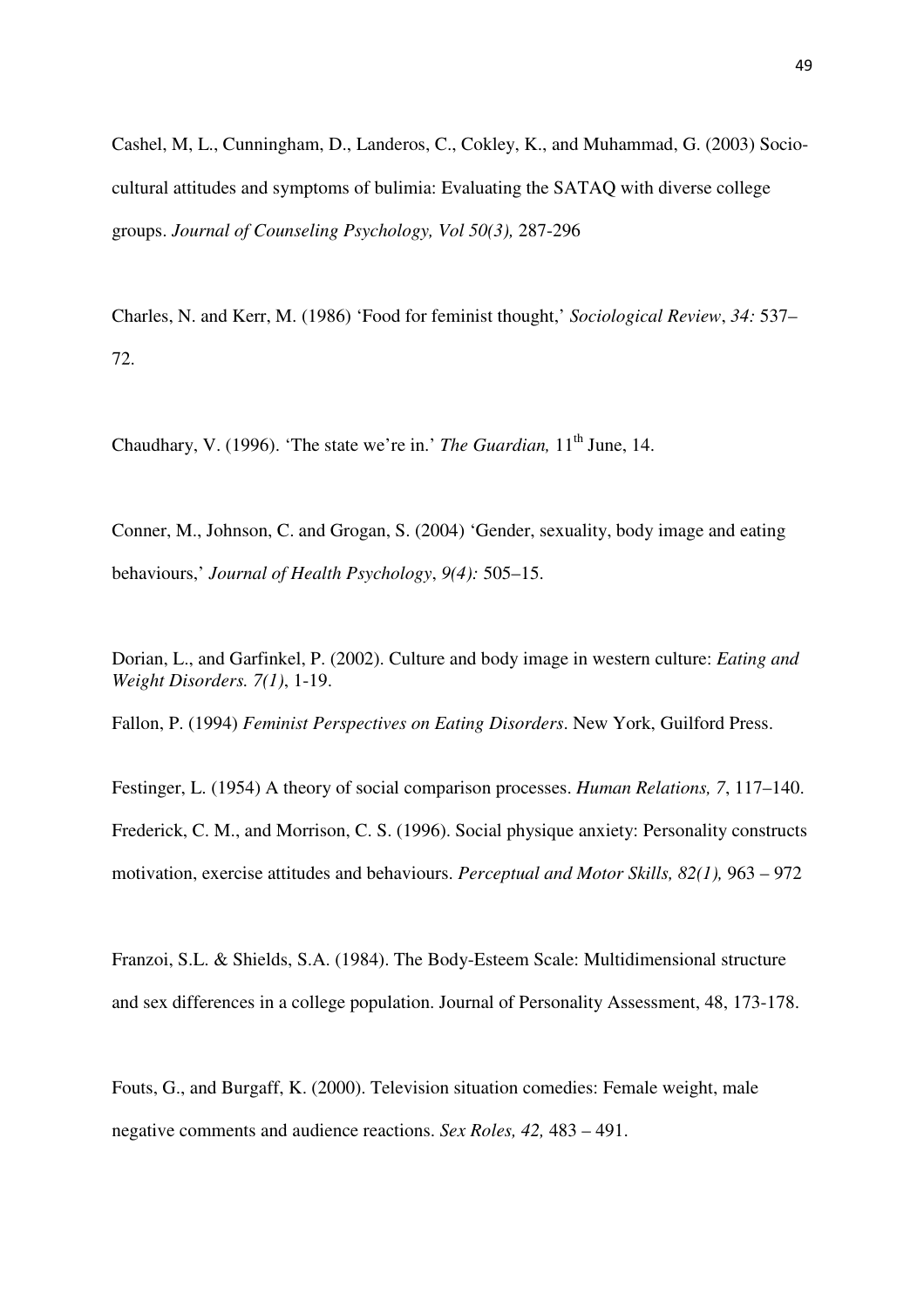Cashel, M, L., Cunningham, D., Landeros, C., Cokley, K., and Muhammad, G. (2003) Socio-cultural attitudes and symptoms of bulimia: Evaluating the SATAQ with diverse college groups. *Journal of Counseling Psychology, Vol 50(3),* 287-296

Charles, N. and Kerr, M. (1986) 'Food for feminist thought,' *Sociological Review*, *34:* 537–72.

Chaudhary, V. (1996). 'The state we're in.' *The Guardian,* 11th June, 14.

Conner, M., Johnson, C. and Grogan, S. (2004) 'Gender, sexuality, body image and eating behaviours,' *Journal of Health Psychology*, *9(4):* 505–15.

Dorian, L., and Garfinkel, P. (2002). Culture and body image in western culture: *Eating and Weight Disorders. 7(1)*, 1-19.

Fallon, P. (1994) *Feminist Perspectives on Eating Disorders*. New York, Guilford Press.

Festinger, L. (1954) A theory of social comparison processes. *Human Relations, 7*, 117–140.

Frederick, C. M., and Morrison, C. S. (1996). Social physique anxiety: Personality constructs motivation, exercise attitudes and behaviours. *Perceptual and Motor Skills, 82(1),* 963 – 972

Franzoi, S.L. & Shields, S.A. (1984). The Body-Esteem Scale: Multidimensional structure and sex differences in a college population. Journal of Personality Assessment, 48, 173-178.

Fouts, G., and Burgaff, K. (2000). Television situation comedies: Female weight, male negative comments and audience reactions. *Sex Roles, 42,* 483 – 491.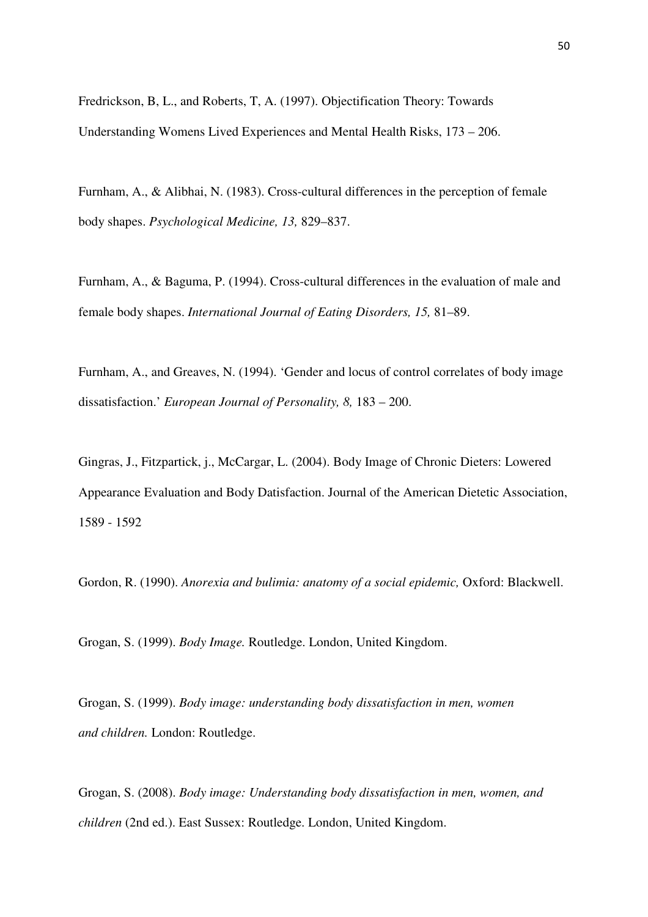Fredrickson, B, L., and Roberts, T, A. (1997). Objectification Theory: Towards Understanding Womens Lived Experiences and Mental Health Risks, 173 – 206.

Furnham, A., & Alibhai, N. (1983). Cross-cultural differences in the perception of female body shapes. *Psychological Medicine, 13,* 829–837.

Furnham, A., & Baguma, P. (1994). Cross-cultural differences in the evaluation of male and female body shapes. *International Journal of Eating Disorders, 15,* 81–89.

Furnham, A., and Greaves, N. (1994). 'Gender and locus of control correlates of body image dissatisfaction.' *European Journal of Personality, 8,* 183 – 200.

Gingras, J., Fitzpartick, j., McCargar, L. (2004). Body Image of Chronic Dieters: Lowered Appearance Evaluation and Body Datisfaction. Journal of the American Dietetic Association, 1589 - 1592

Gordon, R. (1990). *Anorexia and bulimia: anatomy of a social epidemic,* Oxford: Blackwell.

Grogan, S. (1999). *Body Image.* Routledge. London, United Kingdom.

Grogan, S. (1999). *Body image: understanding body dissatisfaction in men, women and children.* London: Routledge.

Grogan, S. (2008). *Body image: Understanding body dissatisfaction in men, women, and children* (2nd ed.). East Sussex: Routledge. London, United Kingdom.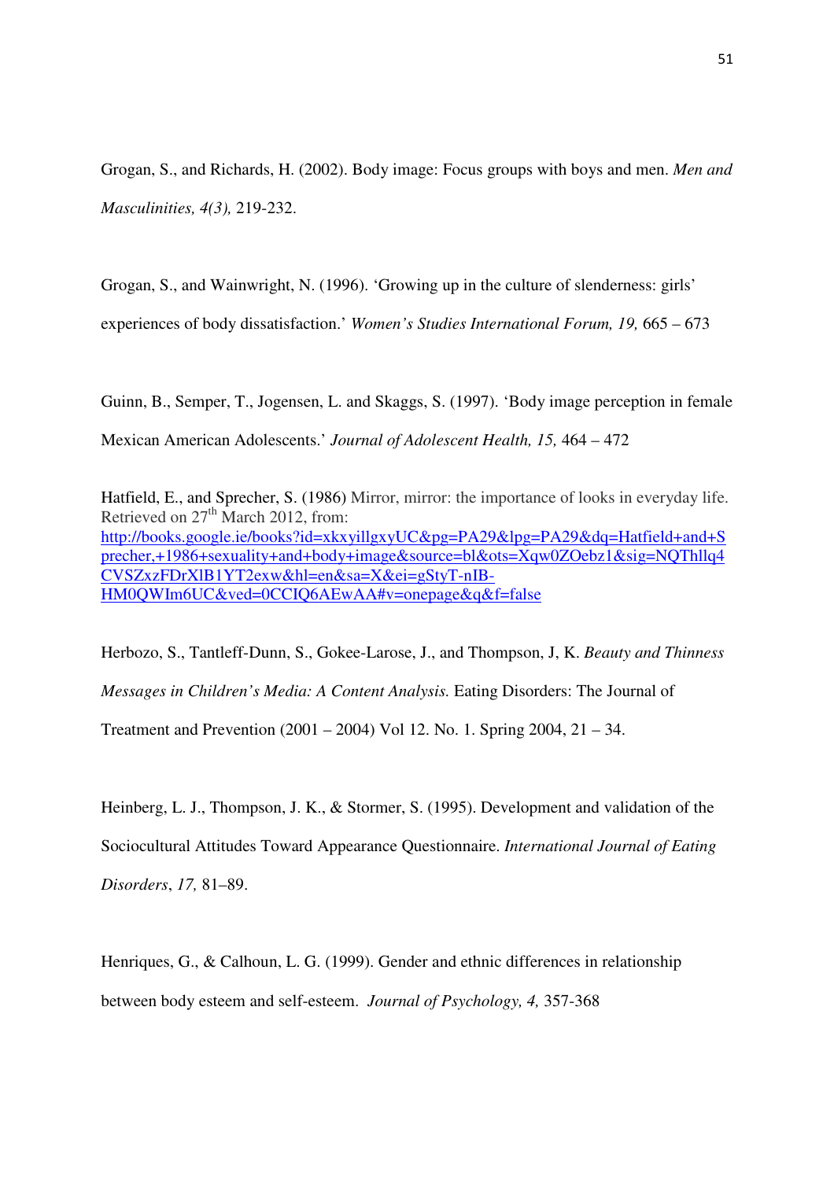Grogan, S., and Richards, H. (2002). Body image: Focus groups with boys and men. *Men and Masculinities, 4(3),* 219-232.

Grogan, S., and Wainwright, N. (1996). 'Growing up in the culture of slenderness: girls' experiences of body dissatisfaction.' *Women's Studies International Forum, 19,* 665 – 673

Guinn, B., Semper, T., Jogensen, L. and Skaggs, S. (1997). 'Body image perception in female Mexican American Adolescents.' *Journal of Adolescent Health, 15,* 464 – 472

Hatfield, E., and Sprecher, S. (1986) Mirror, mirror: the importance of looks in everyday life. Retrieved on 27th March 2012, from: http://books.google.ie/books?id=xkxyillgxyUC&pg=PA29&lpg=PA29&dq=Hatfield+and+Sprecher,+1986+sexuality+and+body+image&source=bl&ots=Xqw0ZOebz1&sig=NQThllq4CVSZxzFDrXlB1YT2exw&hl=en&sa=X&ei=gStyT-nIB-HM0QWIm6UC&ved=0CCIQ6AEwAA#v=onepage&q&f=false

Herbozo, S., Tantleff-Dunn, S., Gokee-Larose, J., and Thompson, J, K. *Beauty and Thinness Messages in Children's Media: A Content Analysis.* Eating Disorders: The Journal of Treatment and Prevention (2001 – 2004) Vol 12. No. 1. Spring 2004, 21 – 34.

Heinberg, L. J., Thompson, J. K., & Stormer, S. (1995). Development and validation of the Sociocultural Attitudes Toward Appearance Questionnaire. *International Journal of Eating Disorders*, *17,* 81–89.

Henriques, G., & Calhoun, L. G. (1999). Gender and ethnic differences in relationship between body esteem and self-esteem. *Journal of Psychology, 4,* 357-368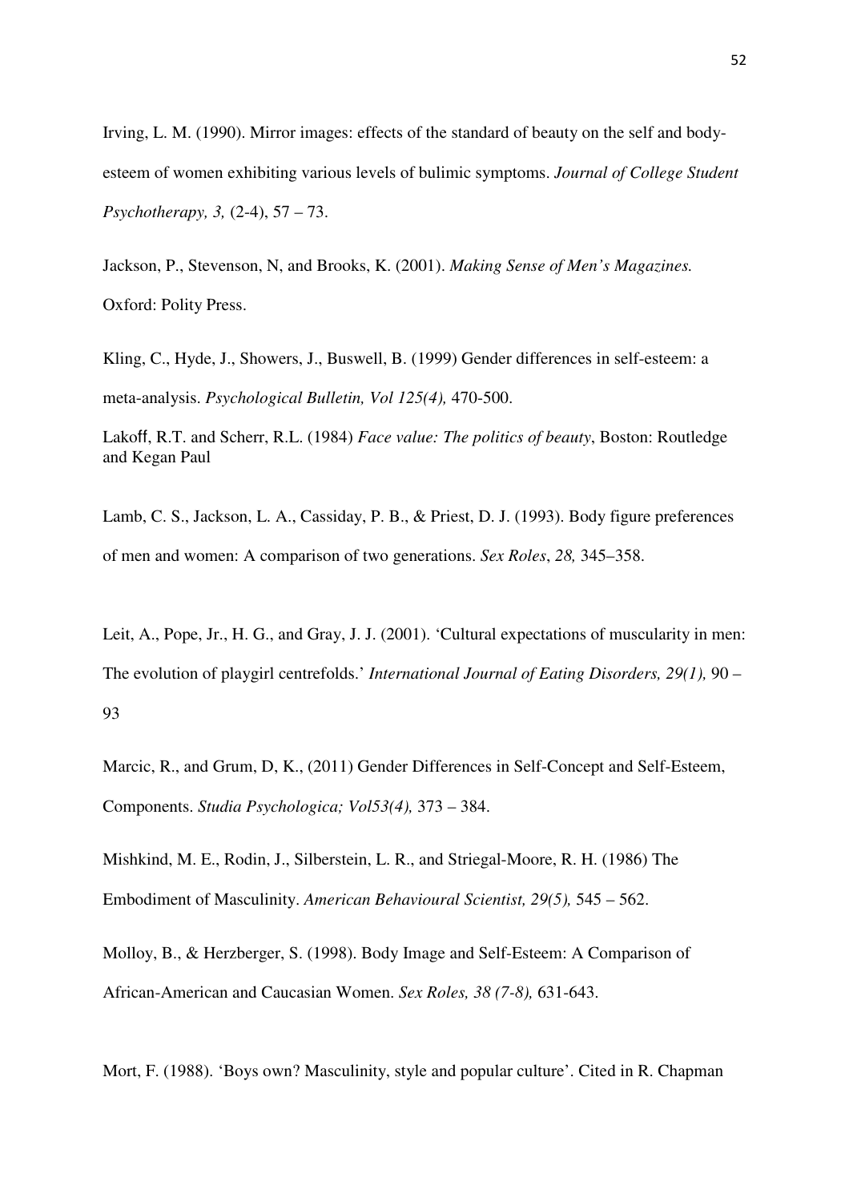Irving, L. M. (1990). Mirror images: effects of the standard of beauty on the self and body-esteem of women exhibiting various levels of bulimic symptoms. *Journal of College Student Psychotherapy, 3,* (2-4), 57 – 73.

Jackson, P., Stevenson, N, and Brooks, K. (2001). *Making Sense of Men's Magazines.* Oxford: Polity Press.

Kling, C., Hyde, J., Showers, J., Buswell, B. (1999) Gender differences in self-esteem: a meta-analysis. *Psychological Bulletin, Vol 125(4),* 470-500.

Lakoff, R.T. and Scherr, R.L. (1984) *Face value: The politics of beauty*, Boston: Routledge and Kegan Paul

Lamb, C. S., Jackson, L. A., Cassiday, P. B., & Priest, D. J. (1993). Body figure preferences of men and women: A comparison of two generations. *Sex Roles*, *28,* 345–358.

Leit, A., Pope, Jr., H. G., and Gray, J. J. (2001). 'Cultural expectations of muscularity in men: The evolution of playgirl centrefolds.' *International Journal of Eating Disorders, 29(1),* 90 – 93

Marcic, R., and Grum, D, K., (2011) Gender Differences in Self-Concept and Self-Esteem, Components. *Studia Psychologica; Vol53(4),* 373 – 384.

Mishkind, M. E., Rodin, J., Silberstein, L. R., and Striegal-Moore, R. H. (1986) The Embodiment of Masculinity. *American Behavioural Scientist, 29(5),* 545 – 562.

Molloy, B., & Herzberger, S. (1998). Body Image and Self-Esteem: A Comparison of African-American and Caucasian Women. *Sex Roles, 38 (7-8),* 631-643.

Mort, F. (1988). 'Boys own? Masculinity, style and popular culture'. Cited in R. Chapman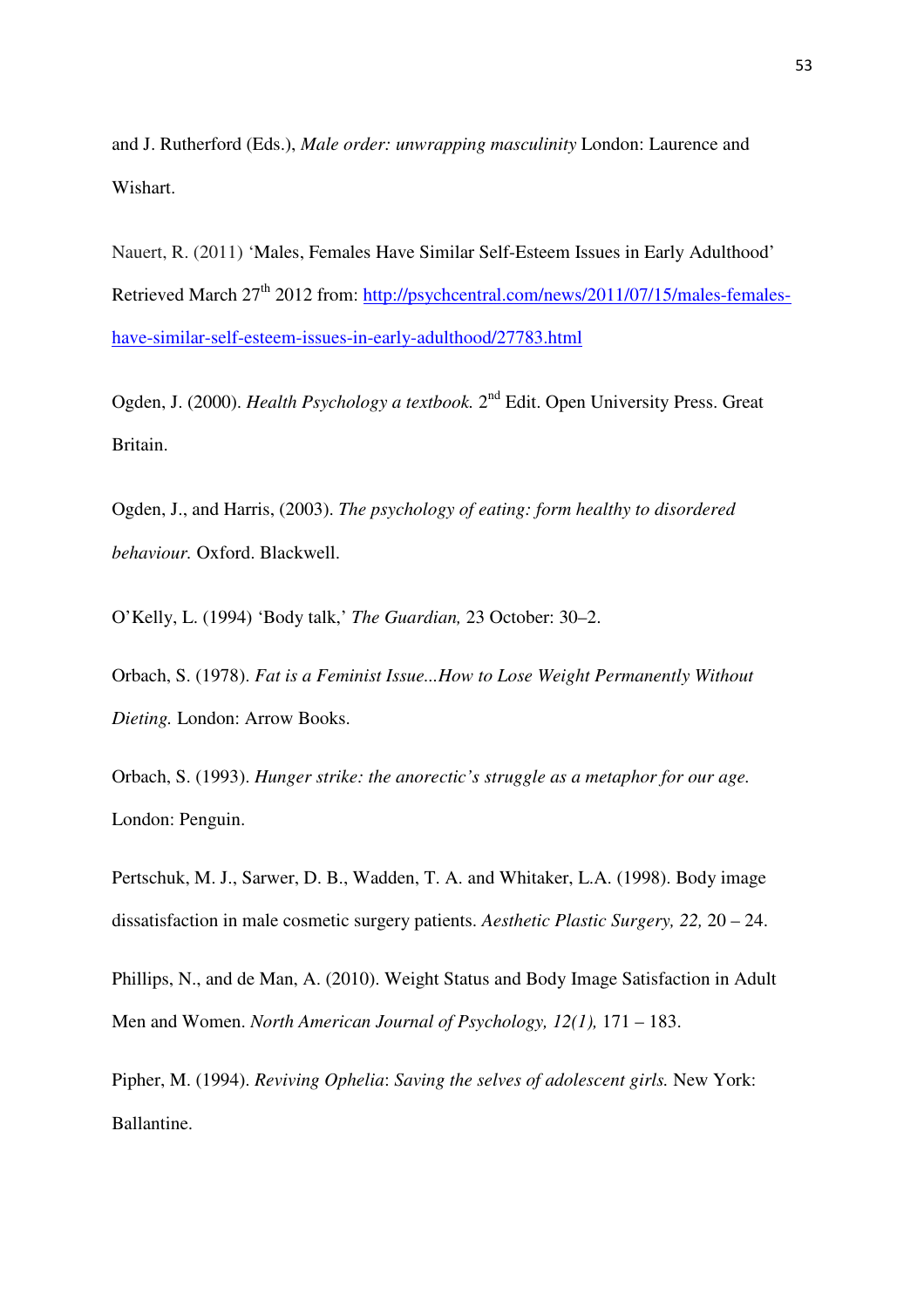and J. Rutherford (Eds.), *Male order: unwrapping masculinity* London: Laurence and Wishart.

Nauert, R. (2011) 'Males, Females Have Similar Self-Esteem Issues in Early Adulthood' Retrieved March 27th 2012 from: [http://psychcentral.com/news/2011/07/15/males-females-have-similar-self-esteem-issues-in-early-adulthood/27783.html](http://psychcentral.com/news/2011/07/15/males-females-have-similar-self-esteem-issues-in-early-adulthood/27783.html)

Ogden, J. (2000). *Health Psychology a textbook.* 2nd Edit. Open University Press. Great Britain.

Ogden, J., and Harris, (2003). *The psychology of eating: form healthy to disordered behaviour.* Oxford. Blackwell.

O'Kelly, L. (1994) 'Body talk,' *The Guardian,* 23 October: 30–2.

Orbach, S. (1978). *Fat is a Feminist Issue...How to Lose Weight Permanently Without Dieting.* London: Arrow Books.

Orbach, S. (1993). *Hunger strike: the anorectic's struggle as a metaphor for our age.* London: Penguin.

Pertschuk, M. J., Sarwer, D. B., Wadden, T. A. and Whitaker, L.A. (1998). Body image dissatisfaction in male cosmetic surgery patients. *Aesthetic Plastic Surgery, 22,* 20 – 24.

Phillips, N., and de Man, A. (2010). Weight Status and Body Image Satisfaction in Adult Men and Women. *North American Journal of Psychology, 12(1),* 171 – 183.

Pipher, M. (1994). *Reviving Ophelia*: *Saving the selves of adolescent girls.* New York: Ballantine.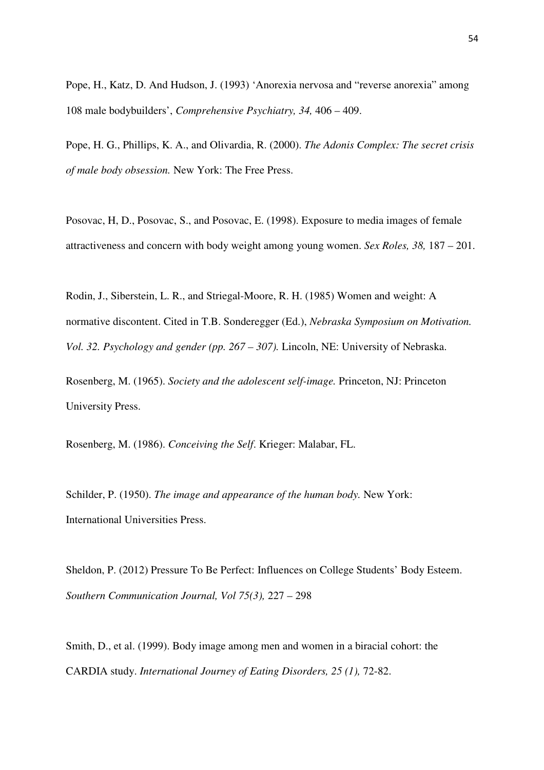Pope, H., Katz, D. And Hudson, J. (1993) ‘Anorexia nervosa and “reverse anorexia” among 108 male bodybuilders’, *Comprehensive Psychiatry, 34,* 406 – 409.

Pope, H. G., Phillips, K. A., and Olivardia, R. (2000). *The Adonis Complex: The secret crisis of male body obsession.* New York: The Free Press.

Posovac, H, D., Posovac, S., and Posovac, E. (1998). Exposure to media images of female attractiveness and concern with body weight among young women. *Sex Roles, 38,* 187 – 201.

Rodin, J., Siberstein, L. R., and Striegal-Moore, R. H. (1985) Women and weight: A normative discontent. Cited in T.B. Sonderegger (Ed.), *Nebraska Symposium on Motivation. Vol. 32. Psychology and gender (pp. 267 – 307).* Lincoln, NE: University of Nebraska.

Rosenberg, M. (1965). *Society and the adolescent self-image.* Princeton, NJ: Princeton University Press.

Rosenberg, M. (1986). *Conceiving the Self.* Krieger: Malabar, FL.

Schilder, P. (1950). *The image and appearance of the human body.* New York: International Universities Press.

Sheldon, P. (2012) Pressure To Be Perfect: Influences on College Students’ Body Esteem. *Southern Communication Journal, Vol 75(3),* 227 – 298

Smith, D., et al. (1999). Body image among men and women in a biracial cohort: the CARDIA study. *International Journey of Eating Disorders, 25 (1),* 72-82.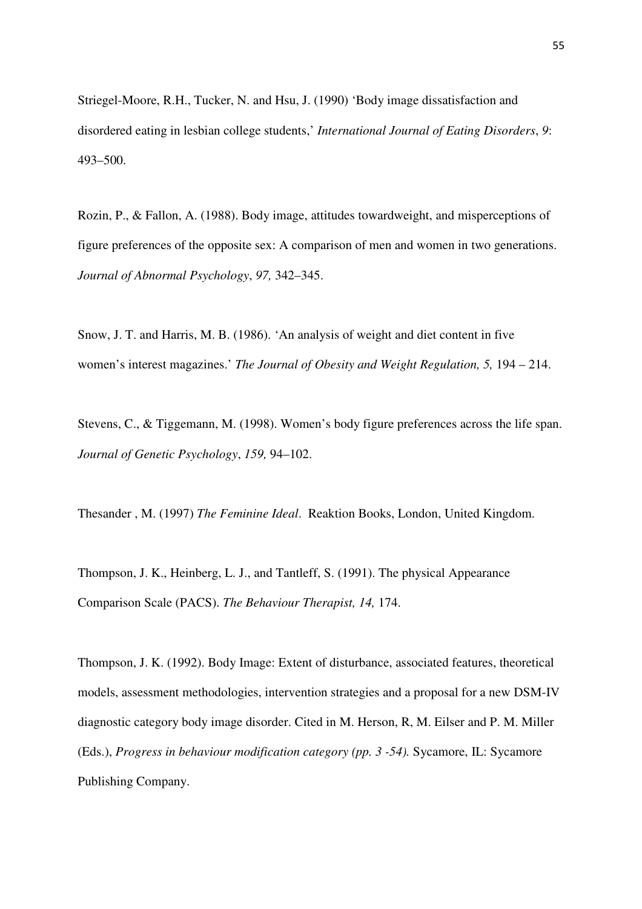Striegel-Moore, R.H., Tucker, N. and Hsu, J. (1990) 'Body image dissatisfaction and disordered eating in lesbian college students,' *International Journal of Eating Disorders*, *9*: 493–500.

Rozin, P., & Fallon, A. (1988). Body image, attitudes towardweight, and misperceptions of figure preferences of the opposite sex: A comparison of men and women in two generations. *Journal of Abnormal Psychology*, *97,* 342–345.

Snow, J. T. and Harris, M. B. (1986). 'An analysis of weight and diet content in five women's interest magazines.' *The Journal of Obesity and Weight Regulation, 5,* 194 – 214.

Stevens, C., & Tiggemann, M. (1998). Women's body figure preferences across the life span. *Journal of Genetic Psychology*, *159,* 94–102.

Thesander , M. (1997) *The Feminine Ideal*. Reaktion Books, London, United Kingdom.

Thompson, J. K., Heinberg, L. J., and Tantleff, S. (1991). The physical Appearance Comparison Scale (PACS). *The Behaviour Therapist, 14,* 174.

Thompson, J. K. (1992). Body Image: Extent of disturbance, associated features, theoretical models, assessment methodologies, intervention strategies and a proposal for a new DSM-IV diagnostic category body image disorder. Cited in M. Herson, R, M. Eilser and P. M. Miller (Eds.), *Progress in behaviour modification category (pp. 3 -54).* Sycamore, IL: Sycamore Publishing Company.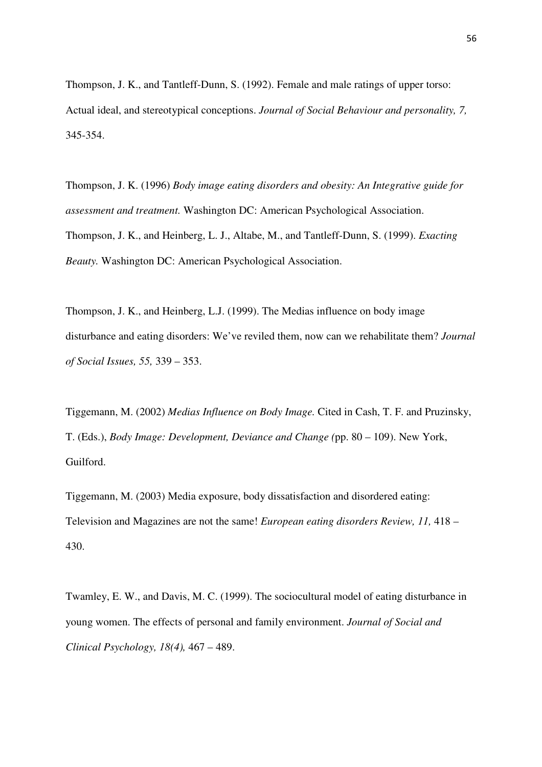Thompson, J. K., and Tantleff-Dunn, S. (1992). Female and male ratings of upper torso: Actual ideal, and stereotypical conceptions. *Journal of Social Behaviour and personality, 7,* 345-354.

Thompson, J. K. (1996) *Body image eating disorders and obesity: An Integrative guide for assessment and treatment.* Washington DC: American Psychological Association.

Thompson, J. K., and Heinberg, L. J., Altabe, M., and Tantleff-Dunn, S. (1999). *Exacting Beauty.* Washington DC: American Psychological Association.

Thompson, J. K., and Heinberg, L.J. (1999). The Medias influence on body image disturbance and eating disorders: We've reviled them, now can we rehabilitate them? *Journal of Social Issues, 55,* 339 – 353.

Tiggemann, M. (2002) *Medias Influence on Body Image.* Cited in Cash, T. F. and Pruzinsky, T. (Eds.), *Body Image: Development, Deviance and Change (*pp. 80 – 109). New York, Guilford.

Tiggemann, M. (2003) Media exposure, body dissatisfaction and disordered eating: Television and Magazines are not the same! *European eating disorders Review, 11,* 418 – 430.

Twamley, E. W., and Davis, M. C. (1999). The sociocultural model of eating disturbance in young women. The effects of personal and family environment. *Journal of Social and Clinical Psychology, 18(4),* 467 – 489.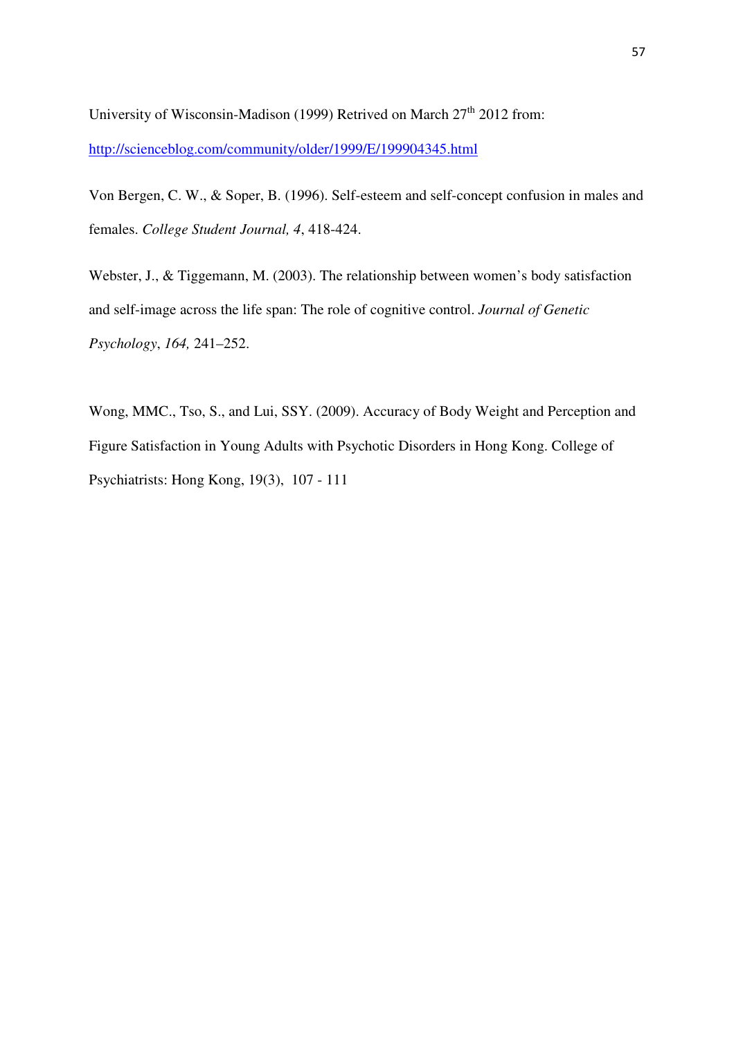University of Wisconsin-Madison (1999) Retrived on March 27th 2012 from: http://scienceblog.com/community/older/1999/E/199904345.html

Von Bergen, C. W., & Soper, B. (1996). Self-esteem and self-concept confusion in males and females. *College Student Journal, 4*, 418-424.

Webster, J., & Tiggemann, M. (2003). The relationship between women's body satisfaction and self-image across the life span: The role of cognitive control. *Journal of Genetic Psychology*, *164,* 241–252.

Wong, MMC., Tso, S., and Lui, SSY. (2009). Accuracy of Body Weight and Perception and Figure Satisfaction in Young Adults with Psychotic Disorders in Hong Kong. College of Psychiatrists: Hong Kong, 19(3), 107 - 111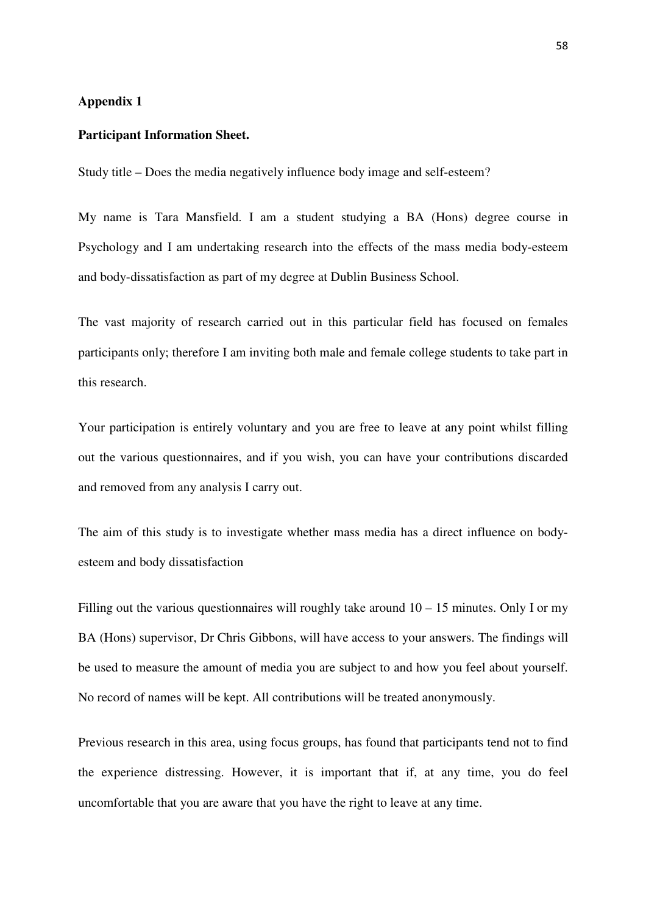**Appendix 1**

**Participant Information Sheet.**

Study title – Does the media negatively influence body image and self-esteem?

My name is Tara Mansfield. I am a student studying a BA (Hons) degree course in Psychology and I am undertaking research into the effects of the mass media body-esteem and body-dissatisfaction as part of my degree at Dublin Business School.

The vast majority of research carried out in this particular field has focused on females participants only; therefore I am inviting both male and female college students to take part in this research.

Your participation is entirely voluntary and you are free to leave at any point whilst filling out the various questionnaires, and if you wish, you can have your contributions discarded and removed from any analysis I carry out.

The aim of this study is to investigate whether mass media has a direct influence on body-esteem and body dissatisfaction

Filling out the various questionnaires will roughly take around 10 – 15 minutes. Only I or my BA (Hons) supervisor, Dr Chris Gibbons, will have access to your answers. The findings will be used to measure the amount of media you are subject to and how you feel about yourself. No record of names will be kept. All contributions will be treated anonymously.

Previous research in this area, using focus groups, has found that participants tend not to find the experience distressing. However, it is important that if, at any time, you do feel uncomfortable that you are aware that you have the right to leave at any time.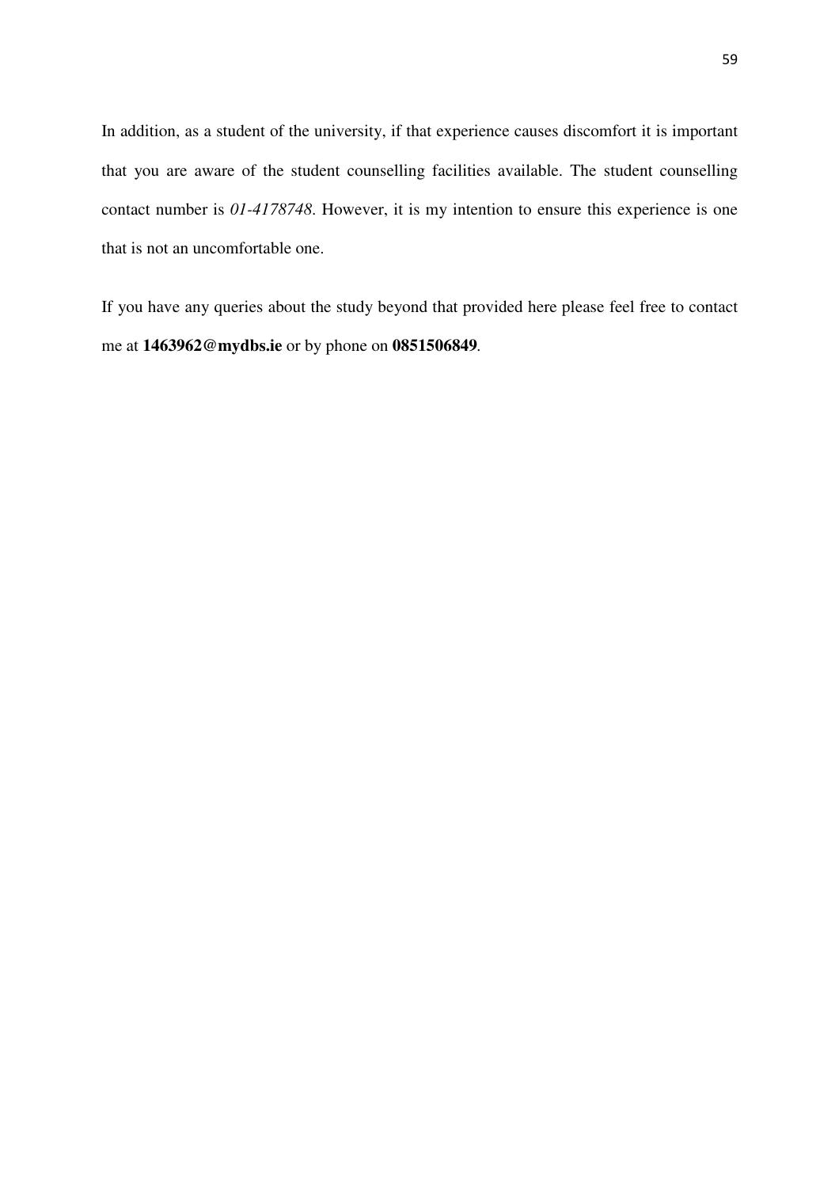In addition, as a student of the university, if that experience causes discomfort it is important that you are aware of the student counselling facilities available. The student counselling contact number is *01-4178748*. However, it is my intention to ensure this experience is one that is not an uncomfortable one.

If you have any queries about the study beyond that provided here please feel free to contact me at **1463962@mydbs.ie** or by phone on **0851506849**.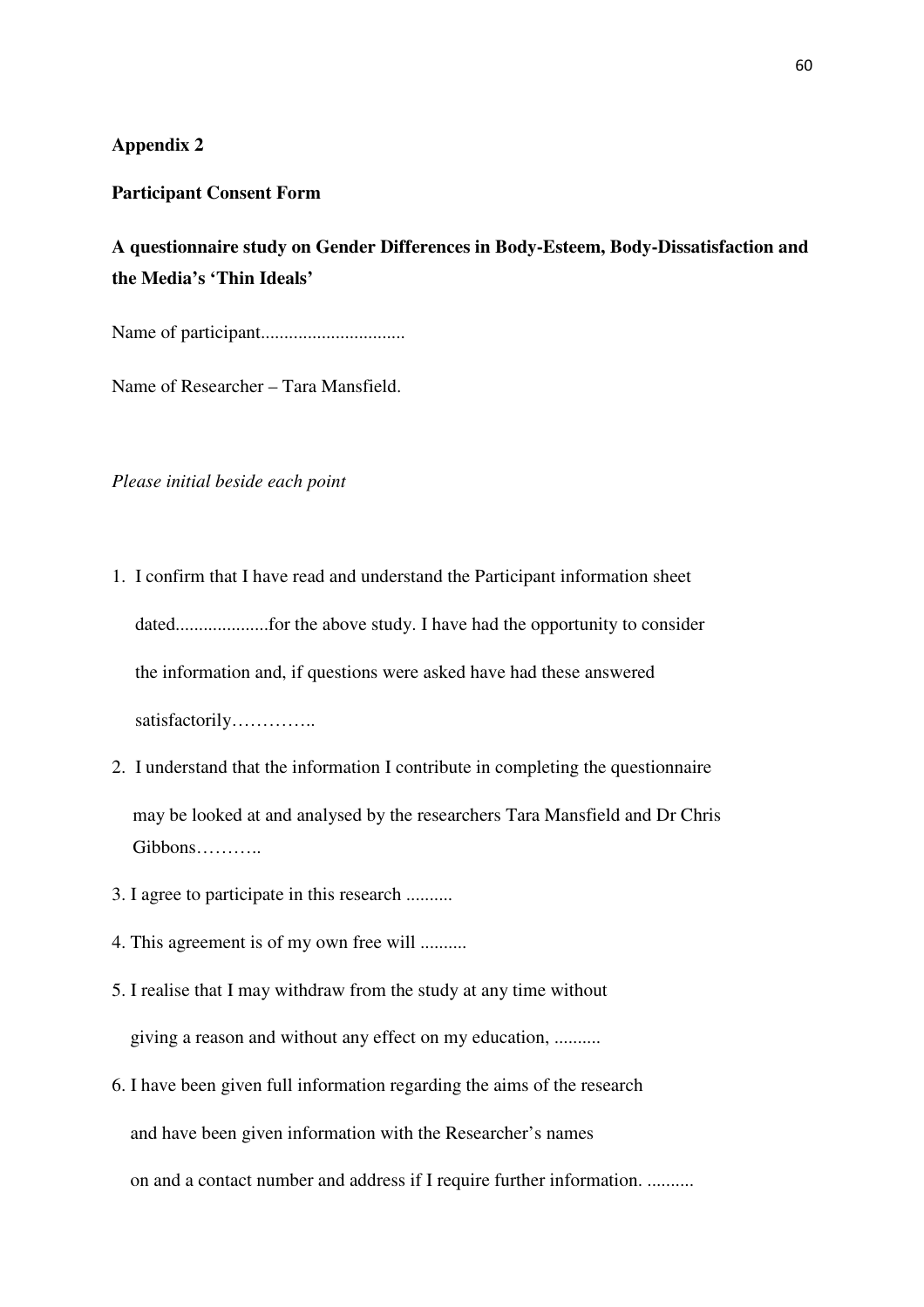**Appendix 2**

**Participant Consent Form**

**A questionnaire study on Gender Differences in Body-Esteem, Body-Dissatisfaction and the Media's 'Thin Ideals'**

Name of participant..............................

Name of Researcher – Tara Mansfield.

*Please initial beside each point*

1. I confirm that I have read and understand the Participant information sheet dated...................for the above study. I have had the opportunity to consider the information and, if questions were asked have had these answered satisfactorily…………..
2. I understand that the information I contribute in completing the questionnaire may be looked at and analysed by the researchers Tara Mansfield and Dr Chris Gibbons………..
3. I agree to participate in this research ..........
4. This agreement is of my own free will ..........
5. I realise that I may withdraw from the study at any time without giving a reason and without any effect on my education, ..........
6. I have been given full information regarding the aims of the research and have been given information with the Researcher's names on and a contact number and address if I require further information. ..........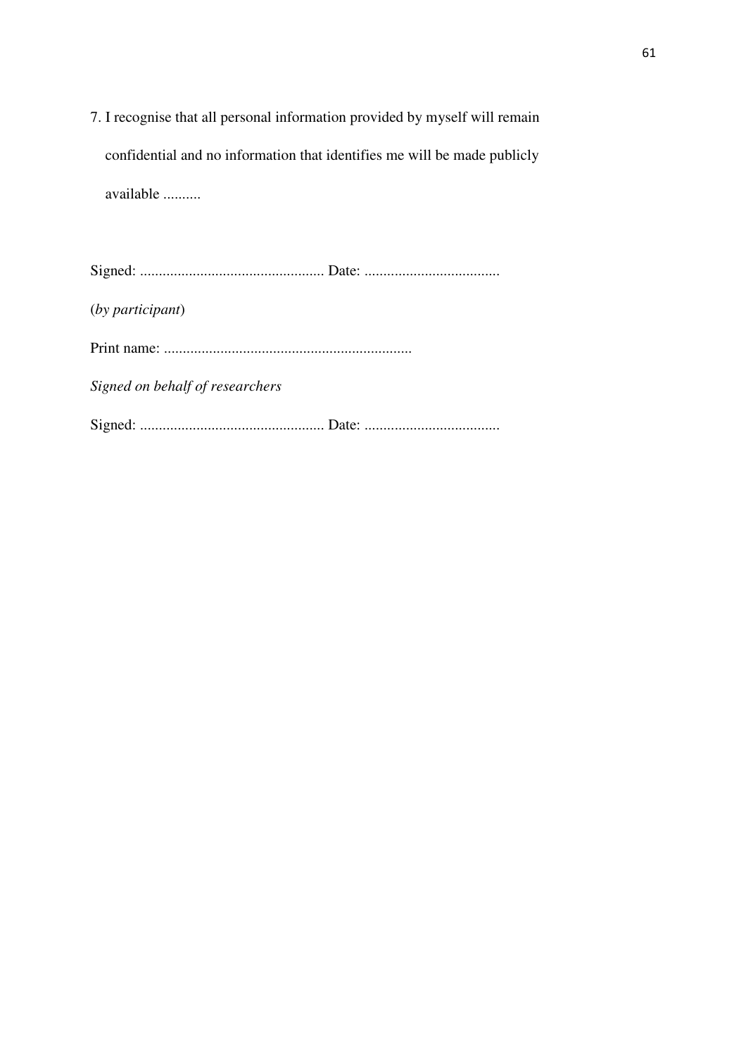7. I recognise that all personal information provided by myself will remain confidential and no information that identifies me will be made publicly available ..........

Signed: ................................................ Date: ...................................

(*by participant*)

Print name: .................................................................

*Signed on behalf of researchers*

Signed: ................................................ Date: ...................................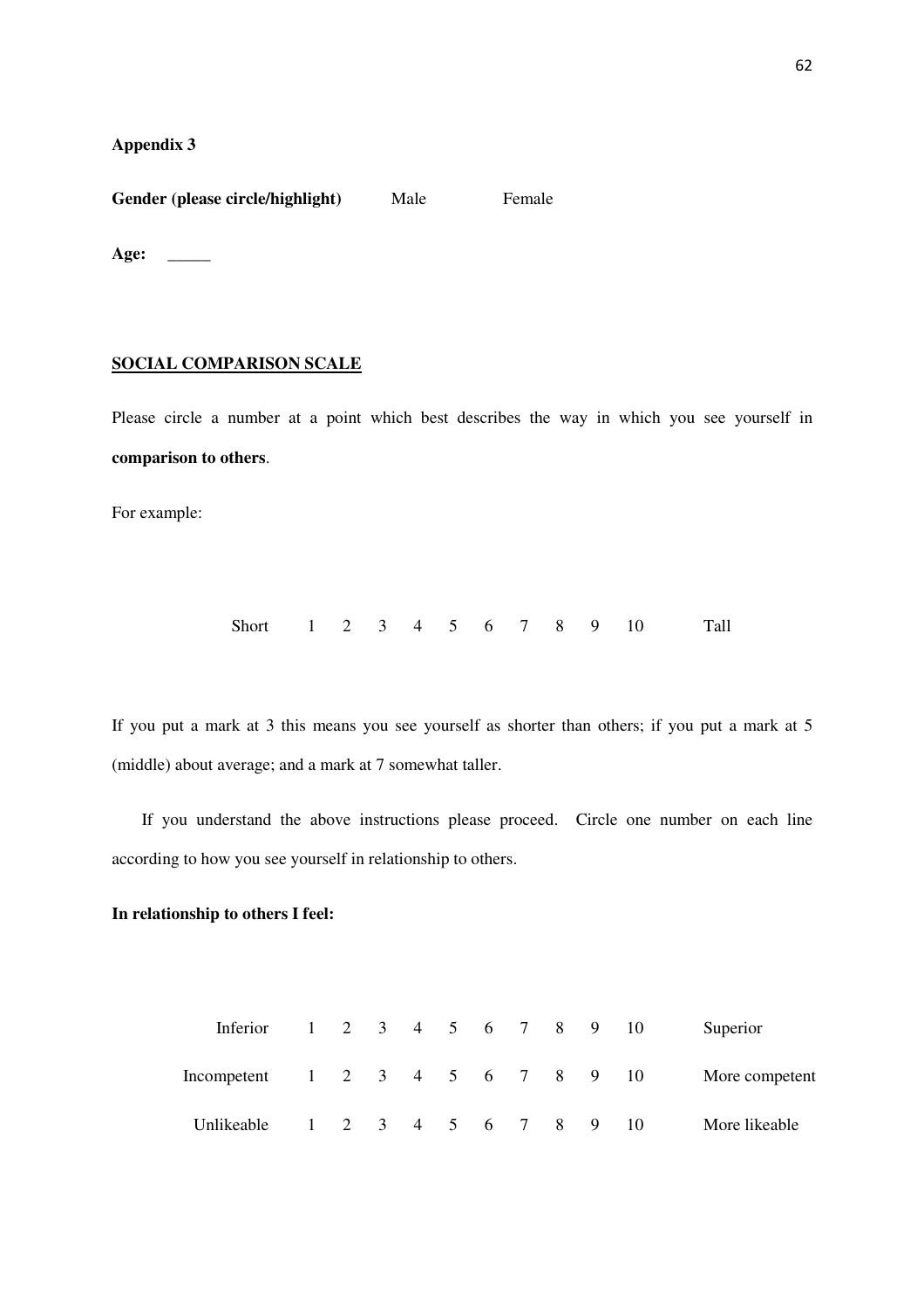**Appendix 3**

**Gender (please circle/highlight)** Male Female

**Age:** _____

**SOCIAL COMPARISON SCALE**

Please circle a number at a point which best describes the way in which you see yourself in **comparison to others**.

For example:

| | | | | | | | | | | | |
|---|---|---|---|---|---|---|---|---|---|---|---|
| Short | 1 | 2 | 3 | 4 | 5 | 6 | 7 | 8 | 9 | 10 | Tall |

If you put a mark at 3 this means you see yourself as shorter than others; if you put a mark at 5 (middle) about average; and a mark at 7 somewhat taller.

If you understand the above instructions please proceed. Circle one number on each line according to how you see yourself in relationship to others.

**In relationship to others I feel:**

| | | | | | | | | | | | |
|---|---|---|---|---|---|---|---|---|---|---|---|
| Inferior | 1 | 2 | 3 | 4 | 5 | 6 | 7 | 8 | 9 | 10 | Superior |
| Incompetent | 1 | 2 | 3 | 4 | 5 | 6 | 7 | 8 | 9 | 10 | More competent |
| Unlikeable | 1 | 2 | 3 | 4 | 5 | 6 | 7 | 8 | 9 | 10 | More likeable |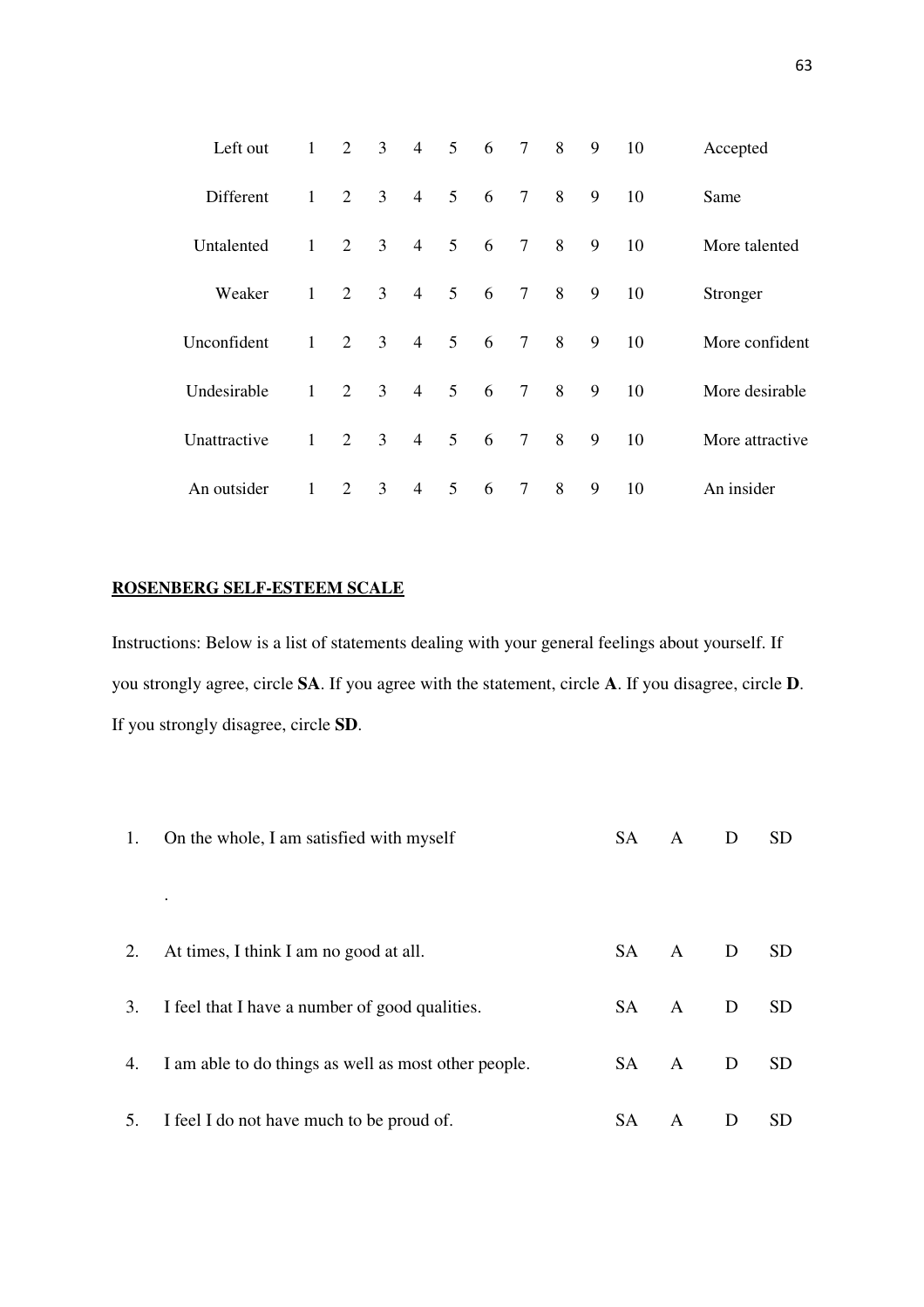| | | | | | | | | | | | |
|---|---|---|---|---|---|---|---|---|---|---|---|
| Left out | 1 | 2 | 3 | 4 | 5 | 6 | 7 | 8 | 9 | 10 | Accepted |
| Different | 1 | 2 | 3 | 4 | 5 | 6 | 7 | 8 | 9 | 10 | Same |
| Untalented | 1 | 2 | 3 | 4 | 5 | 6 | 7 | 8 | 9 | 10 | More talented |
| Weaker | 1 | 2 | 3 | 4 | 5 | 6 | 7 | 8 | 9 | 10 | Stronger |
| Unconfident | 1 | 2 | 3 | 4 | 5 | 6 | 7 | 8 | 9 | 10 | More confident |
| Undesirable | 1 | 2 | 3 | 4 | 5 | 6 | 7 | 8 | 9 | 10 | More desirable |
| Unattractive | 1 | 2 | 3 | 4 | 5 | 6 | 7 | 8 | 9 | 10 | More attractive |
| An outsider | 1 | 2 | 3 | 4 | 5 | 6 | 7 | 8 | 9 | 10 | An insider |

**ROSENBERG SELF-ESTEEM SCALE**

Instructions: Below is a list of statements dealing with your general feelings about yourself. If you strongly agree, circle **SA**. If you agree with the statement, circle **A**. If you disagree, circle **D**. If you strongly disagree, circle **SD**.

| | | | | | |
|---|---|---|---|---|---|
| 1. | On the whole, I am satisfied with myself . | SA | A | D | SD |
| 2. | At times, I think I am no good at all. | SA | A | D | SD |
| 3. | I feel that I have a number of good qualities. | SA | A | D | SD |
| 4. | I am able to do things as well as most other people. | SA | A | D | SD |
| 5. | I feel I do not have much to be proud of. | SA | A | D | SD |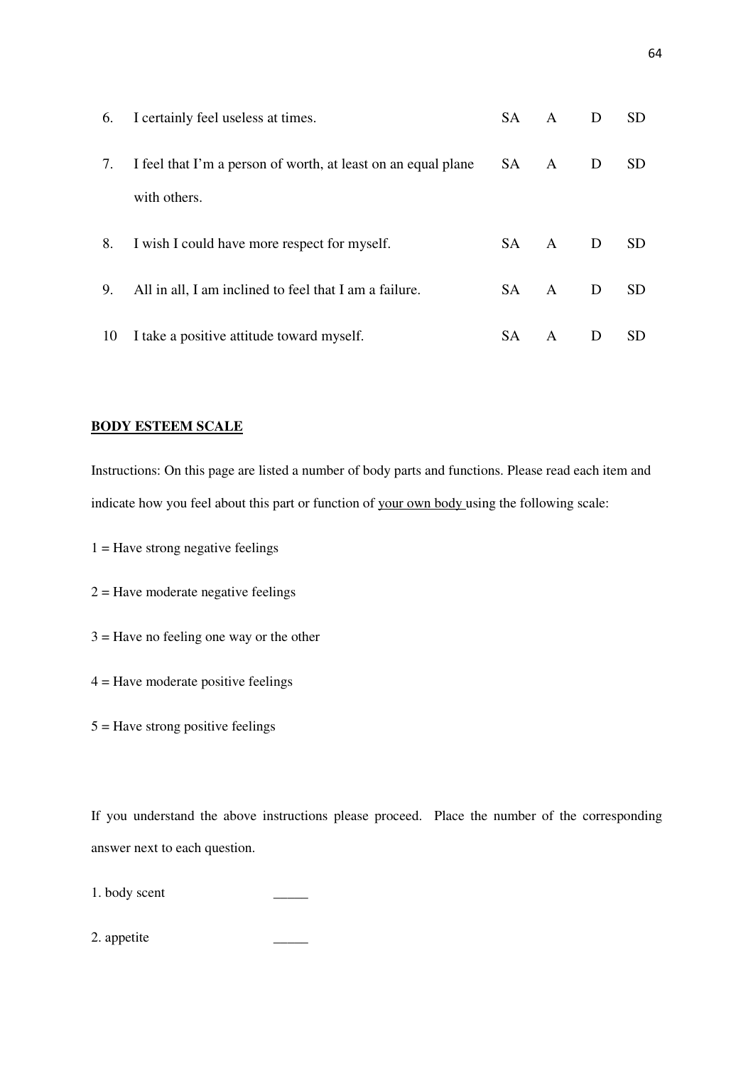| | | | | | |
|---|---|---|---|---|---|
| 6. | I certainly feel useless at times. | SA | A | D | SD |
| 7. | I feel that I'm a person of worth, at least on an equal plane with others. | SA | A | D | SD |
| 8. | I wish I could have more respect for myself. | SA | A | D | SD |
| 9. | All in all, I am inclined to feel that I am a failure. | SA | A | D | SD |
| 10 | I take a positive attitude toward myself. | SA | A | D | SD |

**BODY ESTEEM SCALE**

Instructions: On this page are listed a number of body parts and functions. Please read each item and indicate how you feel about this part or function of <u>your own body</u> using the following scale:

1 = Have strong negative feelings

2 = Have moderate negative feelings

3 = Have no feeling one way or the other

4 = Have moderate positive feelings

5 = Have strong positive feelings

If you understand the above instructions please proceed. Place the number of the corresponding answer next to each question.

1. body scent _____

2. appetite _____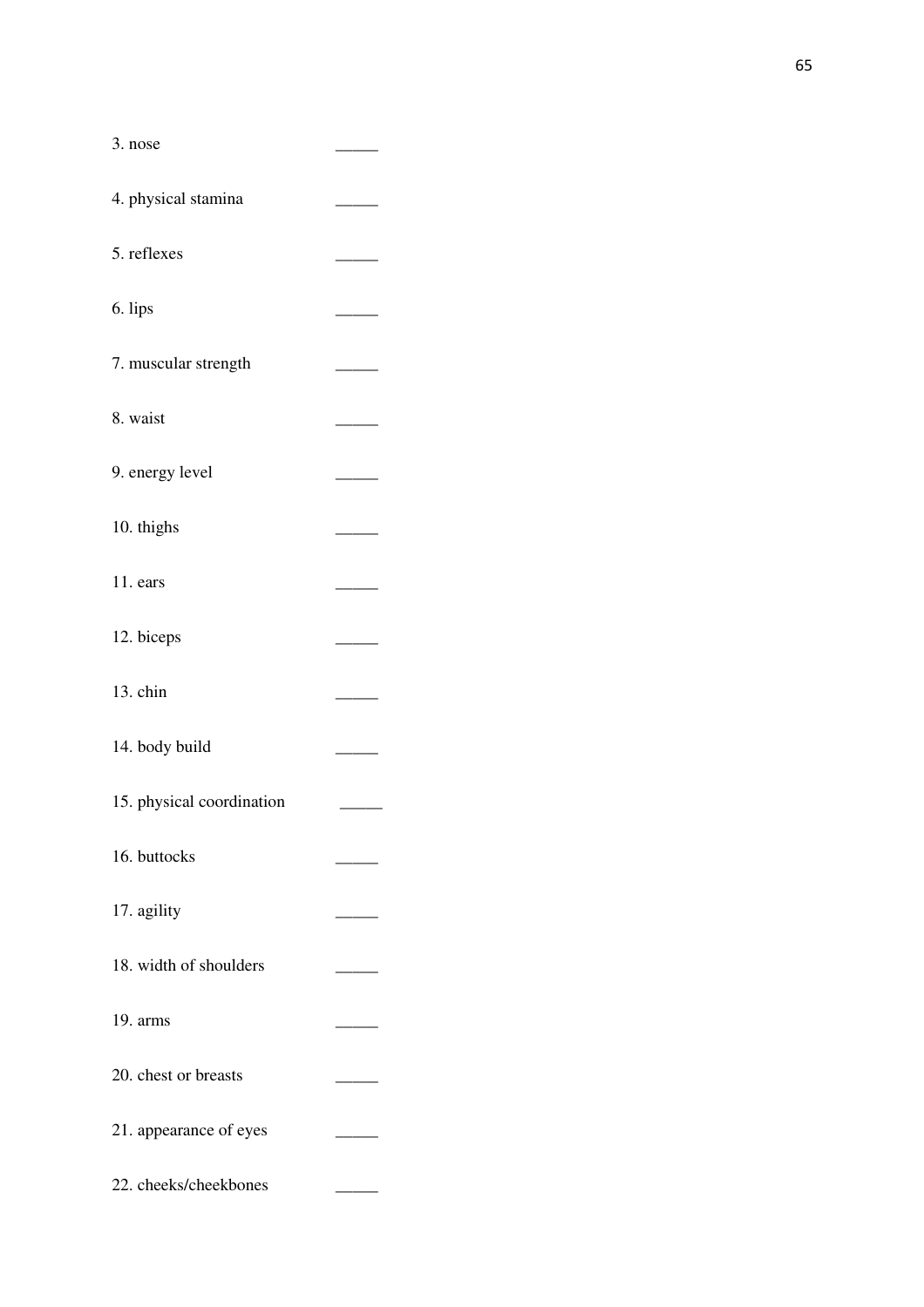3. nose _____

4. physical stamina _____

5. reflexes _____

6. lips _____

7. muscular strength _____

8. waist _____

9. energy level _____

10. thighs _____

11. ears _____

12. biceps _____

13. chin _____

14. body build _____

15. physical coordination _____

16. buttocks _____

17. agility _____

18. width of shoulders _____

19. arms _____

20. chest or breasts _____

21. appearance of eyes _____

22. cheeks/cheekbones _____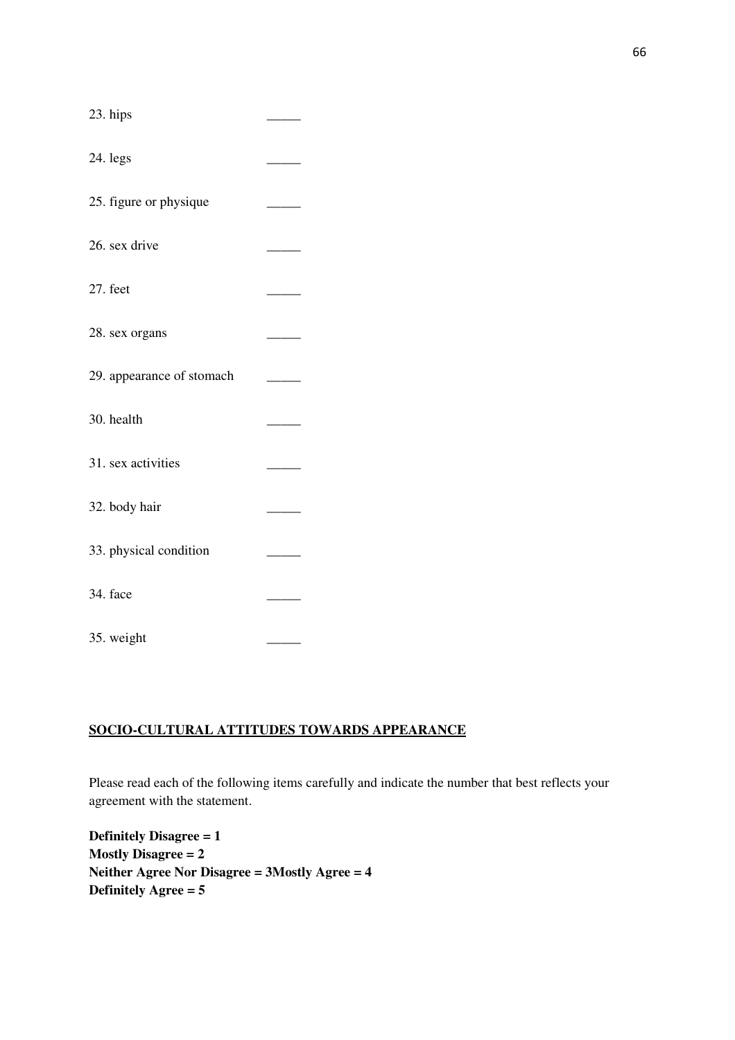23. hips _____

24. legs _____

25. figure or physique _____

26. sex drive _____

27. feet _____

28. sex organs _____

29. appearance of stomach _____

30. health _____

31. sex activities _____

32. body hair _____

33. physical condition _____

34. face _____

35. weight _____

**<u>SOCIO-CULTURAL ATTITUDES TOWARDS APPEARANCE</u>**

Please read each of the following items carefully and indicate the number that best reflects your agreement with the statement.

**Definitely Disagree = 1**
**Mostly Disagree = 2**
**Neither Agree Nor Disagree = 3Mostly Agree = 4**
**Definitely Agree = 5**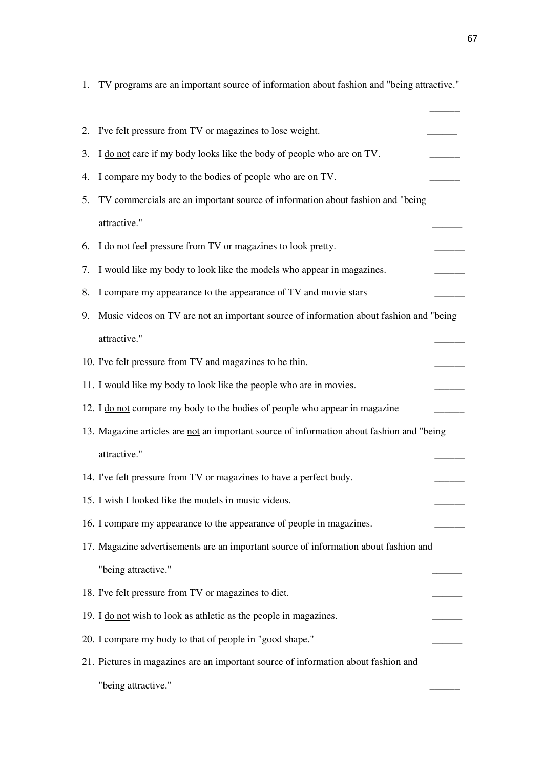1. TV programs are an important source of information about fashion and "being attractive." ______
2. I've felt pressure from TV or magazines to lose weight. ______
3. I <u>do not</u> care if my body looks like the body of people who are on TV. ______
4. I compare my body to the bodies of people who are on TV. ______
5. TV commercials are an important source of information about fashion and "being attractive." ______
6. I <u>do not</u> feel pressure from TV or magazines to look pretty. ______
7. I would like my body to look like the models who appear in magazines. ______
8. I compare my appearance to the appearance of TV and movie stars ______
9. Music videos on TV are <u>not</u> an important source of information about fashion and "being attractive." ______
10. I've felt pressure from TV and magazines to be thin. ______
11. I would like my body to look like the people who are in movies. ______
12. I <u>do not</u> compare my body to the bodies of people who appear in magazine ______
13. Magazine articles are <u>not</u> an important source of information about fashion and "being attractive." ______
14. I've felt pressure from TV or magazines to have a perfect body. ______
15. I wish I looked like the models in music videos. ______
16. I compare my appearance to the appearance of people in magazines. ______
17. Magazine advertisements are an important source of information about fashion and "being attractive." ______
18. I've felt pressure from TV or magazines to diet. ______
19. I <u>do not</u> wish to look as athletic as the people in magazines. ______
20. I compare my body to that of people in "good shape." ______
21. Pictures in magazines are an important source of information about fashion and "being attractive." ______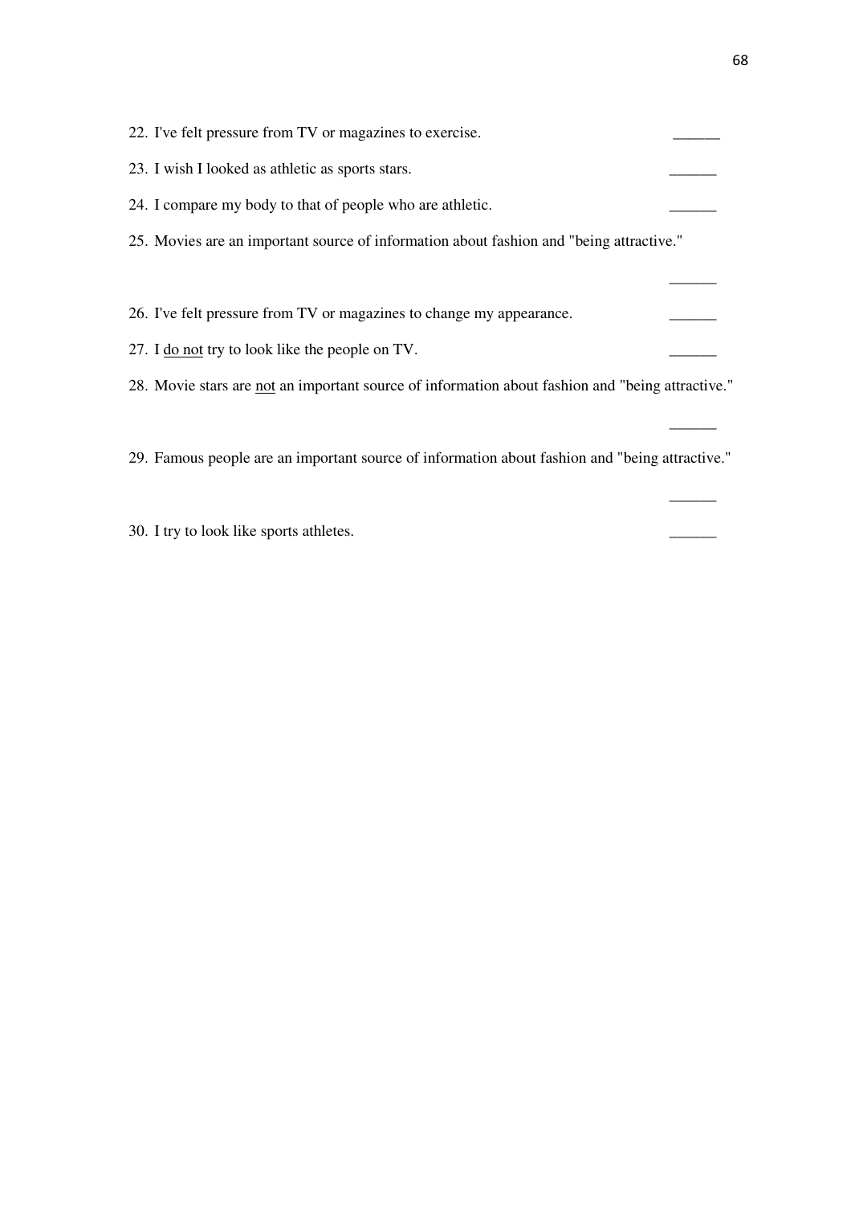22. I've felt pressure from TV or magazines to exercise. ______
23. I wish I looked as athletic as sports stars. ______
24. I compare my body to that of people who are athletic. ______
25. Movies are an important source of information about fashion and "being attractive." ______
26. I've felt pressure from TV or magazines to change my appearance. ______
27. I <u>do not</u> try to look like the people on TV. ______
28. Movie stars are <u>not</u> an important source of information about fashion and "being attractive." ______
29. Famous people are an important source of information about fashion and "being attractive." ______
30. I try to look like sports athletes. ______